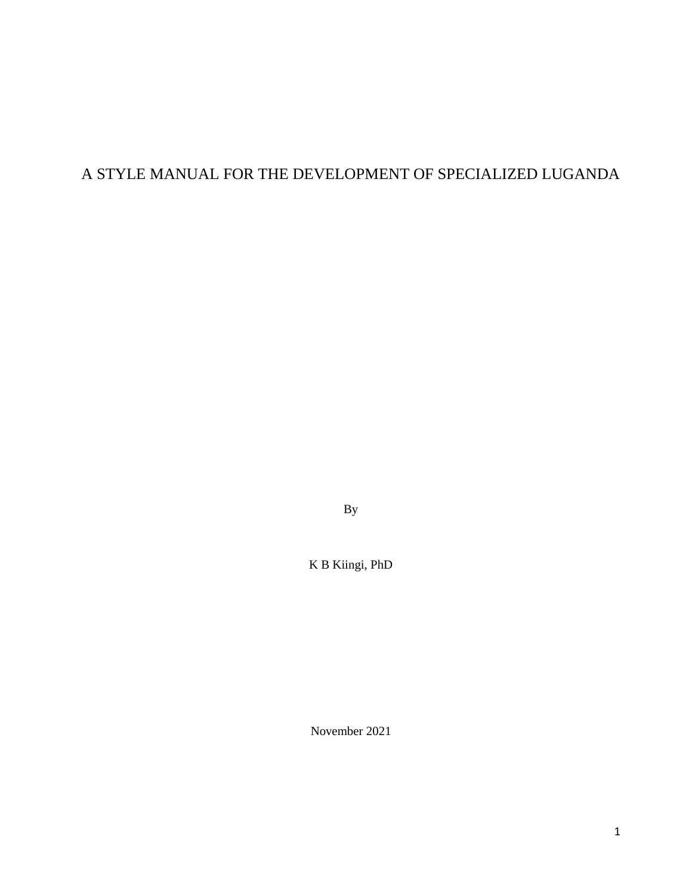# A STYLE MANUAL FOR THE DEVELOPMENT OF SPECIALIZED LUGANDA

By

K B Kiingi, PhD

November 2021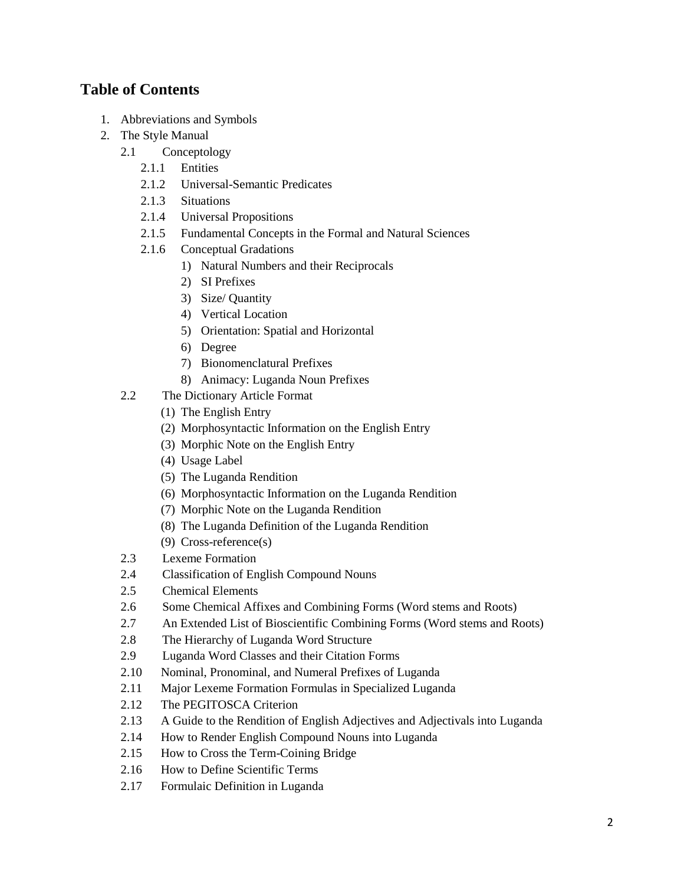## Table of Contents

1. Abbreviations and Symbols
2. The Style Manual
    - 2.1 Conceptology
        - 2.1.1 Entities
        - 2.1.2 Universal-Semantic Predicates
        - 2.1.3 Situations
        - 2.1.4 Universal Propositions
        - 2.1.5 Fundamental Concepts in the Formal and Natural Sciences
        - 2.1.6 Conceptual Gradations
            1) Natural Numbers and their Reciprocals
            2) SI Prefixes
            3) Size/ Quantity
            4) Vertical Location
            5) Orientation: Spatial and Horizontal
            6) Degree
            7) Bionomenclatural Prefixes
            8) Animacy: Luganda Noun Prefixes
    - 2.2 The Dictionary Article Format
        - (1) The English Entry
        - (2) Morphosyntactic Information on the English Entry
        - (3) Morphic Note on the English Entry
        - (4) Usage Label
        - (5) The Luganda Rendition
        - (6) Morphosyntactic Information on the Luganda Rendition
        - (7) Morphic Note on the Luganda Rendition
        - (8) The Luganda Definition of the Luganda Rendition
        - (9) Cross-reference(s)
    - 2.3 Lexeme Formation
    - 2.4 Classification of English Compound Nouns
    - 2.5 Chemical Elements
    - 2.6 Some Chemical Affixes and Combining Forms (Word stems and Roots)
    - 2.7 An Extended List of Bioscientific Combining Forms (Word stems and Roots)
    - 2.8 The Hierarchy of Luganda Word Structure
    - 2.9 Luganda Word Classes and their Citation Forms
    - 2.10 Nominal, Pronominal, and Numeral Prefixes of Luganda
    - 2.11 Major Lexeme Formation Formulas in Specialized Luganda
    - 2.12 The PEGITOSCA Criterion
    - 2.13 A Guide to the Rendition of English Adjectives and Adjectivals into Luganda
    - 2.14 How to Render English Compound Nouns into Luganda
    - 2.15 How to Cross the Term-Coining Bridge
    - 2.16 How to Define Scientific Terms
    - 2.17 Formulaic Definition in Luganda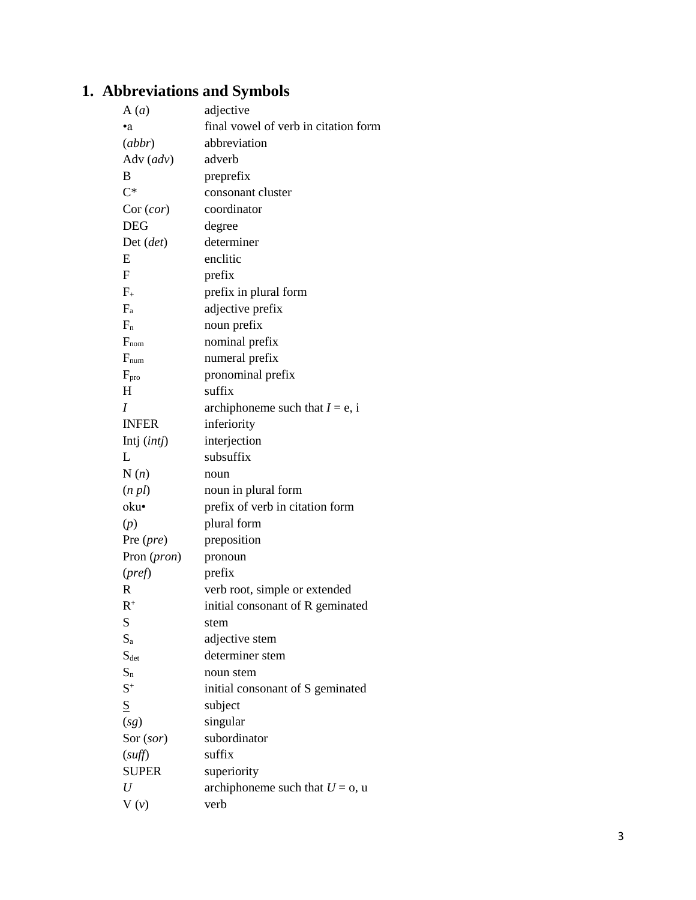# 1. Abbreviations and Symbols

| | |
|---|---|
| A (*a*) | adjective |
| •a | final vowel of verb in citation form |
| (*abbr*) | abbreviation |
| Adv (*adv*) | adverb |
| B | preprefix |
| C* | consonant cluster |
| Cor (*cor*) | coordinator |
| DEG | degree |
| Det (*det*) | determiner |
| E | enclitic |
| F | prefix |
| $F_+$ | prefix in plural form |
| $F_a$ | adjective prefix |
| $F_n$ | noun prefix |
| $F_{nom}$ | nominal prefix |
| $F_{num}$ | numeral prefix |
| $F_{pro}$ | pronominal prefix |
| H | suffix |
| *I* | archiphoneme such that *I* = e, i |
| INFER | inferiority |
| Intj (*intj*) | interjection |
| L | subsuffix |
| N (*n*) | noun |
| (*n pl*) | noun in plural form |
| oku• | prefix of verb in citation form |
| (*p*) | plural form |
| Pre (*pre*) | preposition |
| Pron (*pron*) | pronoun |
| (*pref*) | prefix |
| R | verb root, simple or extended |
| $R^+$ | initial consonant of R geminated |
| S | stem |
| $S_a$ | adjective stem |
| $S_{det}$ | determiner stem |
| $S_n$ | noun stem |
| $S^+$ | initial consonant of S geminated |
| <u>S</u> | subject |
| (*sg*) | singular |
| Sor (*sor*) | subordinator |
| (*suff*) | suffix |
| SUPER | superiority |
| *U* | archiphoneme such that *U* = o, u |
| V (*v*) | verb |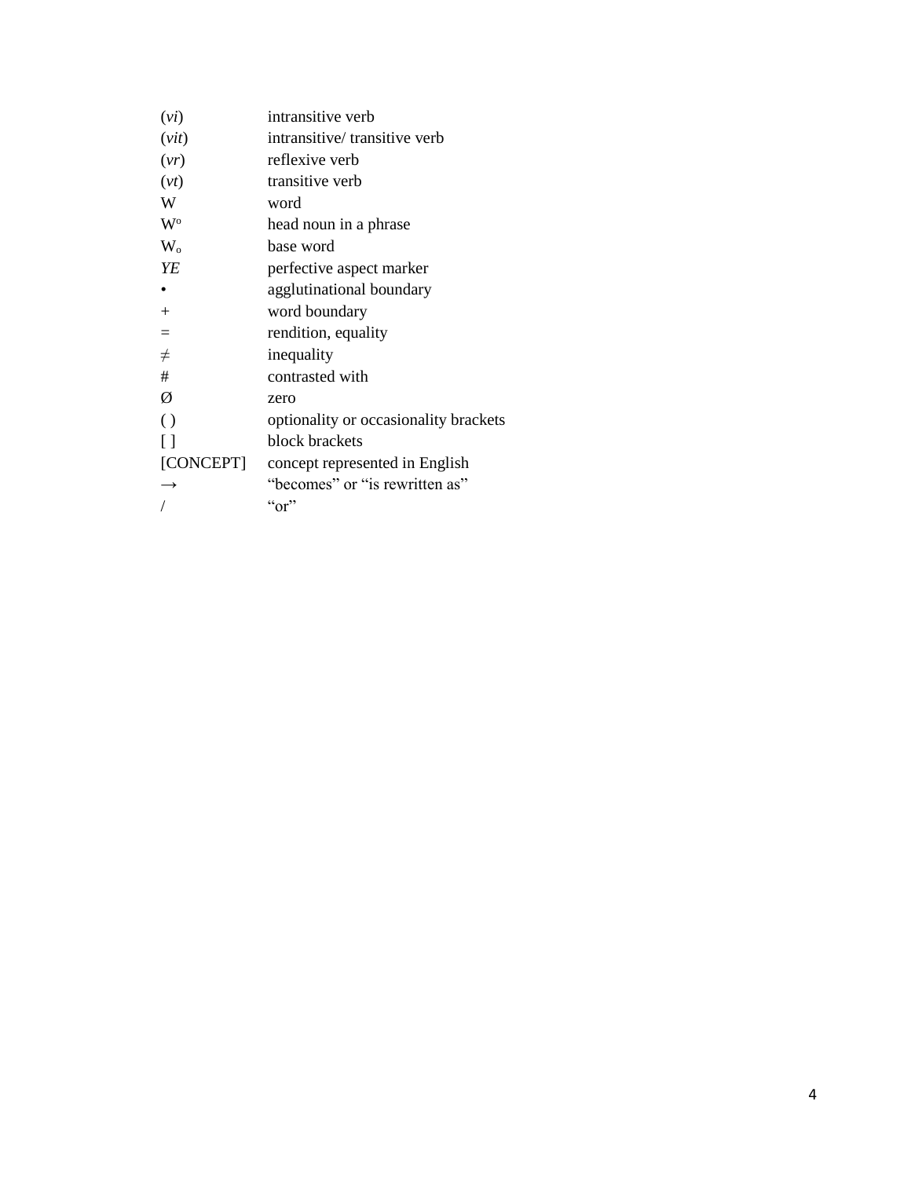| | |
|---|---|
| (*vi*) | intransitive verb |
| (*vit*) | intransitive/ transitive verb |
| (*vr*) | reflexive verb |
| (*vt*) | transitive verb |
| W | word |
| $W^o$ | head noun in a phrase |
| $W_o$ | base word |
| *YE* | perfective aspect marker |
| • | agglutinational boundary |
| + | word boundary |
| = | rendition, equality |
| ≠ | inequality |
| # | contrasted with |
| Ø | zero |
| ( ) | optionality or occasionality brackets |
| [ ] | block brackets |
| [CONCEPT] | concept represented in English |
| → | "becomes" or "is rewritten as" |
| / | "or" |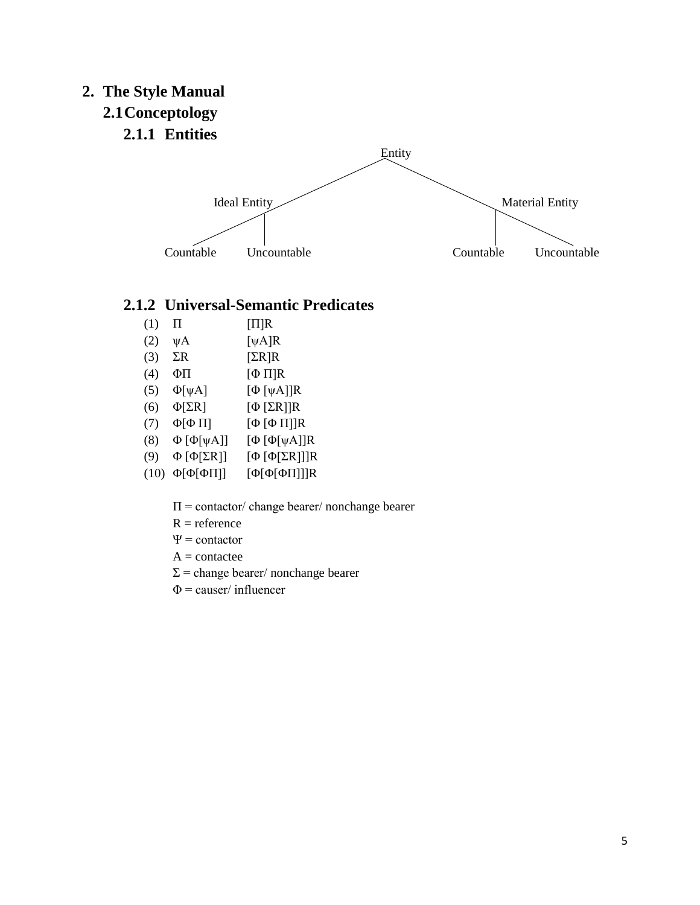## 2. The Style Manual

### 2.1 Conceptology

#### 2.1.1 Entities

```
                                Entity
                    /                          \
          Ideal Entity                          Material Entity
          /          |                          |            \
   Countable    Uncountable               Countable      Uncountable
```

#### 2.1.2 Universal-Semantic Predicates

| | | |
|---|---|---|
| (1) | $\Pi$ | $[\Pi]R$ |
| (2) | $\psi A$ | $[\psi A]R$ |
| (3) | $\Sigma R$ | $[\Sigma R]R$ |
| (4) | $\Phi\Pi$ | $[\Phi\ \Pi]R$ |
| (5) | $\Phi[\psi A]$ | $[\Phi\ [\psi A]]R$ |
| (6) | $\Phi[\Sigma R]$ | $[\Phi\ [\Sigma R]]R$ |
| (7) | $\Phi[\Phi\ \Pi]$ | $[\Phi\ [\Phi\ \Pi]]R$ |
| (8) | $\Phi\ [\Phi[\psi A]]$ | $[\Phi\ [\Phi[\psi A]]R$ |
| (9) | $\Phi\ [\Phi[\Sigma R]]$ | $[\Phi\ [\Phi[\Sigma R]]]R$ |
| (10) | $\Phi[\Phi[\Phi\Pi]]$ | $[\Phi[\Phi[\Phi\Pi]]]R$ |

$\Pi$ = contactor/ change bearer/ nonchange bearer

R = reference

$\Psi$ = contactor

A = contactee

$\Sigma$ = change bearer/ nonchange bearer

$\Phi$ = causer/ influencer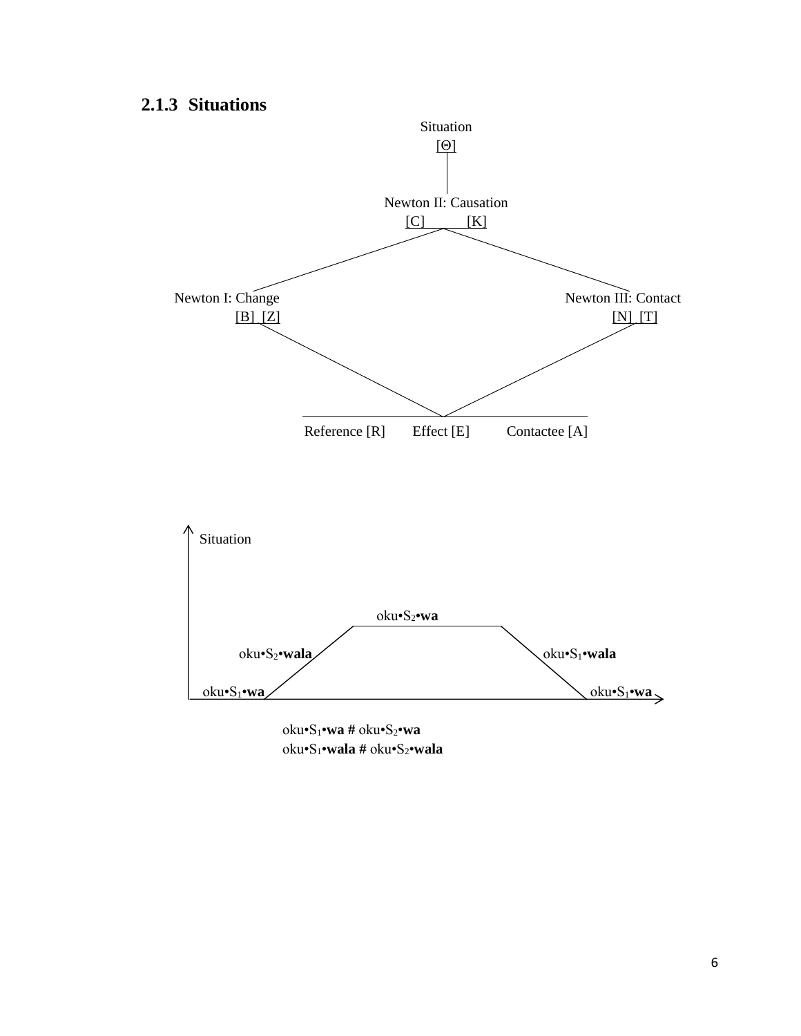### 2.1.3 Situations

Situation
[Θ]

Newton II: Causation
[C] [K]

Newton I: Change
[B] [Z]

Newton III: Contact
[N] [T]

Reference [R] Effect [E] Contactee [A]

Situation

oku•$S_2$•**wa**

oku•$S_2$•**wala** oku•$S_1$•**wala**

oku•$S_1$•**wa** oku•$S_1$•**wa**

oku•$S_1$•**wa # ** oku•$S_2$•**wa**
oku•$S_1$•**wala # ** oku•$S_2$•**wala**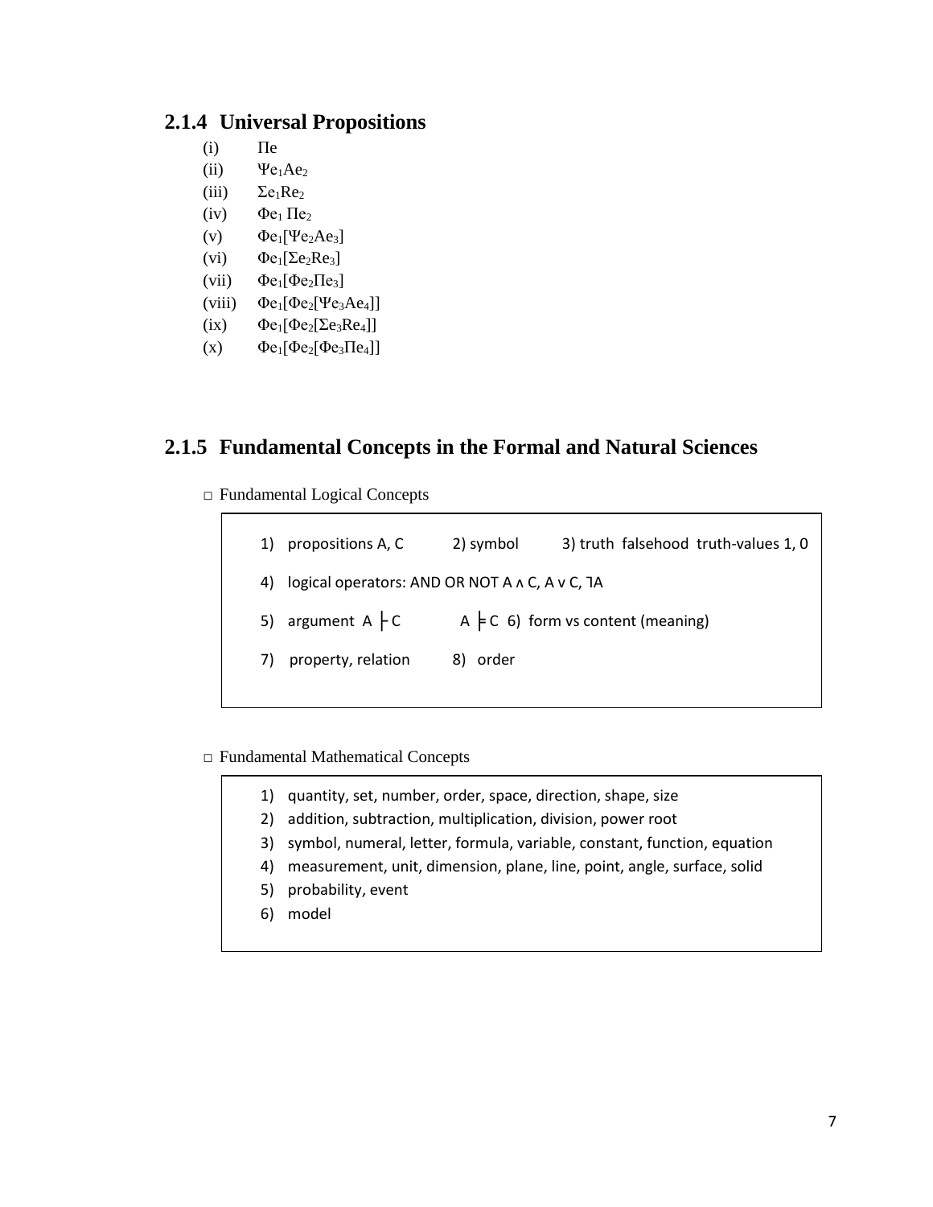### 2.1.4 Universal Propositions

(i) $\Pi e$

(ii) $\Psi e_1 A e_2$

(iii) $\Sigma e_1 R e_2$

(iv) $\Phi e_1 \Pi e_2$

(v) $\Phi e_1[\Psi e_2 A e_3]$

(vi) $\Phi e_1[\Sigma e_2 R e_3]$

(vii) $\Phi e_1[\Phi e_2 \Pi e_3]$

(viii) $\Phi e_1[\Phi e_2[\Psi e_3 A e_4]]$

(ix) $\Phi e_1[\Phi e_2[\Sigma e_3 R e_4]]$

(x) $\Phi e_1[\Phi e_2[\Phi e_3 \Pi e_4]]$

### 2.1.5 Fundamental Concepts in the Formal and Natural Sciences

□ Fundamental Logical Concepts

1) propositions A, C 2) symbol 3) truth falsehood truth-values 1, 0

4) logical operators: AND OR NOT $A \wedge C$, $A \vee C$, $\neg A$

5) argument $A \vdash C$ $A \models C$ 6) form vs content (meaning)

7) property, relation 8) order

□ Fundamental Mathematical Concepts

1) quantity, set, number, order, space, direction, shape, size
2) addition, subtraction, multiplication, division, power root
3) symbol, numeral, letter, formula, variable, constant, function, equation
4) measurement, unit, dimension, plane, line, point, angle, surface, solid
5) probability, event
6) model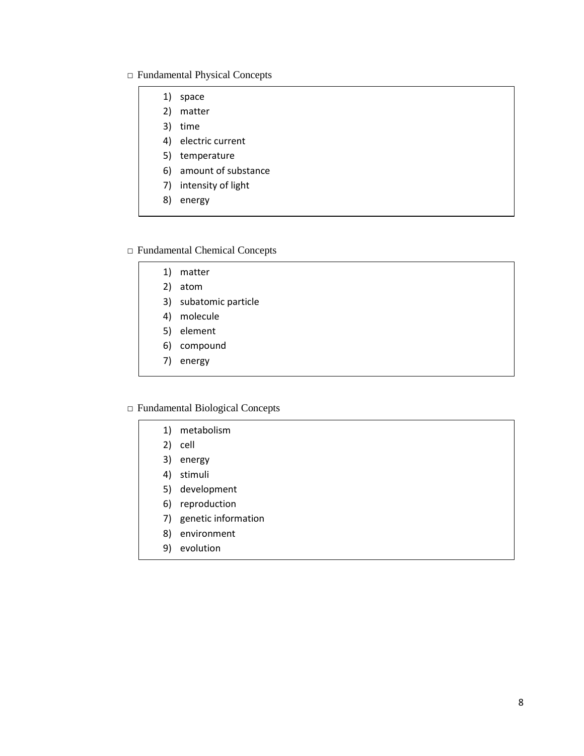□ Fundamental Physical Concepts

1) space
2) matter
3) time
4) electric current
5) temperature
6) amount of substance
7) intensity of light
8) energy

□ Fundamental Chemical Concepts

1) matter
2) atom
3) subatomic particle
4) molecule
5) element
6) compound
7) energy

□ Fundamental Biological Concepts

1) metabolism
2) cell
3) energy
4) stimuli
5) development
6) reproduction
7) genetic information
8) environment
9) evolution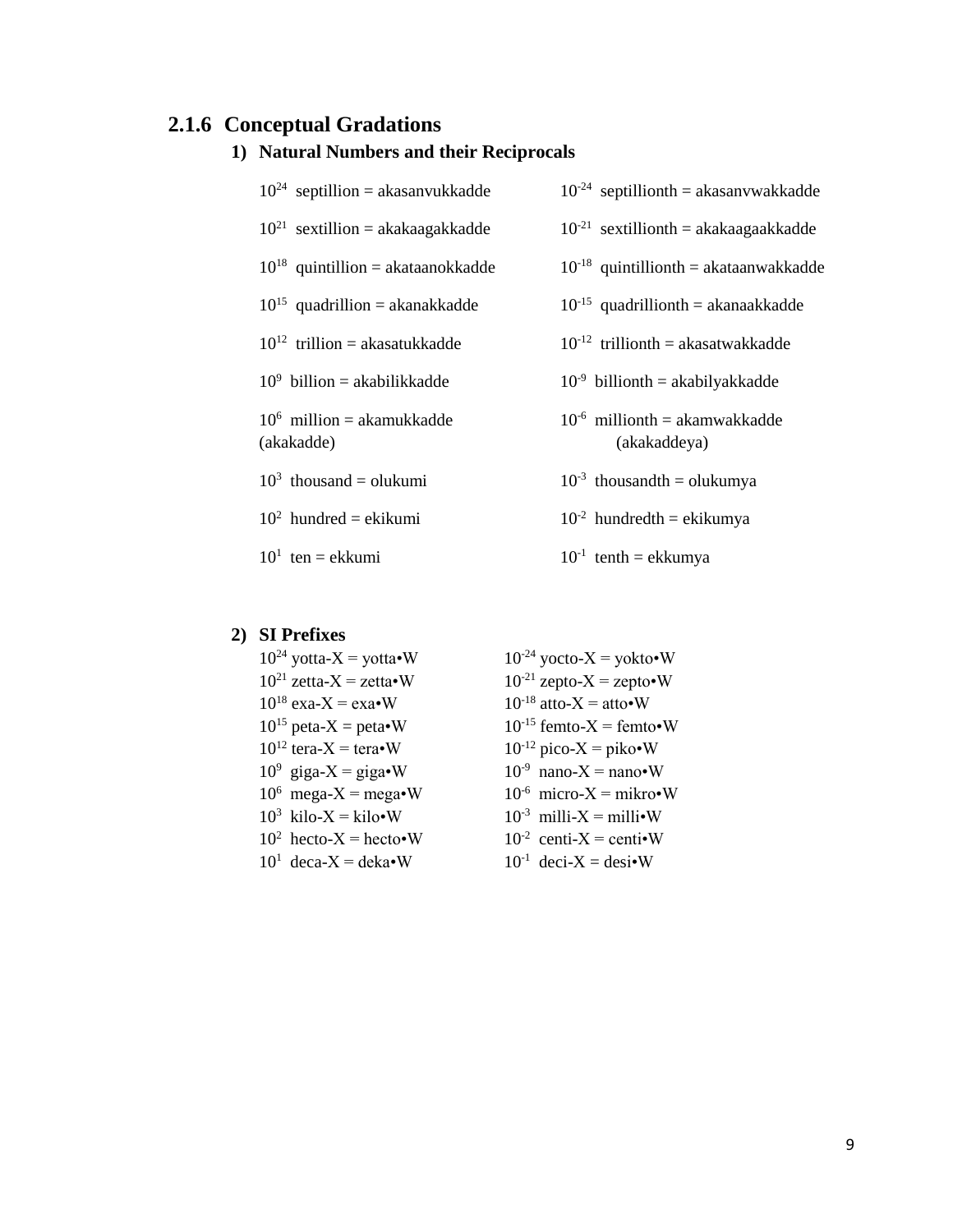## 2.1.6 Conceptual Gradations

### 1) Natural Numbers and their Reciprocals

| | |
|---|---|
| $10^{24}$ septillion = akasanvukkadde | $10^{-24}$ septillionth = akasanvwakkadde |
| $10^{21}$ sextillion = akakaagakkadde | $10^{-21}$ sextillionth = akakaagaakkadde |
| $10^{18}$ quintillion = akataanokkadde | $10^{-18}$ quintillionth = akataanwakkadde |
| $10^{15}$ quadrillion = akanakkadde | $10^{-15}$ quadrillionth = akanaakkadde |
| $10^{12}$ trillion = akasatukkadde | $10^{-12}$ trillionth = akasatwakkadde |
| $10^{9}$ billion = akabilikkadde | $10^{-9}$ billionth = akabilyakkadde |
| $10^{6}$ million = akamukkadde (akakadde) | $10^{-6}$ millionth = akamwakkadde (akakaddeya) |
| $10^{3}$ thousand = olukumi | $10^{-3}$ thousandth = olukumya |
| $10^{2}$ hundred = ekikumi | $10^{-2}$ hundredth = ekikumya |
| $10^{1}$ ten = ekkumi | $10^{-1}$ tenth = ekkumya |

### 2) SI Prefixes

| | |
|---|---|
| $10^{24}$ yotta-X = yotta•W | $10^{-24}$ yocto-X = yokto•W |
| $10^{21}$ zetta-X = zetta•W | $10^{-21}$ zepto-X = zepto•W |
| $10^{18}$ exa-X = exa•W | $10^{-18}$ atto-X = atto•W |
| $10^{15}$ peta-X = peta•W | $10^{-15}$ femto-X = femto•W |
| $10^{12}$ tera-X = tera•W | $10^{-12}$ pico-X = piko•W |
| $10^{9}$ giga-X = giga•W | $10^{-9}$ nano-X = nano•W |
| $10^{6}$ mega-X = mega•W | $10^{-6}$ micro-X = mikro•W |
| $10^{3}$ kilo-X = kilo•W | $10^{-3}$ milli-X = milli•W |
| $10^{2}$ hecto-X = hecto•W | $10^{-2}$ centi-X = centi•W |
| $10^{1}$ deca-X = deka•W | $10^{-1}$ deci-X = desi•W |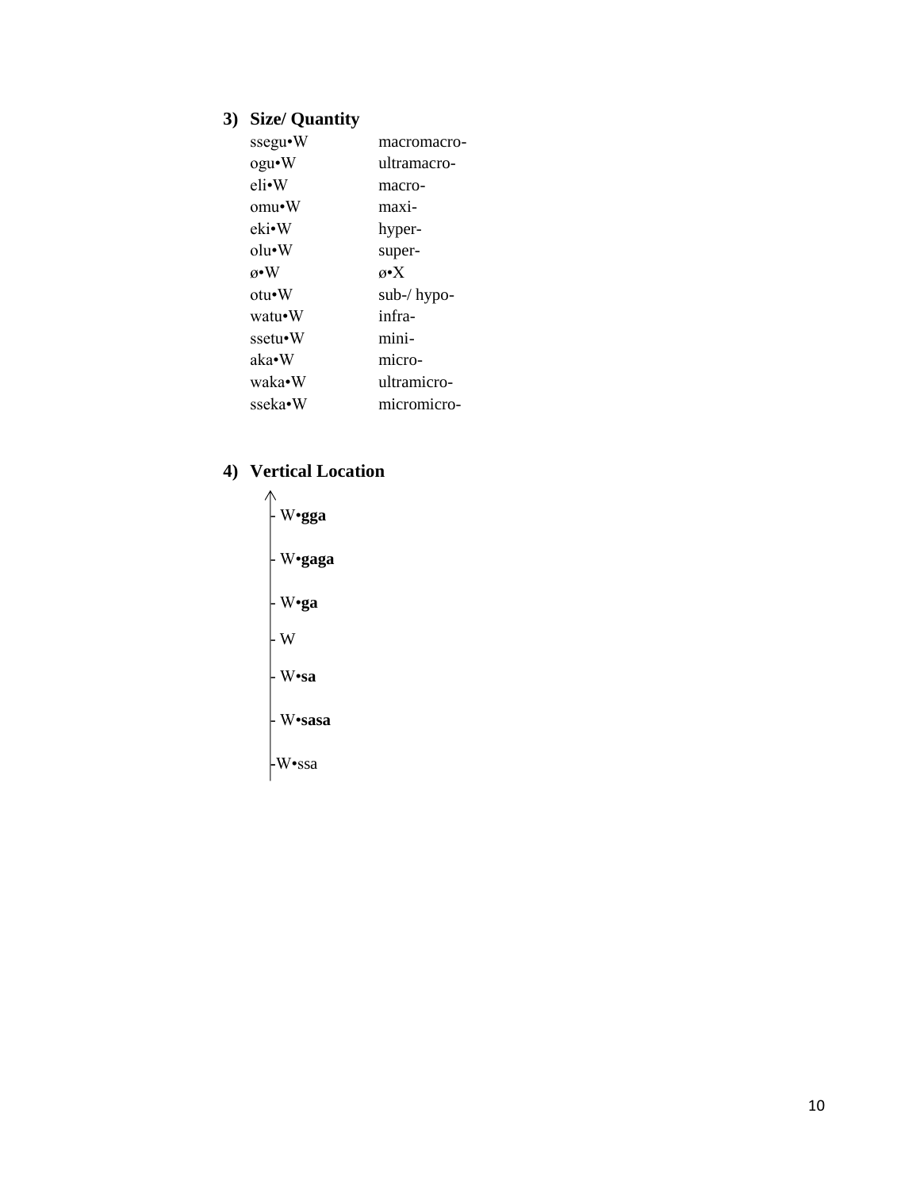## 3) Size/ Quantity

| | |
|---|---|
| ssegu•W | macromacro- |
| ogu•W | ultramacro- |
| eli•W | macro- |
| omu•W | maxi- |
| eki•W | hyper- |
| olu•W | super- |
| ø•W | ø•X |
| otu•W | sub-/ hypo- |
| watu•W | infra- |
| ssetu•W | mini- |
| aka•W | micro- |
| waka•W | ultramicro- |
| sseka•W | micromicro- |

## 4) Vertical Location

↑
- W•**gga**
- W•**gaga**
- W•**ga**
- W
- W•**sa**
- W•**sasa**
- W•ssa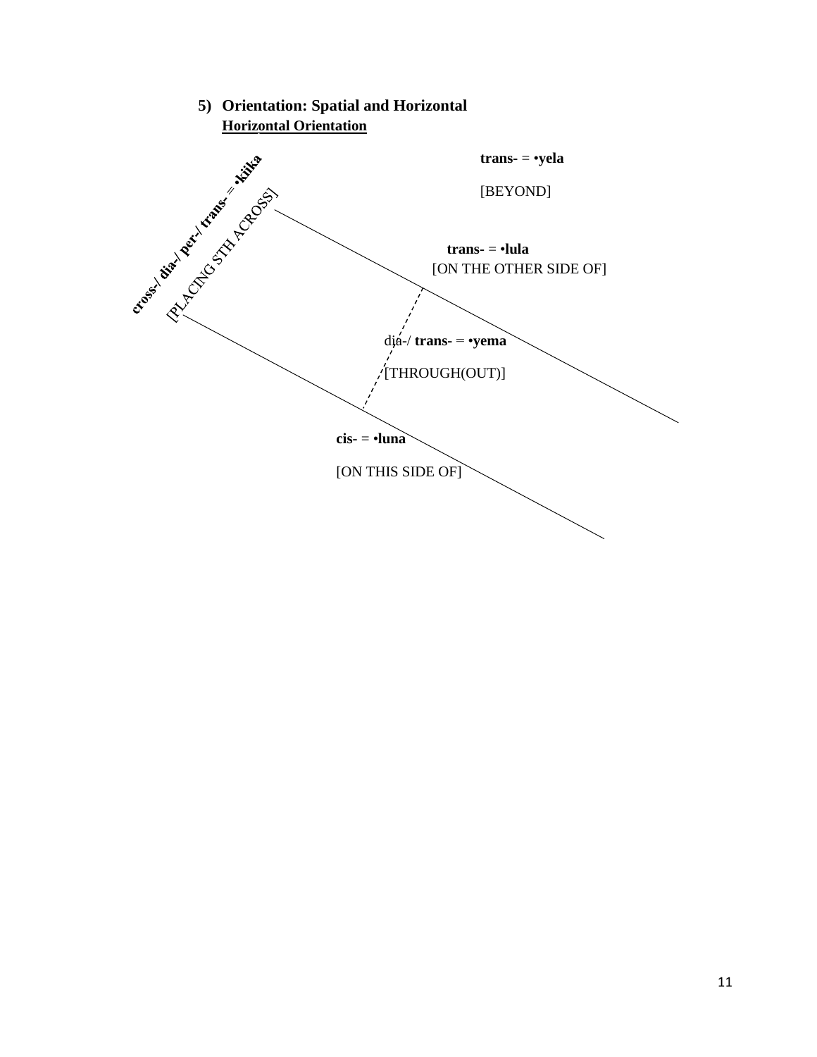5) **Orientation: Spatial and Horizontal**

**Horizontal Orientation**

**cross-/ dia-/ per-/ trans- = •kilka**

[PLACING STH ACROSS]

**trans-** = •**yela**

[BEYOND]

**trans-** = •**lula**

[ON THE OTHER SIDE OF]

dia-/ **trans-** = •**yema**

[THROUGH(OUT)]

**cis-** = •**luna**

[ON THIS SIDE OF]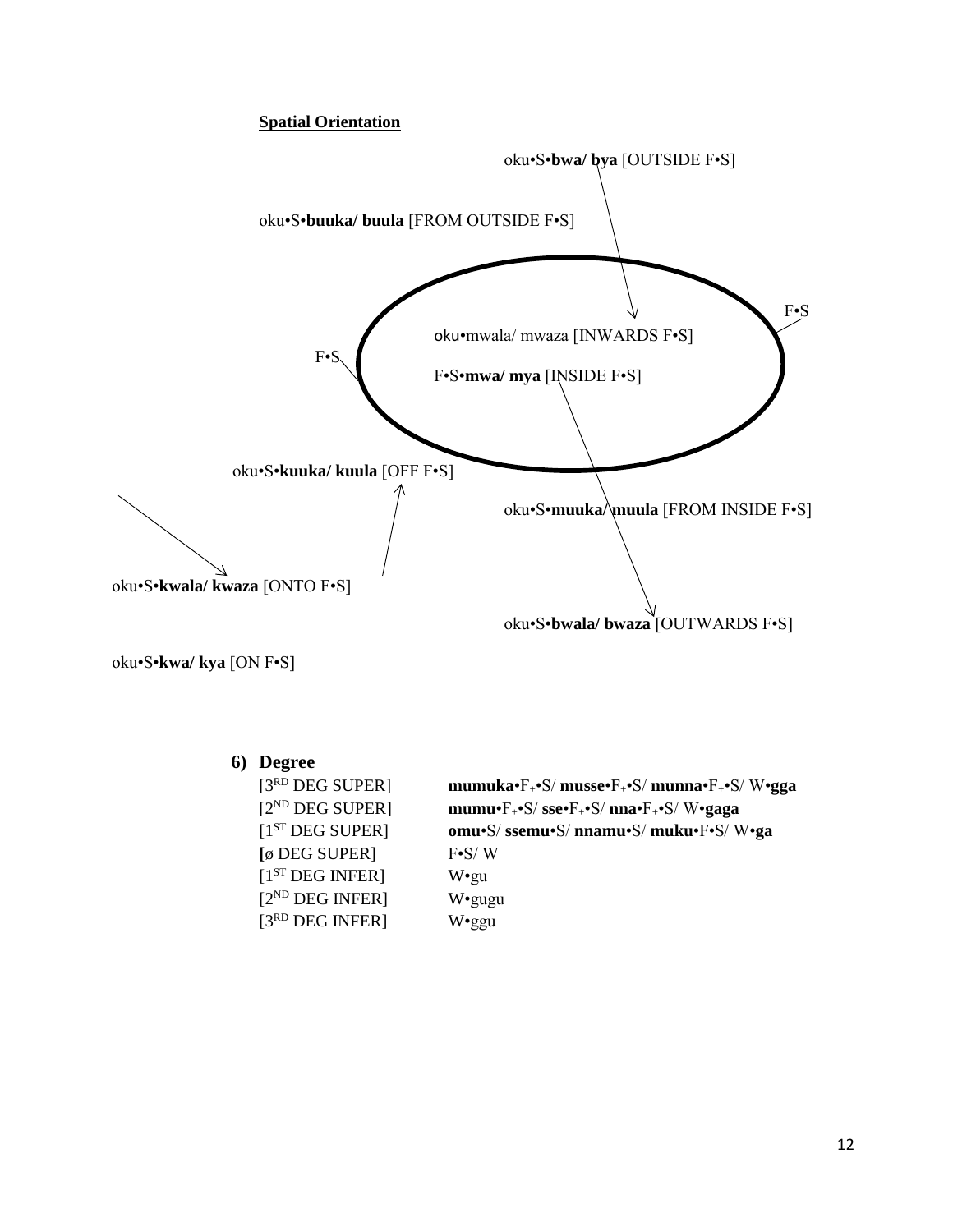**Spatial Orientation**

oku•S•**bwa/ bya** [OUTSIDE F•S]

oku•S•**buuka/ buula** [FROM OUTSIDE F•S]

F•S

oku•mwala/ mwaza [INWARDS F•S]

F•S

F•S•**mwa/ mya** [INSIDE F•S]

oku•S•**kuuka/ kuula** [OFF F•S]

oku•S•**muuka/ muula** [FROM INSIDE F•S]

oku•S•**kwala/ kwaza** [ONTO F•S]

oku•S•**bwala/ bwaza** [OUTWARDS F•S]

oku•S•**kwa/ kya** [ON F•S]

### 6) Degree

| | |
|---|---|
| [3RD DEG SUPER] | **mumuka**•$F_+$•S/ **musse**•$F_+$•S/ **munna**•$F_+$•S/ W•**gga** |
| [2ND DEG SUPER] | **mumu**•$F_+$•S/ **sse**•$F_+$•S/ **nna**•$F_+$•S/ W•**gaga** |
| [1ST DEG SUPER] | **omu**•S/ **ssemu**•S/ **nnamu**•S/ **muku**•F•S/ W•**ga** |
| [ø DEG SUPER] | F•S/ W |
| [1ST DEG INFER] | W•gu |
| [2ND DEG INFER] | W•gugu |
| [3RD DEG INFER] | W•ggu |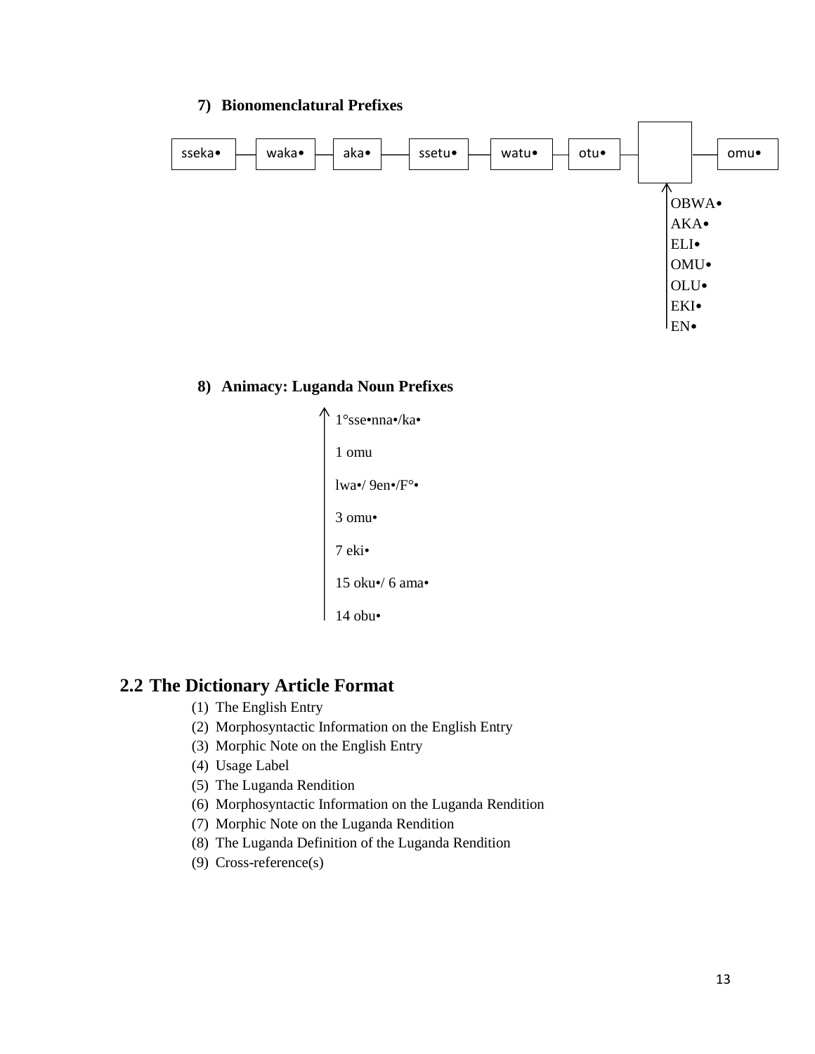### 7) Bionomenclatural Prefixes

sseka• — waka• — aka• — ssetu• — watu• — otu• — [ ] — omu•

↑
OBWA•
AKA•
ELI•
OMU•
OLU•
EKI•
EN•

### 8) Animacy: Luganda Noun Prefixes

↑
1°sse•nna•/ka•

1 omu

lwa•/ 9en•/F°•

3 omu•

7 eki•

15 oku•/ 6 ama•

14 obu•

## 2.2 The Dictionary Article Format

(1) The English Entry
(2) Morphosyntactic Information on the English Entry
(3) Morphic Note on the English Entry
(4) Usage Label
(5) The Luganda Rendition
(6) Morphosyntactic Information on the Luganda Rendition
(7) Morphic Note on the Luganda Rendition
(8) The Luganda Definition of the Luganda Rendition
(9) Cross-reference(s)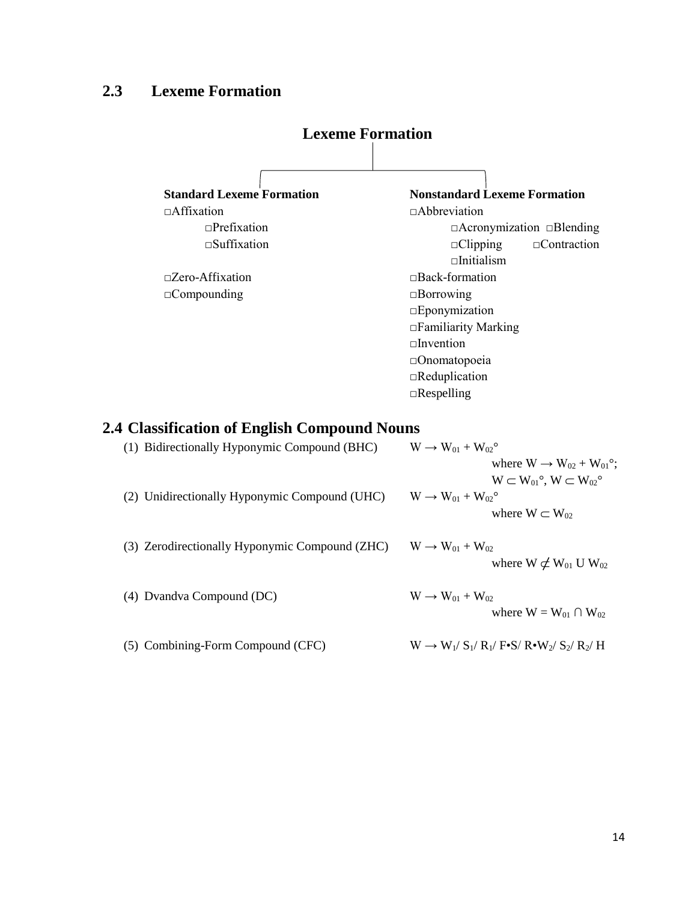## 2.3 Lexeme Formation

**Lexeme Formation**

| **Standard Lexeme Formation** | **Nonstandard Lexeme Formation** |
|---|---|
| □Affixation | □Abbreviation |
| &nbsp;&nbsp;&nbsp;&nbsp;□Prefixation | &nbsp;&nbsp;&nbsp;&nbsp;□Acronymization □Blending |
| &nbsp;&nbsp;&nbsp;&nbsp;□Suffixation | &nbsp;&nbsp;&nbsp;&nbsp;□Clipping □Contraction |
| | &nbsp;&nbsp;&nbsp;&nbsp;□Initialism |
| □Zero-Affixation | □Back-formation |
| □Compounding | □Borrowing |
| | □Eponymization |
| | □Familiarity Marking |
| | □Invention |
| | □Onomatopoeia |
| | □Reduplication |
| | □Respelling |

## 2.4 Classification of English Compound Nouns

(1) Bidirectionally Hyponymic Compound (BHC) $W \rightarrow W_{01} + W_{02}°$
where $W \rightarrow W_{02} + W_{01}°$; $W \subset W_{01}°$, $W \subset W_{02}°$

(2) Unidirectionally Hyponymic Compound (UHC) $W \rightarrow W_{01} + W_{02}°$
where $W \subset W_{02}$

(3) Zerodirectionally Hyponymic Compound (ZHC) $W \rightarrow W_{01} + W_{02}$
where $W \not\subset W_{01} \cup W_{02}$

(4) Dvandva Compound (DC) $W \rightarrow W_{01} + W_{02}$
where $W = W_{01} \cap W_{02}$

(5) Combining-Form Compound (CFC) $W \rightarrow W_1/\ S_1/\ R_1/\ F•S/\ R•W_2/\ S_2/\ R_2/\ H$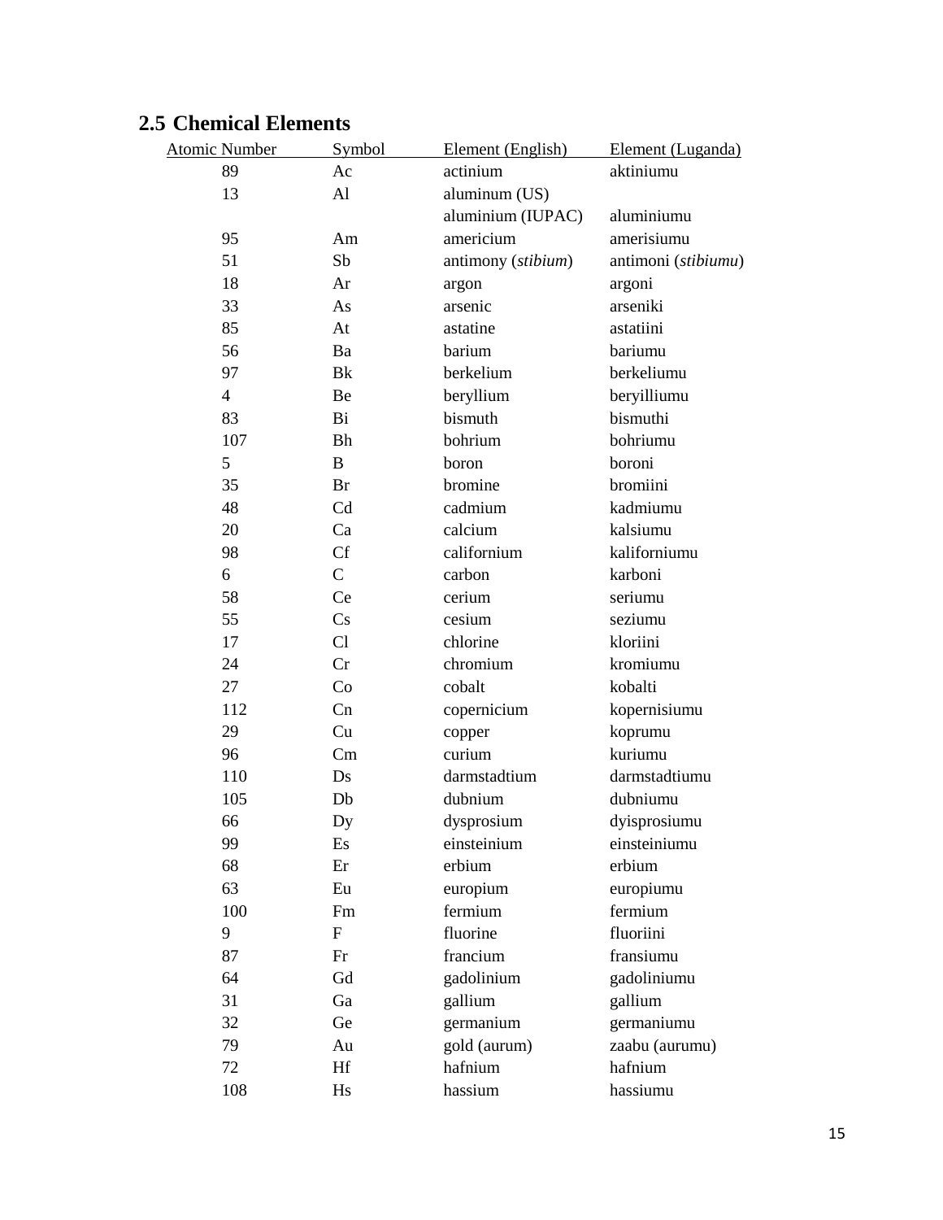## 2.5 Chemical Elements

| Atomic Number | Symbol | Element (English) | Element (Luganda) |
|---|---|---|---|
| 89 | Ac | actinium | aktiniumu |
| 13 | Al | aluminum (US) | |
| | | aluminium (IUPAC) | aluminiumu |
| 95 | Am | americium | amerisiumu |
| 51 | Sb | antimony (*stibium*) | antimoni (*stibiumu*) |
| 18 | Ar | argon | argoni |
| 33 | As | arsenic | arseniki |
| 85 | At | astatine | astatiini |
| 56 | Ba | barium | bariumu |
| 97 | Bk | berkelium | berkeliumu |
| 4 | Be | beryllium | beryilliumu |
| 83 | Bi | bismuth | bismuthi |
| 107 | Bh | bohrium | bohriumu |
| 5 | B | boron | boroni |
| 35 | Br | bromine | bromiini |
| 48 | Cd | cadmium | kadmiumu |
| 20 | Ca | calcium | kalsiumu |
| 98 | Cf | californium | kaliforniumu |
| 6 | C | carbon | karboni |
| 58 | Ce | cerium | seriumu |
| 55 | Cs | cesium | seziumu |
| 17 | Cl | chlorine | kloriini |
| 24 | Cr | chromium | kromiumu |
| 27 | Co | cobalt | kobalti |
| 112 | Cn | copernicium | kopernisiumu |
| 29 | Cu | copper | koprumu |
| 96 | Cm | curium | kuriumu |
| 110 | Ds | darmstadtium | darmstadtiumu |
| 105 | Db | dubnium | dubniumu |
| 66 | Dy | dysprosium | dyisprosiumu |
| 99 | Es | einsteinium | einsteiniumu |
| 68 | Er | erbium | erbium |
| 63 | Eu | europium | europiumu |
| 100 | Fm | fermium | fermium |
| 9 | F | fluorine | fluoriini |
| 87 | Fr | francium | fransiumu |
| 64 | Gd | gadolinium | gadoliniumu |
| 31 | Ga | gallium | gallium |
| 32 | Ge | germanium | germaniumu |
| 79 | Au | gold (aurum) | zaabu (aurumu) |
| 72 | Hf | hafnium | hafnium |
| 108 | Hs | hassium | hassiumu |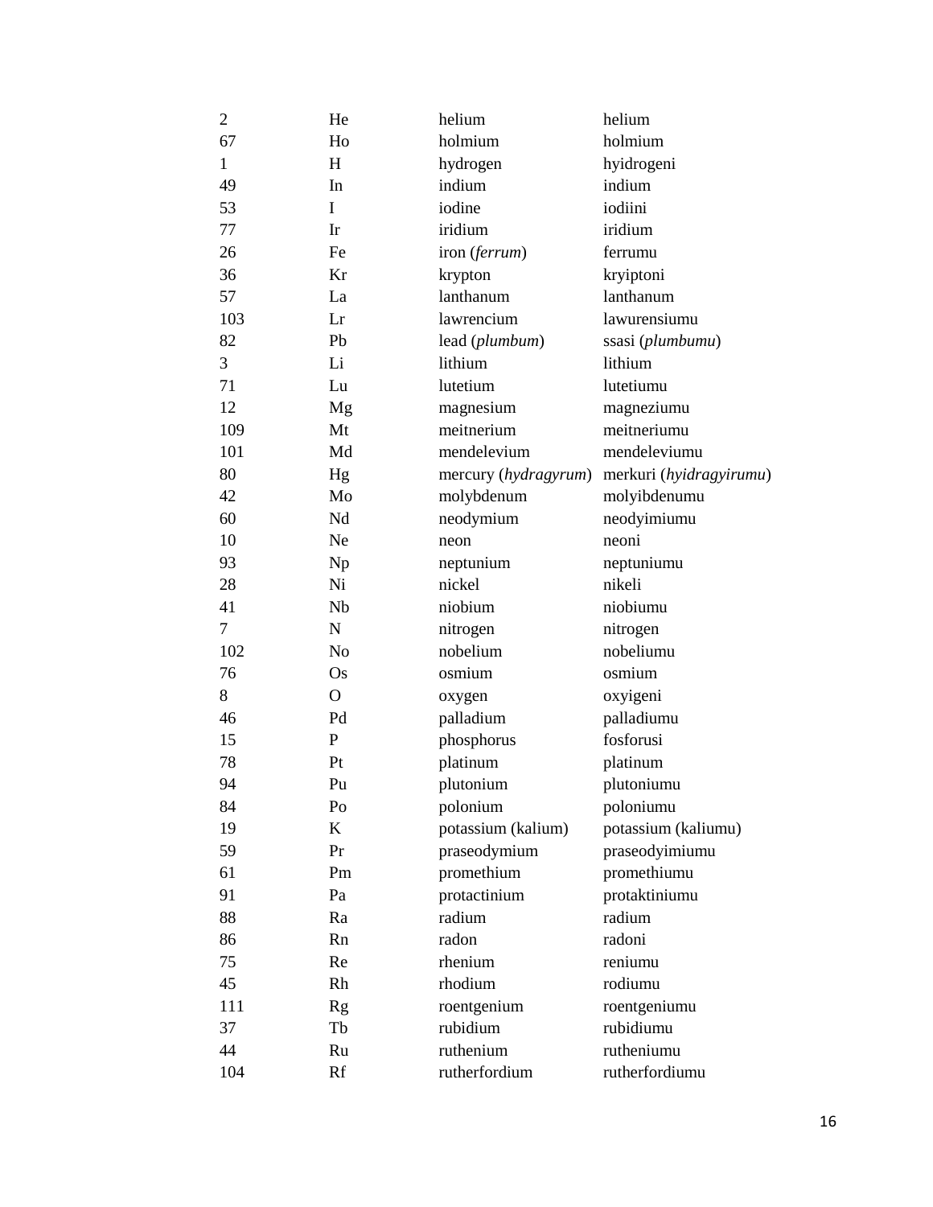| | | | |
|---|---|---|---|
| 2 | He | helium | helium |
| 67 | Ho | holmium | holmium |
| 1 | H | hydrogen | hyidrogeni |
| 49 | In | indium | indium |
| 53 | I | iodine | iodiini |
| 77 | Ir | iridium | iridium |
| 26 | Fe | iron (*ferrum*) | ferrumu |
| 36 | Kr | krypton | kryiptoni |
| 57 | La | lanthanum | lanthanum |
| 103 | Lr | lawrencium | lawurensiumu |
| 82 | Pb | lead (*plumbum*) | ssasi (*plumbumu*) |
| 3 | Li | lithium | lithium |
| 71 | Lu | lutetium | lutetiumu |
| 12 | Mg | magnesium | magneziumu |
| 109 | Mt | meitnerium | meitneriumu |
| 101 | Md | mendelevium | mendeleviumu |
| 80 | Hg | mercury (*hydragyrum*) | merkuri (*hyidragyirumu*) |
| 42 | Mo | molybdenum | molyibdenumu |
| 60 | Nd | neodymium | neodyimiumu |
| 10 | Ne | neon | neoni |
| 93 | Np | neptunium | neptuniumu |
| 28 | Ni | nickel | nikeli |
| 41 | Nb | niobium | niobiumu |
| 7 | N | nitrogen | nitrogen |
| 102 | No | nobelium | nobeliumu |
| 76 | Os | osmium | osmium |
| 8 | O | oxygen | oxyigeni |
| 46 | Pd | palladium | palladiumu |
| 15 | P | phosphorus | fosforusi |
| 78 | Pt | platinum | platinum |
| 94 | Pu | plutonium | plutoniumu |
| 84 | Po | polonium | poloniumu |
| 19 | K | potassium (kalium) | potassium (kaliumu) |
| 59 | Pr | praseodymium | praseodyimiumu |
| 61 | Pm | promethium | promethiumu |
| 91 | Pa | protactinium | protaktiniumu |
| 88 | Ra | radium | radium |
| 86 | Rn | radon | radoni |
| 75 | Re | rhenium | reniumu |
| 45 | Rh | rhodium | rodiumu |
| 111 | Rg | roentgenium | roentgeniumu |
| 37 | Tb | rubidium | rubidiumu |
| 44 | Ru | ruthenium | rutheniumu |
| 104 | Rf | rutherfordium | rutherfordiumu |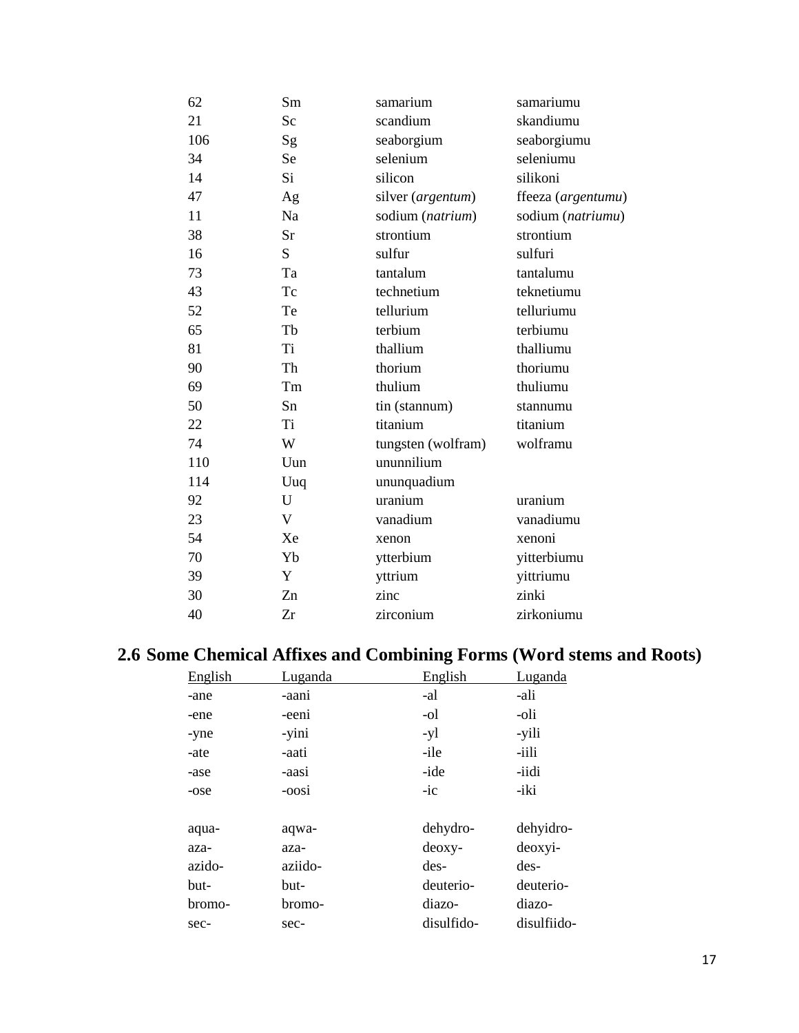| | | | |
|---|---|---|---|
| 62 | Sm | samarium | samariumu |
| 21 | Sc | scandium | skandiumu |
| 106 | Sg | seaborgium | seaborgiumu |
| 34 | Se | selenium | seleniumu |
| 14 | Si | silicon | silikoni |
| 47 | Ag | silver (*argentum*) | ffeeza (*argentumu*) |
| 11 | Na | sodium (*natrium*) | sodium (*natriumu*) |
| 38 | Sr | strontium | strontium |
| 16 | S | sulfur | sulfuri |
| 73 | Ta | tantalum | tantalumu |
| 43 | Tc | technetium | teknetiumu |
| 52 | Te | tellurium | telluriumu |
| 65 | Tb | terbium | terbiumu |
| 81 | Ti | thallium | thalliumu |
| 90 | Th | thorium | thoriumu |
| 69 | Tm | thulium | thuliumu |
| 50 | Sn | tin (stannum) | stannumu |
| 22 | Ti | titanium | titanium |
| 74 | W | tungsten (wolfram) | wolframu |
| 110 | Uun | ununnilium | |
| 114 | Uuq | ununquadium | |
| 92 | U | uranium | uranium |
| 23 | V | vanadium | vanadiumu |
| 54 | Xe | xenon | xenoni |
| 70 | Yb | ytterbium | yitterbiumu |
| 39 | Y | yttrium | yittriumu |
| 30 | Zn | zinc | zinki |
| 40 | Zr | zirconium | zirkoniumu |

## 2.6 Some Chemical Affixes and Combining Forms (Word stems and Roots)

| English | Luganda | English | Luganda |
|---|---|---|---|
| -ane | -aani | -al | -ali |
| -ene | -eeni | -ol | -oli |
| -yne | -yini | -yl | -yili |
| -ate | -aati | -ile | -iili |
| -ase | -aasi | -ide | -iidi |
| -ose | -oosi | -ic | -iki |
| | | | |
| aqua- | aqwa- | dehydro- | dehyidro- |
| aza- | aza- | deoxy- | deoxyi- |
| azido- | aziido- | des- | des- |
| but- | but- | deuterio- | deuterio- |
| bromo- | bromo- | diazo- | diazo- |
| sec- | sec- | disulfido- | disulfiido- |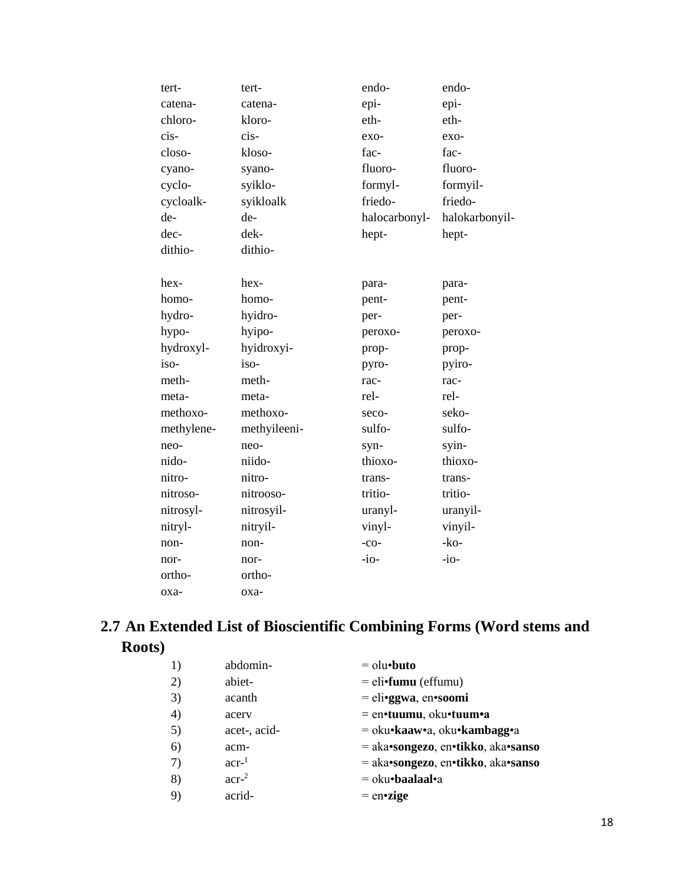| | | | |
|---|---|---|---|
| tert- | tert- | endo- | endo- |
| catena- | catena- | epi- | epi- |
| chloro- | kloro- | eth- | eth- |
| cis- | cis- | exo- | exo- |
| closo- | kloso- | fac- | fac- |
| cyano- | syano- | fluoro- | fluoro- |
| cyclo- | syiklo- | formyl- | formyil- |
| cycloalk- | syikloalk | friedo- | friedo- |
| de- | de- | halocarbonyl- | halokarbonyil- |
| dec- | dek- | hept- | hept- |
| dithio- | dithio- | | |
| | | | |
| hex- | hex- | para- | para- |
| homo- | homo- | pent- | pent- |
| hydro- | hyidro- | per- | per- |
| hypo- | hyipo- | peroxo- | peroxo- |
| hydroxyl- | hyidroxyi- | prop- | prop- |
| iso- | iso- | pyro- | pyiro- |
| meth- | meth- | rac- | rac- |
| meta- | meta- | rel- | rel- |
| methoxo- | methoxo- | seco- | seko- |
| methylene- | methyileeni- | sulfo- | sulfo- |
| neo- | neo- | syn- | syin- |
| nido- | niido- | thioxo- | thioxo- |
| nitro- | nitro- | trans- | trans- |
| nitroso- | nitrooso- | tritio- | tritio- |
| nitrosyl- | nitrosyil- | uranyl- | uranyil- |
| nitryl- | nitryil- | vinyl- | vinyil- |
| non- | non- | -co- | -ko- |
| nor- | nor- | -io- | -io- |
| ortho- | ortho- | | |
| oxa- | oxa- | | |

## 2.7 An Extended List of Bioscientific Combining Forms (Word stems and Roots)

| | | |
|---|---|---|
| 1) | abdomin- | = olu•**buto** |
| 2) | abiet- | = eli•**fumu** (effumu) |
| 3) | acanth | = eli•**ggwa**, en•**soomi** |
| 4) | acerv | = en•**tuumu**, oku•**tuum•a** |
| 5) | acet-, acid- | = oku•**kaaw**•a, oku•**kambagg**•a |
| 6) | acm- | = aka•**songezo**, en•**tikko**, aka•**sanso** |
| 7) | acr-[1] | = aka•**songezo**, en•**tikko**, aka•**sanso** |
| 8) | acr-[2] | = oku•**baalaal**•a |
| 9) | acrid- | = en•**zige** |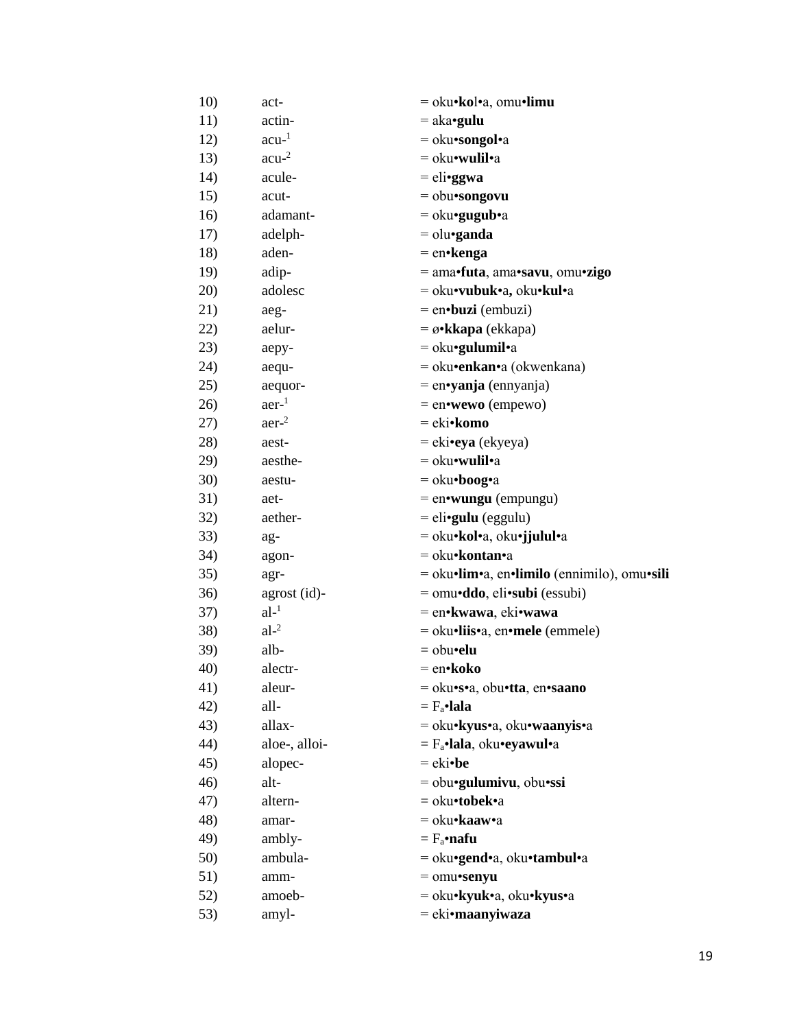| | | |
|---|---|---|
| 10) | act- | = oku•**ko**l•a, omu•**limu** |
| 11) | actin- | = aka•**gulu** |
| 12) | acu-[1] | = oku•**songol**•a |
| 13) | acu-[2] | = oku•**wulil**•a |
| 14) | acule- | = eli•**ggwa** |
| 15) | acut- | = obu•**songovu** |
| 16) | adamant- | = oku•**gugub**•a |
| 17) | adelph- | = olu•**ganda** |
| 18) | aden- | = en•**kenga** |
| 19) | adip- | = ama•**futa**, ama•**savu**, omu•**zigo** |
| 20) | adolesc | = oku•**vubuk**•a**,** oku•**kul**•a |
| 21) | aeg- | = en•**buzi** (embuzi) |
| 22) | aelur- | = ø•**kkapa** (ekkapa) |
| 23) | aepy- | = oku•**gulumil**•a |
| 24) | aequ- | = oku•**enkan**•a (okwenkana) |
| 25) | aequor- | = en•**yanja** (ennyanja) |
| 26) | aer-[1] | = en•**wewo** (empewo) |
| 27) | aer-[2] | = eki•**komo** |
| 28) | aest- | = eki•**eya** (ekyeya) |
| 29) | aesthe- | = oku•**wulil**•a |
| 30) | aestu- | = oku•**boog**•a |
| 31) | aet- | = en•**wungu** (empungu) |
| 32) | aether- | = eli•**gulu** (eggulu) |
| 33) | ag- | = oku•**kol**•a, oku•**jjulul**•a |
| 34) | agon- | = oku•**kontan**•a |
| 35) | agr- | = oku•**lim**•a, en•**limilo** (ennimilo), omu•**sili** |
| 36) | agrost (id)- | = omu•**ddo**, eli•**subi** (essubi) |
| 37) | al-[1] | = en•**kwawa**, eki•**wawa** |
| 38) | al-[2] | = oku•**liis**•a, en•**mele** (emmele) |
| 39) | alb- | = obu•**elu** |
| 40) | alectr- | = en•**koko** |
| 41) | aleur- | = oku•**s**•a, obu•**tta**, en•**saano** |
| 42) | all- | = $F_a$•**lala** |
| 43) | allax- | = oku•**kyus**•a, oku•**waanyis**•a |
| 44) | aloe-, alloi- | = $F_a$•**lala**, oku•**eyawul**•a |
| 45) | alopec- | = eki•**be** |
| 46) | alt- | = obu•**gulumivu**, obu•**ssi** |
| 47) | altern- | = oku•**tobek**•a |
| 48) | amar- | = oku•**kaaw**•a |
| 49) | ambly- | = $F_a$•**nafu** |
| 50) | ambula- | = oku•**gend**•a, oku•**tambul**•a |
| 51) | amm- | = omu•**senyu** |
| 52) | amoeb- | = oku•**kyuk**•a, oku•**kyus**•a |
| 53) | amyl- | = eki•**maanyiwaza** |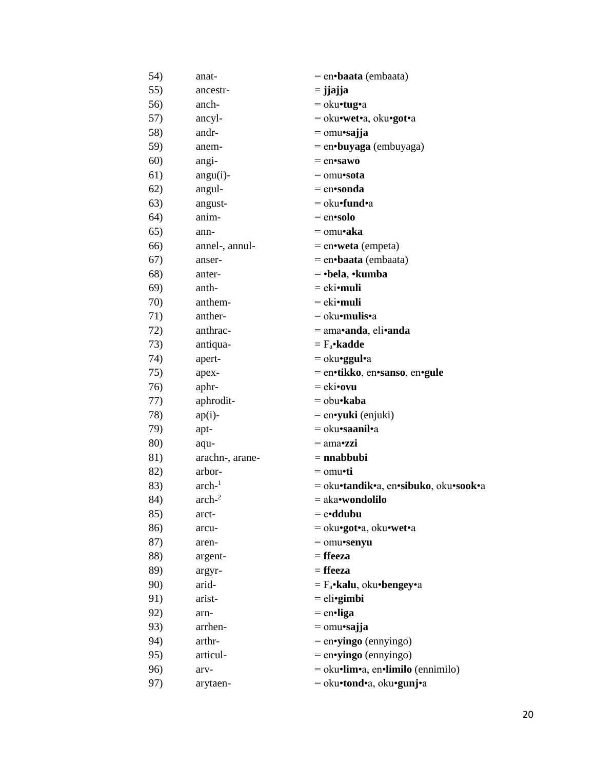| | | |
|---|---|---|
| 54) | anat- | = en•**baata** (embaata) |
| 55) | ancestr- | = **jjajja** |
| 56) | anch- | = oku•**tug**•a |
| 57) | ancyl- | = oku•**wet**•a, oku•**got**•a |
| 58) | andr- | = omu•**sajja** |
| 59) | anem- | = en•**buyaga** (embuyaga) |
| 60) | angi- | = en•**sawo** |
| 61) | angu(i)- | = omu•**sota** |
| 62) | angul- | = en•**sonda** |
| 63) | angust- | = oku•**fund**•a |
| 64) | anim- | = en•**solo** |
| 65) | ann- | = omu•**aka** |
| 66) | annel-, annul- | = en•**weta** (empeta) |
| 67) | anser- | = en•**baata** (embaata) |
| 68) | anter- | = •**bela**, •**kumba** |
| 69) | anth- | = eki•**muli** |
| 70) | anthem- | = eki•**muli** |
| 71) | anther- | = oku•**mulis**•a |
| 72) | anthrac- | = ama•**anda**, eli•**anda** |
| 73) | antiqua- | = $F_a$•**kadde** |
| 74) | apert- | = oku•**ggul**•a |
| 75) | apex- | = en•**tikko**, en•**sanso**, en•**gule** |
| 76) | aphr- | = eki•**ovu** |
| 77) | aphrodit- | = obu•**kaba** |
| 78) | ap(i)- | = en•**yuki** (enjuki) |
| 79) | apt- | = oku•**saanil**•a |
| 80) | aqu- | = ama•**zzi** |
| 81) | arachn-, arane- | = **nnabbubi** |
| 82) | arbor- | = omu•**ti** |
| 83) | arch-[1] | = oku•**tandik**•a, en•**sibuko**, oku•**sook**•a |
| 84) | arch-[2] | = aka•**wondolilo** |
| 85) | arct- | = e•**ddubu** |
| 86) | arcu- | = oku•**got**•a, oku•**wet**•a |
| 87) | aren- | = omu•**senyu** |
| 88) | argent- | = **ffeeza** |
| 89) | argyr- | = **ffeeza** |
| 90) | arid- | = $F_a$•**kalu**, oku•**bengey**•a |
| 91) | arist- | = eli•**gimbi** |
| 92) | arn- | = en•**liga** |
| 93) | arrhen- | = omu•**sajja** |
| 94) | arthr- | = en•**yingo** (ennyingo) |
| 95) | articul- | = en•**yingo** (ennyingo) |
| 96) | arv- | = oku•**lim**•a, en•**limilo** (ennimilo) |
| 97) | arytaen- | = oku•**tond**•a, oku•**gunj**•a |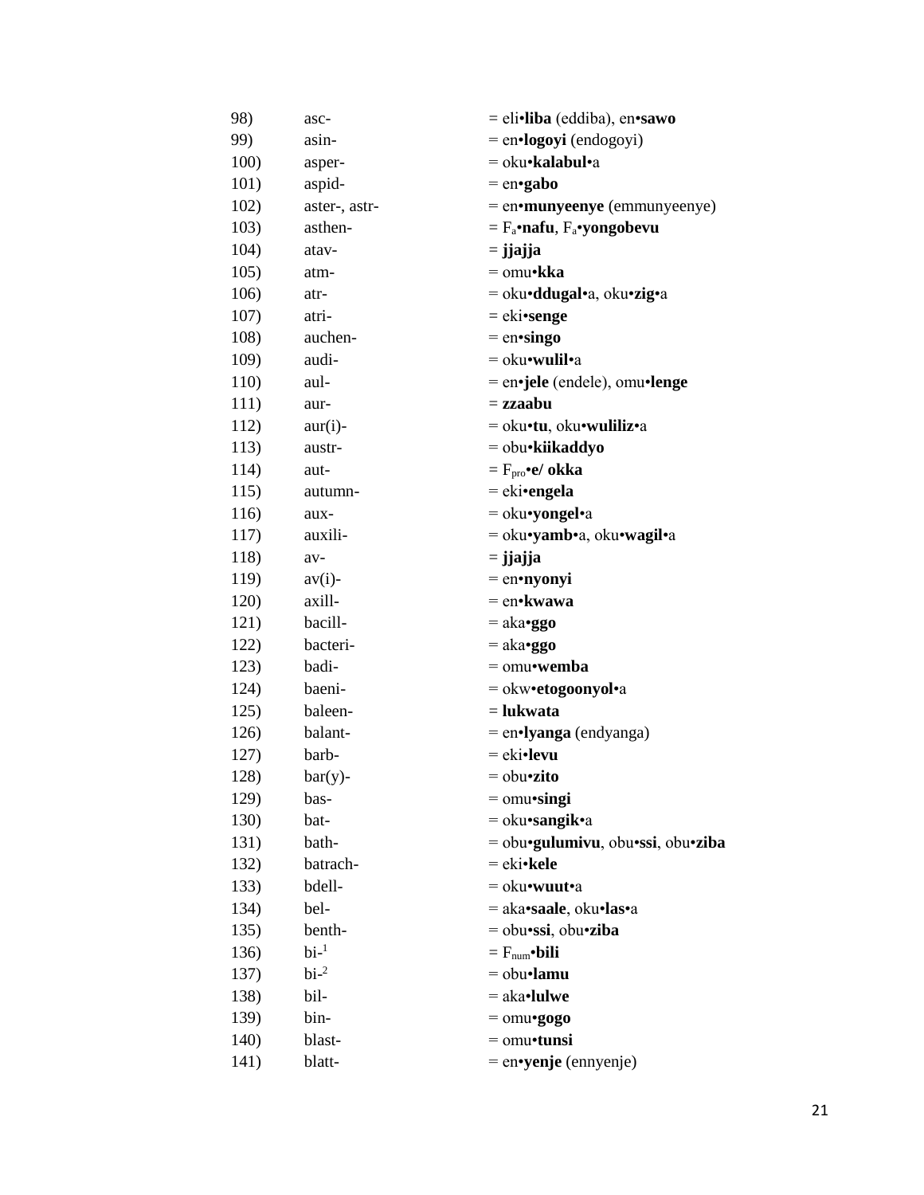| | | |
|---|---|---|
| 98) | asc- | = eli•**liba** (eddiba), en•**sawo** |
| 99) | asin- | = en•**logoyi** (endogoyi) |
| 100) | asper- | = oku•**kalabul•**a |
| 101) | aspid- | = en•**gabo** |
| 102) | aster-, astr- | = en•**munyeenye** (emmunyeenye) |
| 103) | asthen- | = $F_a$•**nafu**, $F_a$•**yongobevu** |
| 104) | atav- | = **jjajja** |
| 105) | atm- | = omu•**kka** |
| 106) | atr- | = oku•**ddugal•**a, oku•**zig•**a |
| 107) | atri- | = eki•**senge** |
| 108) | auchen- | = en•**singo** |
| 109) | audi- | = oku•**wulil•**a |
| 110) | aul- | = en•**jele** (endele), omu•**lenge** |
| 111) | aur- | = **zzaabu** |
| 112) | aur(i)- | = oku•**tu**, oku•**wuliliz•**a |
| 113) | austr- | = obu•**kiikaddyo** |
| 114) | aut- | = $F_{pro}$•**e/ okka** |
| 115) | autumn- | = eki•**engela** |
| 116) | aux- | = oku•**yongel•**a |
| 117) | auxili- | = oku•**yamb•**a, oku•**wagil•**a |
| 118) | av- | = **jjajja** |
| 119) | av(i)- | = en•**nyonyi** |
| 120) | axill- | = en•**kwawa** |
| 121) | bacill- | = aka•**ggo** |
| 122) | bacteri- | = aka•**ggo** |
| 123) | badi- | = omu•**wemba** |
| 124) | baeni- | = okw•**etogoonyol•**a |
| 125) | baleen- | = **lukwata** |
| 126) | balant- | = en•**lyanga** (endyanga) |
| 127) | barb- | = eki•**levu** |
| 128) | bar(y)- | = obu•**zito** |
| 129) | bas- | = omu•**singi** |
| 130) | bat- | = oku•**sangik•**a |
| 131) | bath- | = obu•**gulumivu**, obu•**ssi**, obu•**ziba** |
| 132) | batrach- | = eki•**kele** |
| 133) | bdell- | = oku•**wuut•**a |
| 134) | bel- | = aka•**saale**, oku•**las•**a |
| 135) | benth- | = obu•**ssi**, obu•**ziba** |
| 136) | bi-[1] | = $F_{num}$•**bili** |
| 137) | bi-[2] | = obu•**lamu** |
| 138) | bil- | = aka•**lulwe** |
| 139) | bin- | = omu•**gogo** |
| 140) | blast- | = omu•**tunsi** |
| 141) | blatt- | = en•**yenje** (ennyenje) |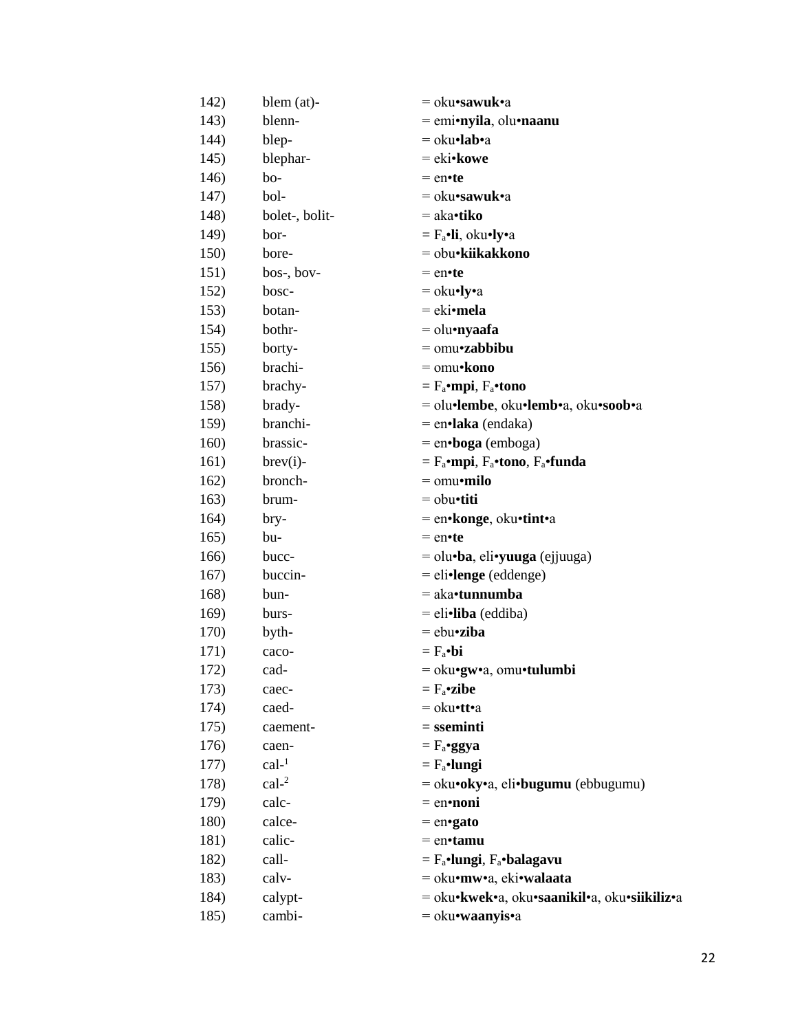142) blem (at)- = oku•**sawuk**•a

143) blenn- = emi•**nyila**, olu•**naanu**

144) blep- = oku•**lab**•a

145) blephar- = eki•**kowe**

146) bo- = en•**te**

147) bol- = oku•**sawuk**•a

148) bolet-, bolit- = aka•**tiko**

149) bor- = $F_a$•**li**, oku•**ly**•a

150) bore- = obu•**kiikakkono**

151) bos-, bov- = en•**te**

152) bosc- = oku•**ly**•a

153) botan- = eki•**mela**

154) bothr- = olu•**nyaafa**

155) borty- = omu•**zabbibu**

156) brachi- = omu•**kono**

157) brachy- = $F_a$•**mpi**, $F_a$•**tono**

158) brady- = olu•**lembe**, oku•**lemb**•a, oku•**soob**•a

159) branchi- = en•**laka** (endaka)

160) brassic- = en•**boga** (emboga)

161) brev(i)- = $F_a$•**mpi**, $F_a$•**tono**, $F_a$•**funda**

162) bronch- = omu•**milo**

163) brum- = obu•**titi**

164) bry- = en•**konge**, oku•**tint**•a

165) bu- = en•**te**

166) bucc- = olu•**ba**, eli•**yuuga** (ejjuuga)

167) buccin- = eli•**lenge** (eddenge)

168) bun- = aka•**tunnumba**

169) burs- = eli•**liba** (eddiba)

170) byth- = ebu•**ziba**

171) caco- = $F_a$•**bi**

172) cad- = oku•**gw**•a, omu•**tulumbi**

173) caec- = $F_a$•**zibe**

174) caed- = oku•**tt**•a

175) caement- = **sseminti**

176) caen- = $F_a$•**ggya**

177) cal-[1] = $F_a$•**lungi**

178) cal-[2] = oku•**oky**•a, eli•**bugumu** (ebbugumu)

179) calc- = en•**noni**

180) calce- = en•**gato**

181) calic- = en•**tamu**

182) call- = $F_a$•**lungi**, $F_a$•**balagavu**

183) calv- = oku•**mw**•a, eki•**walaata**

184) calypt- = oku•**kwek**•a, oku•**saanikil**•a, oku•**siikiliz**•a

185) cambi- = oku•**waanyis**•a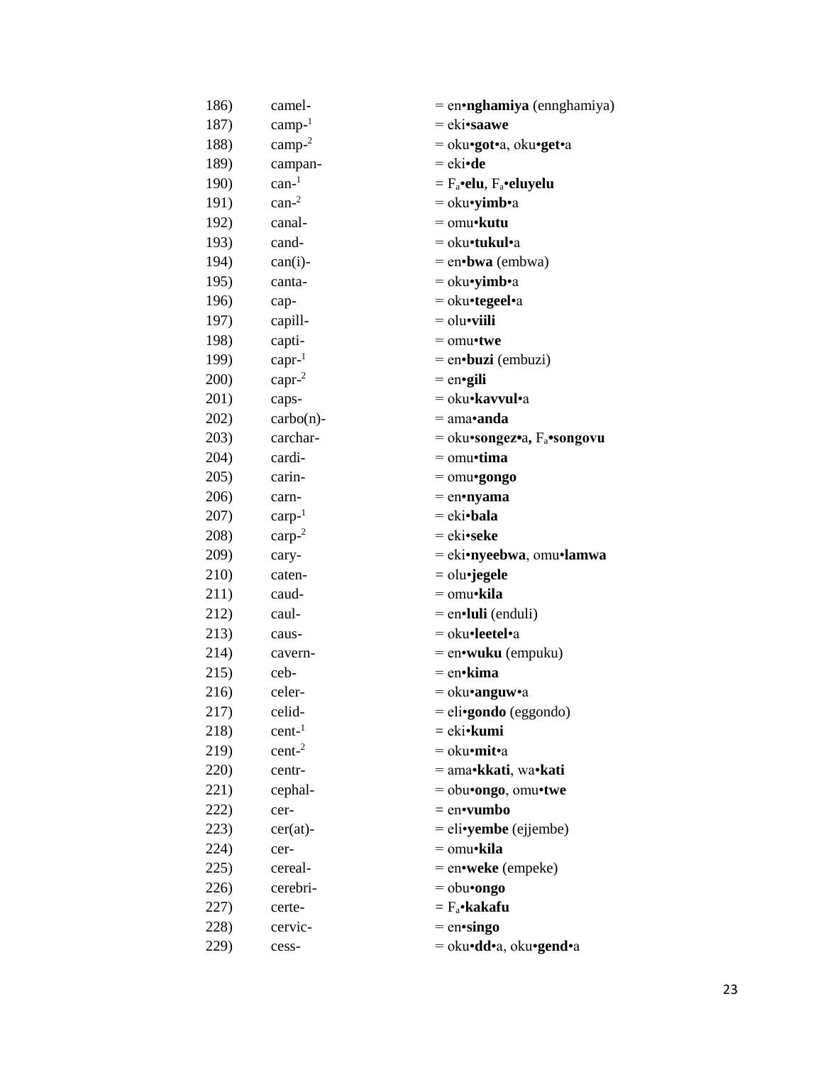186) camel- = en•**nghamiya** (ennghamiya)
187) camp-[1] = eki•**saawe**
188) camp-[2] = oku•**got**•a, oku•**get**•a
189) campan- = eki•**de**
190) can-[1] = $F_a$•**elu**, $F_a$•**eluyelu**
191) can-[2] = oku•**yimb**•a
192) canal- = omu•**kutu**
193) cand- = oku•**tukul**•a
194) can(i)- = en•**bwa** (embwa)
195) canta- = oku•**yimb**•a
196) cap- = oku•**tegeel**•a
197) capill- = olu•**viili**
198) capti- = omu•**twe**
199) capr-[1] = en•**buzi** (embuzi)
200) capr-[2] = en•**gili**
201) caps- = oku•**kavvul**•a
202) carbo(n)- = ama•**anda**
203) carchar- = oku•**songez**•a**,** $F_a$•**songovu**
204) cardi- = omu•**tima**
205) carin- = omu•**gongo**
206) carn- = en•**nyama**
207) carp-[1] = eki•**bala**
208) carp-[2] = eki•**seke**
209) cary- = eki•**nyeebwa**, omu•**lamwa**
210) caten- = olu•**jegele**
211) caud- = omu•**kila**
212) caul- = en•**luli** (enduli)
213) caus- = oku•**leetel**•a
214) cavern- = en•**wuku** (empuku)
215) ceb- = en•**kima**
216) celer- = oku•**anguw**•a
217) celid- = eli•**gondo** (eggondo)
218) cent-[1] = eki•**kumi**
219) cent-[2] = oku•**mit**•a
220) centr- = ama•**kkati**, wa•**kati**
221) cephal- = obu•**ongo**, omu•**twe**
222) cer- = en•**vumbo**
223) cer(at)- = eli•**yembe** (ejjembe)
224) cer- = omu•**kila**
225) cereal- = en•**weke** (empeke)
226) cerebri- = obu•**ongo**
227) certe- = $F_a$•**kakafu**
228) cervic- = en•**singo**
229) cess- = oku•**dd**•a, oku•**gend**•a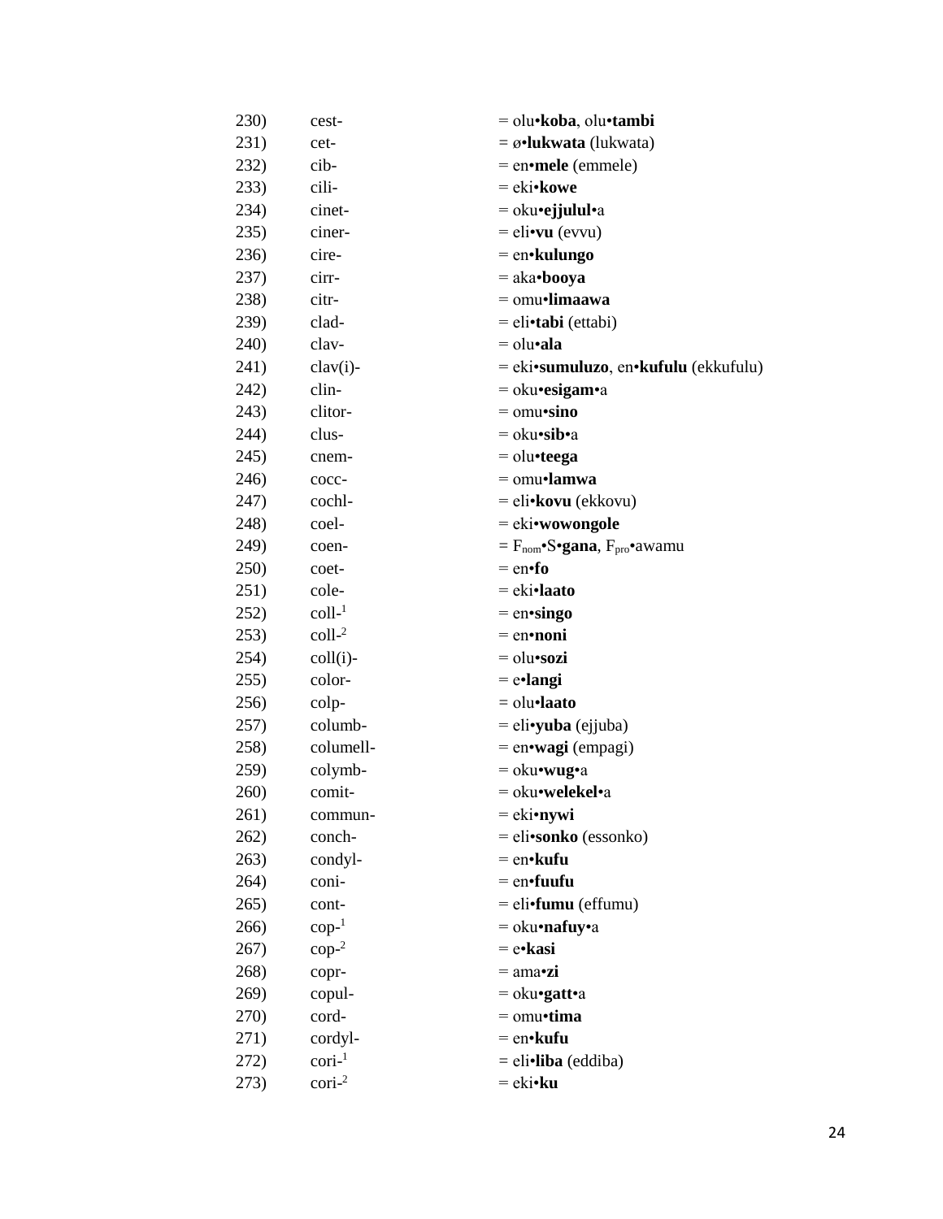| | | |
|---|---|---|
| 230) | cest- | = olu•**koba**, olu•**tambi** |
| 231) | cet- | = ø•**lukwata** (lukwata) |
| 232) | cib- | = en•**mele** (emmele) |
| 233) | cili- | = eki•**kowe** |
| 234) | cinet- | = oku•**ejjulul**•a |
| 235) | ciner- | = eli•**vu** (evvu) |
| 236) | cire- | = en•**kulungo** |
| 237) | cirr- | = aka•**booya** |
| 238) | citr- | = omu•**limaawa** |
| 239) | clad- | = eli•**tabi** (ettabi) |
| 240) | clav- | = olu•**ala** |
| 241) | clav(i)- | = eki•**sumuluzo**, en•**kufulu** (ekkufulu) |
| 242) | clin- | = oku•**esigam**•a |
| 243) | clitor- | = omu•**sino** |
| 244) | clus- | = oku•**sib**•a |
| 245) | cnem- | = olu•**teega** |
| 246) | cocc- | = omu•**lamwa** |
| 247) | cochl- | = eli•**kovu** (ekkovu) |
| 248) | coel- | = eki•**wowongole** |
| 249) | coen- | = $F_{nom}$•S•**gana**, $F_{pro}$•awamu |
| 250) | coet- | = en•**fo** |
| 251) | cole- | = eki•**laato** |
| 252) | coll-[1] | = en•**singo** |
| 253) | coll-[2] | = en•**noni** |
| 254) | coll(i)- | = olu•**sozi** |
| 255) | color- | = e•**langi** |
| 256) | colp- | = olu•**laato** |
| 257) | columb- | = eli•**yuba** (ejjuba) |
| 258) | columell- | = en•**wagi** (empagi) |
| 259) | colymb- | = oku•**wug**•a |
| 260) | comit- | = oku•**welekel**•a |
| 261) | commun- | = eki•**nywi** |
| 262) | conch- | = eli•**sonko** (essonko) |
| 263) | condyl- | = en•**kufu** |
| 264) | coni- | = en•**fuufu** |
| 265) | cont- | = eli•**fumu** (effumu) |
| 266) | cop-[1] | = oku•**nafuy**•a |
| 267) | cop-[2] | = e•**kasi** |
| 268) | copr- | = ama•**zi** |
| 269) | copul- | = oku•**gatt**•a |
| 270) | cord- | = omu•**tima** |
| 271) | cordyl- | = en•**kufu** |
| 272) | cori-[1] | = eli•**liba** (eddiba) |
| 273) | cori-[2] | = eki•**ku** |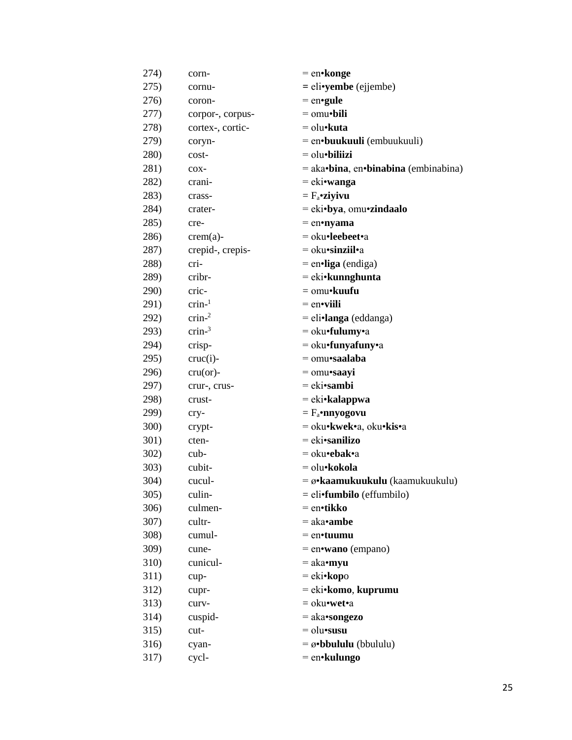| | | |
|---|---|---|
| 274) | corn- | = en•**konge** |
| 275) | cornu- | **=** eli•**yembe** (ejjembe) |
| 276) | coron- | = en•**gule** |
| 277) | corpor-, corpus- | = omu•**bili** |
| 278) | cortex-, cortic- | = olu•**kuta** |
| 279) | coryn- | = en•**buukuuli** (embuukuuli) |
| 280) | cost- | = olu•**biliizi** |
| 281) | cox- | = aka•**bina**, en•**binabina** (embinabina) |
| 282) | crani- | = eki•**wanga** |
| 283) | crass- | = $F_a$•**ziyivu** |
| 284) | crater- | = eki•**bya**, omu•**zindaalo** |
| 285) | cre- | = en•**nyama** |
| 286) | crem(a)- | = oku•**leebeet**•a |
| 287) | crepid-, crepis- | = oku•**sinziil**•a |
| 288) | cri- | = en•**liga** (endiga) |
| 289) | cribr- | = eki•**kunnghunta** |
| 290) | cric- | = omu•**kuufu** |
| 291) | crin-[1] | = en•**viili** |
| 292) | crin-[2] | = eli•**langa** (eddanga) |
| 293) | crin-[3] | = oku•**fulumy**•a |
| 294) | crisp- | = oku•**funyafuny**•a |
| 295) | cruc(i)- | = omu•**saalaba** |
| 296) | cru(or)- | = omu•**saayi** |
| 297) | crur-, crus- | = eki•**sambi** |
| 298) | crust- | = eki•**kalappwa** |
| 299) | cry- | = $F_a$•**nnyogovu** |
| 300) | crypt- | = oku•**kwek**•a, oku•**kis**•a |
| 301) | cten- | = eki•**sanilizo** |
| 302) | cub- | = oku•**ebak**•a |
| 303) | cubit- | = olu•**kokola** |
| 304) | cucul- | = ø•**kaamukuukulu** (kaamukuukulu) |
| 305) | culin- | = eli•**fumbilo** (effumbilo) |
| 306) | culmen- | = en•**tikko** |
| 307) | cultr- | = aka•**ambe** |
| 308) | cumul- | = en•**tuumu** |
| 309) | cune- | = en•**wano** (empano) |
| 310) | cunicul- | = aka•**myu** |
| 311) | cup- | = eki•**kop**o |
| 312) | cupr- | = eki•**komo**, **kuprumu** |
| 313) | curv- | = oku•**wet**•a |
| 314) | cuspid- | = aka•**songezo** |
| 315) | cut- | = olu•**susu** |
| 316) | cyan- | = ø•**bbululu** (bbululu) |
| 317) | cycl- | = en•**kulungo** |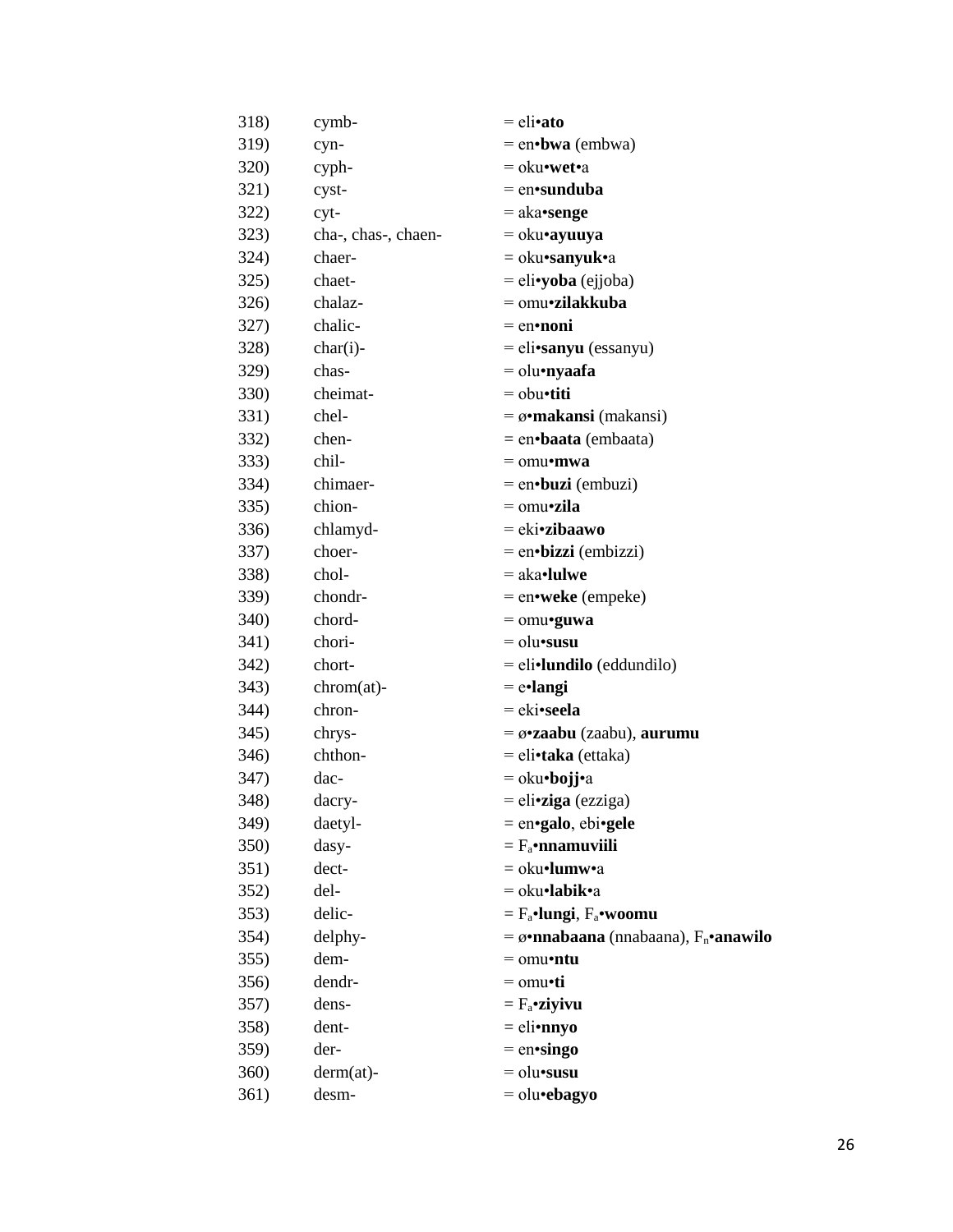| | | |
|---|---|---|
| 318) | cymb- | = eli•**ato** |
| 319) | cyn- | = en•**bwa** (embwa) |
| 320) | cyph- | = oku•**wet**•a |
| 321) | cyst- | = en•**sunduba** |
| 322) | cyt- | = aka•**senge** |
| 323) | cha-, chas-, chaen- | = oku•**ayuuya** |
| 324) | chaer- | = oku•**sanyuk**•a |
| 325) | chaet- | = eli•**yoba** (ejjoba) |
| 326) | chalaz- | = omu•**zilakkuba** |
| 327) | chalic- | = en•**noni** |
| 328) | char(i)- | = eli•**sanyu** (essanyu) |
| 329) | chas- | = olu•**nyaafa** |
| 330) | cheimat- | = obu•**titi** |
| 331) | chel- | = ø•**makansi** (makansi) |
| 332) | chen- | = en•**baata** (embaata) |
| 333) | chil- | = omu•**mwa** |
| 334) | chimaer- | = en•**buzi** (embuzi) |
| 335) | chion- | = omu•**zila** |
| 336) | chlamyd- | = eki•**zibaawo** |
| 337) | choer- | = en•**bizzi** (embizzi) |
| 338) | chol- | = aka•**lulwe** |
| 339) | chondr- | = en•**weke** (empeke) |
| 340) | chord- | = omu•**guwa** |
| 341) | chori- | = olu•**susu** |
| 342) | chort- | = eli•**lundilo** (eddundilo) |
| 343) | chrom(at)- | = e•**langi** |
| 344) | chron- | = eki•**seela** |
| 345) | chrys- | = ø•**zaabu** (zaabu), **aurumu** |
| 346) | chthon- | = eli•**taka** (ettaka) |
| 347) | dac- | = oku•**bojj**•a |
| 348) | dacry- | = eli•**ziga** (ezziga) |
| 349) | daetyl- | = en•**galo**, ebi•**gele** |
| 350) | dasy- | = $F_a$•**nnamuviili** |
| 351) | dect- | = oku•**lumw**•a |
| 352) | del- | = oku•**labik**•a |
| 353) | delic- | = $F_a$•**lungi**, $F_a$•**woomu** |
| 354) | delphy- | = ø•**nnabaana** (nnabaana), $F_n$•**anawilo** |
| 355) | dem- | = omu•**ntu** |
| 356) | dendr- | = omu•**ti** |
| 357) | dens- | = $F_a$•**ziyivu** |
| 358) | dent- | = eli•**nnyo** |
| 359) | der- | = en•**singo** |
| 360) | derm(at)- | = olu•**susu** |
| 361) | desm- | = olu•**ebagyo** |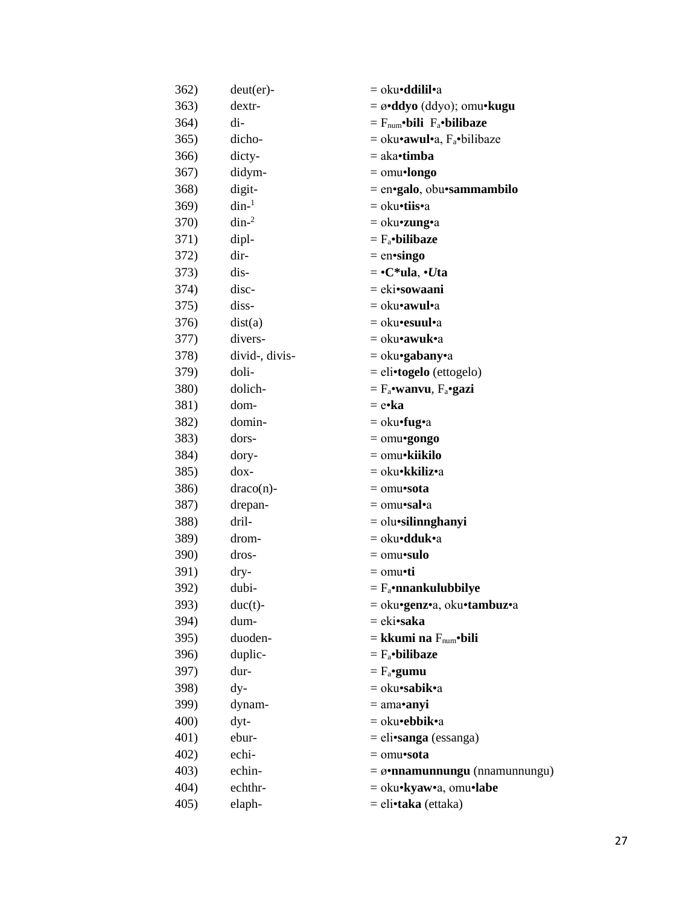| | | |
|---|---|---|
| 362) | deut(er)- | = oku•**ddilil**•a |
| 363) | dextr- | = ø•**ddyo** (ddyo); omu•**kugu** |
| 364) | di- | = $F_{num}$•**bili** $F_a$•**bilibaze** |
| 365) | dicho- | = oku•**awul**•a, $F_a$•bilibaze |
| 366) | dicty- | = aka•**timba** |
| 367) | didym- | = omu•**longo** |
| 368) | digit- | = en•**galo**, obu•**sammambilo** |
| 369) | din-[1] | = oku•**tiis**•a |
| 370) | din-[2] | = oku•**zung**•a |
| 371) | dipl- | = $F_a$•**bilibaze** |
| 372) | dir- | = en•**singo** |
| 373) | dis- | = •**C*ula**, •***U*ta** |
| 374) | disc- | = eki•**sowaani** |
| 375) | diss- | = oku•**awul**•a |
| 376) | dist(a) | = oku•**esuul**•a |
| 377) | divers- | = oku•**awuk**•a |
| 378) | divid-, divis- | = oku•**gabany**•a |
| 379) | doli- | = eli•**togelo** (ettogelo) |
| 380) | dolich- | = $F_a$•**wanvu**, $F_a$•**gazi** |
| 381) | dom- | = e•**ka** |
| 382) | domin- | = oku•**fug**•a |
| 383) | dors- | = omu•**gongo** |
| 384) | dory- | = omu•**kiikilo** |
| 385) | dox- | = oku•**kkiliz**•a |
| 386) | draco(n)- | = omu•**sota** |
| 387) | drepan- | = omu•**sal**•a |
| 388) | dril- | = olu•**silinnghanyi** |
| 389) | drom- | = oku•**dduk**•a |
| 390) | dros- | = omu•**sulo** |
| 391) | dry- | = omu•**ti** |
| 392) | dubi- | = $F_a$•**nnankulubbilye** |
| 393) | duc(t)- | = oku•**genz**•a, oku•**tambuz**•a |
| 394) | dum- | = eki•**saka** |
| 395) | duoden- | = **kkumi na** $F_{num}$•**bili** |
| 396) | duplic- | = $F_a$•**bilibaze** |
| 397) | dur- | = $F_a$•**gumu** |
| 398) | dy- | = oku•**sabik**•a |
| 399) | dynam- | = ama•**anyi** |
| 400) | dyt- | = oku•**ebbik**•a |
| 401) | ebur- | = eli•**sanga** (essanga) |
| 402) | echi- | = omu•**sota** |
| 403) | echin- | = ø•**nnamunnungu** (nnamunnungu) |
| 404) | echthr- | = oku•**kyaw**•a, omu•**labe** |
| 405) | elaph- | = eli•**taka** (ettaka) |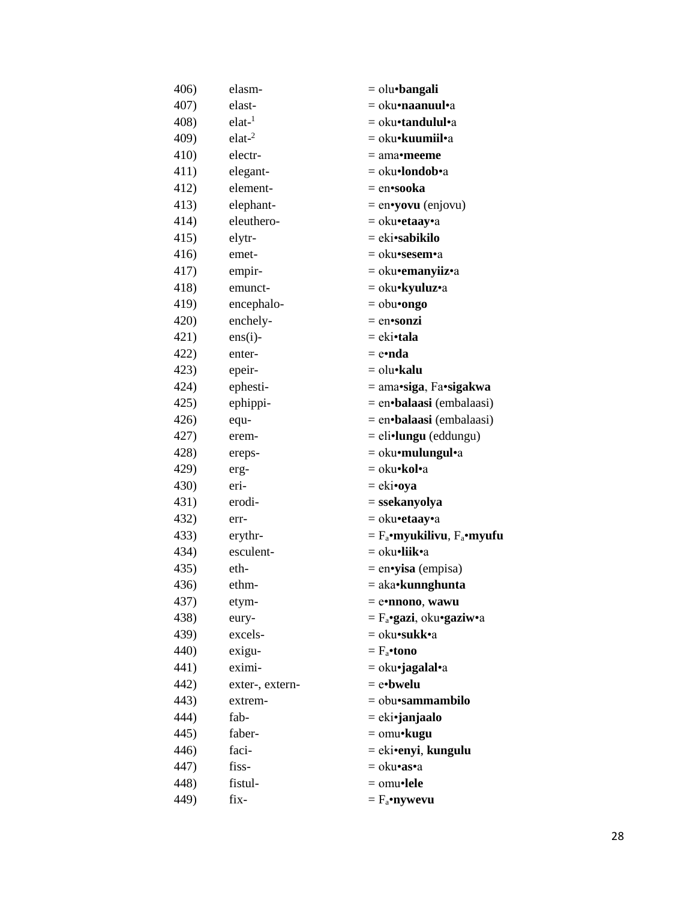406) elasm- = olu•**bangali**
407) elast- = oku•**naanuul**•a
408) elat-[1] = oku•**tandulul**•a
409) elat-[2] = oku•**kuumiil**•a
410) electr- = ama•**meeme**
411) elegant- = oku•**londob**•a
412) element- = en•**sooka**
413) elephant- = en•**yovu** (enjovu)
414) eleuthero- = oku•**etaay**•a
415) elytr- = eki•**sabikilo**
416) emet- = oku•**sesem**•a
417) empir- = oku•**emanyiiz**•a
418) emunct- = oku•**kyuluz**•a
419) encephalo- = obu•**ongo**
420) enchely- = en•**sonzi**
421) ens(i)- = eki•**tala**
422) enter- = e•**nda**
423) epeir- = olu•**kalu**
424) ephesti- = ama•**siga**, Fa•**sigakwa**
425) ephippi- = en•**balaasi** (embalaasi)
426) equ- = en•**balaasi** (embalaasi)
427) erem- = eli•**lungu** (eddungu)
428) ereps- = oku•**mulungul**•a
429) erg- = oku•**kol**•a
430) eri- = eki•**oya**
431) erodi- = **ssekanyolya**
432) err- = oku•**etaay**•a
433) erythr- = $F_a$•**myukilivu**, $F_a$•**myufu**
434) esculent- = oku•**liik**•a
435) eth- = en•**yisa** (empisa)
436) ethm- = aka•**kunnghunta**
437) etym- = e•**nnono**, **wawu**
438) eury- = $F_a$•**gazi**, oku•**gaziw**•a
439) excels- = oku•**sukk**•a
440) exigu- = $F_a$•**tono**
441) eximi- = oku•**jagalal**•a
442) exter-, extern- = e•**bwelu**
443) extrem- = obu•**sammambilo**
444) fab- = eki•**janjaalo**
445) faber- = omu•**kugu**
446) faci- = eki•**enyi**, **kungulu**
447) fiss- = oku•**as**•a
448) fistul- = omu•**lele**
449) fix- = $F_a$•**nywevu**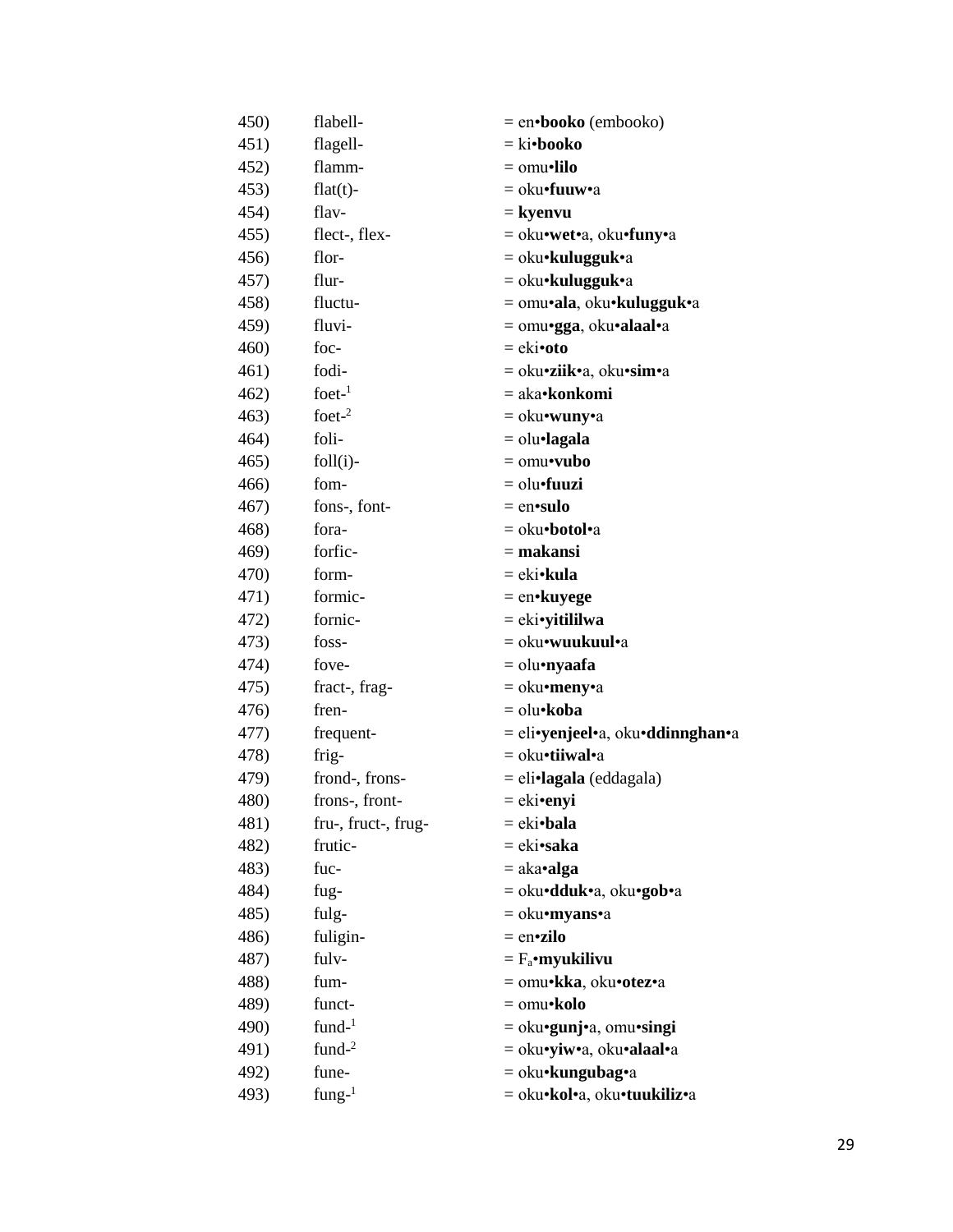450) flabell- = en•**booko** (embooko)
451) flagell- = ki•**booko**
452) flamm- = omu•**lilo**
453) flat(t)- = oku•**fuuw**•a
454) flav- = **kyenvu**
455) flect-, flex- = oku•**wet**•a, oku•**funy**•a
456) flor- = oku•**kulugguk**•a
457) flur- = oku•**kulugguk**•a
458) fluctu- = omu•**ala**, oku•**kulugguk**•a
459) fluvi- = omu•**gga**, oku•**alaal**•a
460) foc- = eki•**oto**
461) fodi- = oku•**ziik**•a, oku•**sim**•a
462) foet-[1] = aka•**konkomi**
463) foet-[2] = oku•**wuny**•a
464) foli- = olu•**lagala**
465) foll(i)- = omu•**vubo**
466) fom- = olu•**fuuzi**
467) fons-, font- = en•**sulo**
468) fora- = oku•**botol**•a
469) forfic- = **makansi**
470) form- = eki•**kula**
471) formic- = en•**kuyege**
472) fornic- = eki•**yitililwa**
473) foss- = oku•**wuukuul**•a
474) fove- = olu•**nyaafa**
475) fract-, frag- = oku•**meny**•a
476) fren- = olu•**koba**
477) frequent- = eli•**yenjeel**•a, oku•**ddinnghan**•a
478) frig- = oku•**tiiwal**•a
479) frond-, frons- = eli•**lagala** (eddagala)
480) frons-, front- = eki•**enyi**
481) fru-, fruct-, frug- = eki•**bala**
482) frutic- = eki•**saka**
483) fuc- = aka•**alga**
484) fug- = oku•**dduk**•a, oku•**gob**•a
485) fulg- = oku•**myans**•a
486) fuligin- = en•**zilo**
487) fulv- = $F_a$•**myukilivu**
488) fum- = omu•**kka**, oku•**otez**•a
489) funct- = omu•**kolo**
490) fund-[1] = oku•**gunj**•a, omu•**singi**
491) fund-[2] = oku•**yiw**•a, oku•**alaal**•a
492) fune- = oku•**kungubag**•a
493) fung-[1] = oku•**kol**•a, oku•**tuukiliz**•a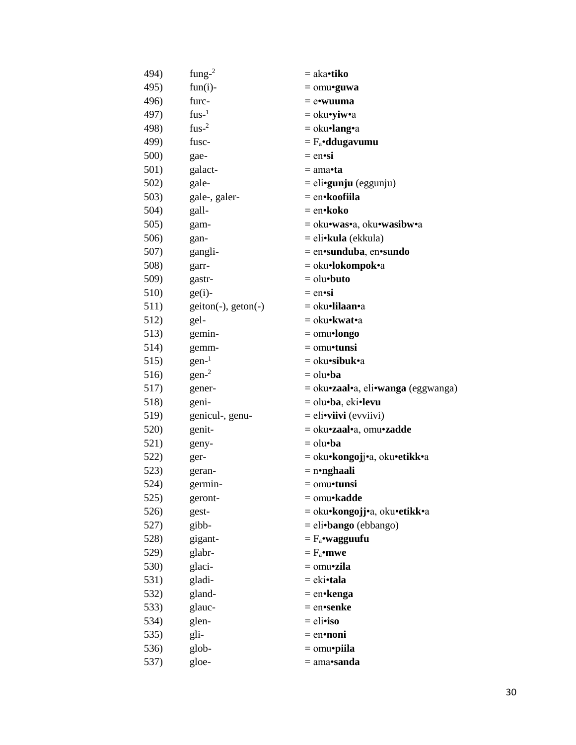494) fung-[2] = aka•**tiko**
495) fun(i)- = omu•**guwa**
496) furc- = e•**wuuma**
497) fus-[1] = oku•**yiw**•a
498) fus-[2] = oku•**lang**•a
499) fusc- = $F_a$•**ddugavumu**
500) gae- = en•**si**
501) galact- = ama•**ta**
502) gale- = eli•**gunju** (eggunju)
503) gale-, galer- = en•**koofiila**
504) gall- = en•**koko**
505) gam- = oku•**was**•a, oku•**wasibw**•a
506) gan- = eli•**kula** (ekkula)
507) gangli- = en•**sunduba**, en•**sundo**
508) garr- = oku•**lokompok**•a
509) gastr- = olu•**buto**
510) ge(i)- = en•**si**
511) geiton(-), geton(-) = oku•**lilaan**•a
512) gel- = oku•**kwat**•a
513) gemin- = omu•**longo**
514) gemm- = omu•**tunsi**
515) gen-[1] = oku•**sibuk**•a
516) gen-[2] = olu•**ba**
517) gener- = oku•**zaal**•a, eli•**wanga** (eggwanga)
518) geni- = olu•**ba**, eki•**levu**
519) genicul-, genu- = eli•**viivi** (evviivi)
520) genit- = oku•**zaal**•a, omu•**zadde**
521) geny- = olu•**ba**
522) ger- = oku•**kongoj**j•a, oku•**etikk**•a
523) geran- = n•**nghaali**
524) germin- = omu•**tunsi**
525) geront- = omu•**kadde**
526) gest- = oku•**kongojj**•a, oku•**etikk**•a
527) gibb- = eli•**bango** (ebbango)
528) gigant- = $F_a$•**wagguufu**
529) glabr- = $F_a$•**mwe**
530) glaci- = omu•**zila**
531) gladi- = eki•**tala**
532) gland- = en•**kenga**
533) glauc- = en•**senke**
534) glen- = eli•**iso**
535) gli- = en•**noni**
536) glob- = omu•**piila**
537) gloe- = ama•**sanda**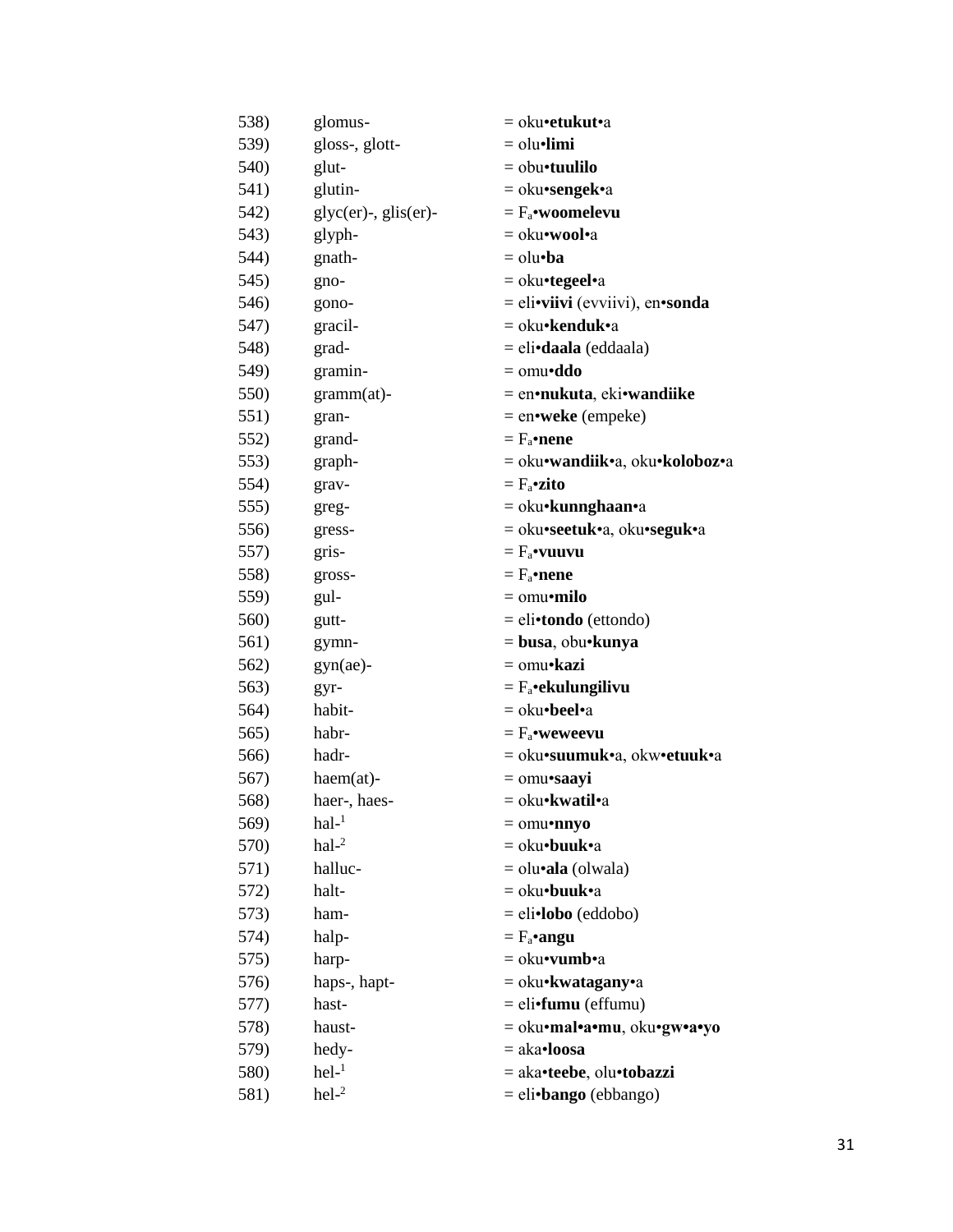| | | |
|---|---|---|
| 538) | glomus- | = oku•**etukut**•a |
| 539) | gloss-, glott- | = olu•**limi** |
| 540) | glut- | = obu•**tuulilo** |
| 541) | glutin- | = oku•**sengek**•a |
| 542) | glyc(er)-, glis(er)- | = $F_a$•**woomelevu** |
| 543) | glyph- | = oku•**wool**•a |
| 544) | gnath- | = olu•**ba** |
| 545) | gno- | = oku•**tegeel**•a |
| 546) | gono- | = eli•**viivi** (evviivi), en•**sonda** |
| 547) | gracil- | = oku•**kenduk**•a |
| 548) | grad- | = eli•**daala** (eddaala) |
| 549) | gramin- | = omu•**ddo** |
| 550) | gramm(at)- | = en•**nukuta**, eki•**wandiike** |
| 551) | gran- | = en•**weke** (empeke) |
| 552) | grand- | = $F_a$•**nene** |
| 553) | graph- | = oku•**wandiik**•a, oku•**koloboz**•a |
| 554) | grav- | = $F_a$•**zito** |
| 555) | greg- | = oku•**kunnghaan**•a |
| 556) | gress- | = oku•**seetuk**•a, oku•**seguk**•a |
| 557) | gris- | = $F_a$•**vuuvu** |
| 558) | gross- | = $F_a$•**nene** |
| 559) | gul- | = omu•**milo** |
| 560) | gutt- | = eli•**tondo** (ettondo) |
| 561) | gymn- | = **busa**, obu•**kunya** |
| 562) | gyn(ae)- | = omu•**kazi** |
| 563) | gyr- | = $F_a$•**ekulungilivu** |
| 564) | habit- | = oku•**beel**•a |
| 565) | habr- | = $F_a$•**weweevu** |
| 566) | hadr- | = oku•**suumuk**•a, okw•**etuuk**•a |
| 567) | haem(at)- | = omu•**saayi** |
| 568) | haer-, haes- | = oku•**kwatil**•a |
| 569) | hal-[1] | = omu•**nnyo** |
| 570) | hal-[2] | = oku•**buuk**•a |
| 571) | halluc- | = olu•**ala** (olwala) |
| 572) | halt- | = oku•**buuk**•a |
| 573) | ham- | = eli•**lobo** (eddobo) |
| 574) | halp- | = $F_a$•**angu** |
| 575) | harp- | = oku•**vumb**•a |
| 576) | haps-, hapt- | = oku•**kwatagany**•a |
| 577) | hast- | = eli•**fumu** (effumu) |
| 578) | haust- | = oku•**mal•a•mu**, oku•**gw•a•yo** |
| 579) | hedy- | = aka•**loosa** |
| 580) | hel-[1] | = aka•**teebe**, olu•**tobazzi** |
| 581) | hel-[2] | = eli•**bango** (ebbango) |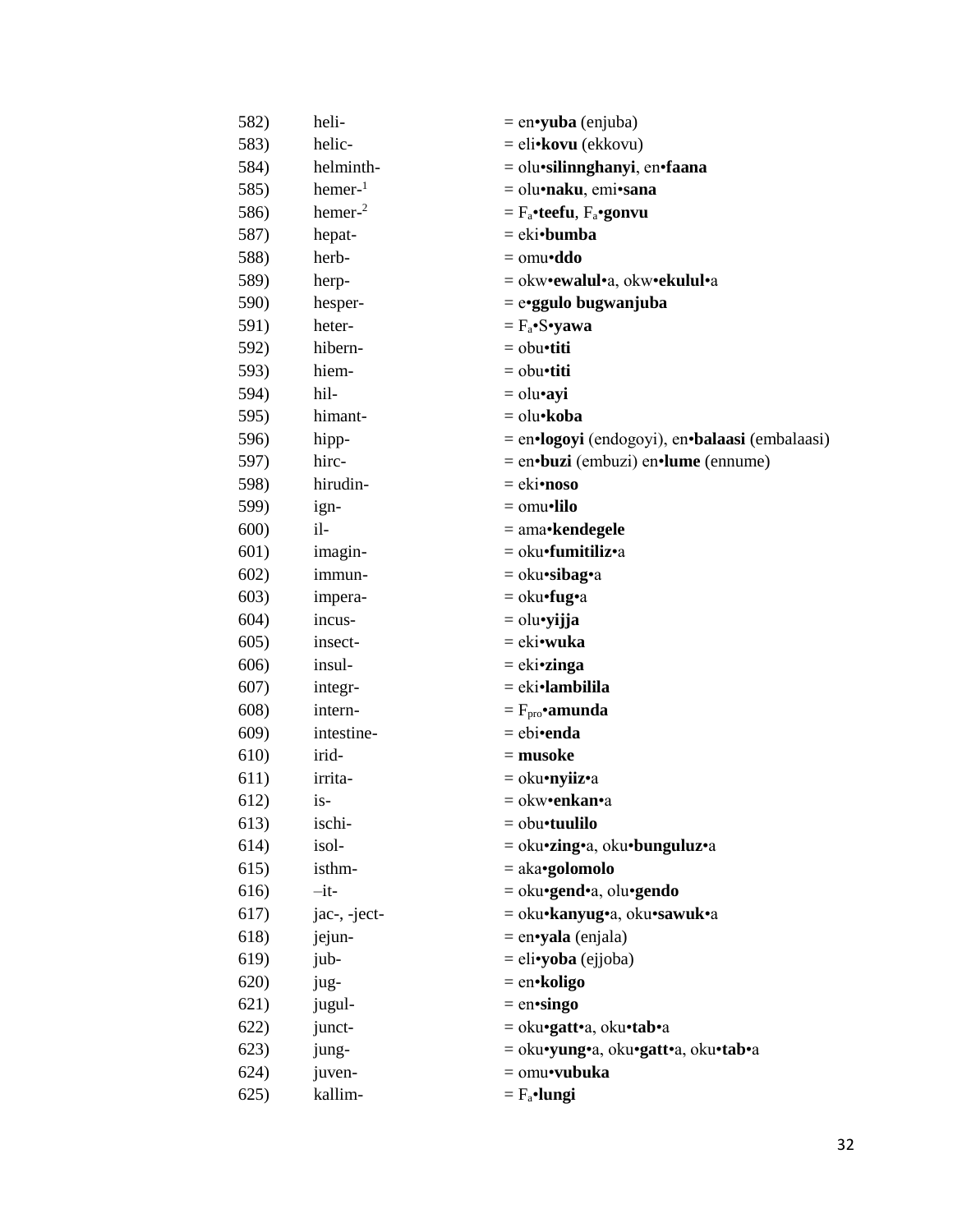| | | |
|---|---|---|
| 582) | heli- | = en•**yuba** (enjuba) |
| 583) | helic- | = eli•**kovu** (ekkovu) |
| 584) | helminth- | = olu•**silinnghanyi**, en•**faana** |
| 585) | hemer-[1] | = olu•**naku**, emi•**sana** |
| 586) | hemer-[2] | = $F_a$•**teefu**, $F_a$•**gonvu** |
| 587) | hepat- | = eki•**bumba** |
| 588) | herb- | = omu•**ddo** |
| 589) | herp- | = okw•**ewalul**•a, okw•**ekulul**•a |
| 590) | hesper- | = e•**ggulo bugwanjuba** |
| 591) | heter- | = $F_a$•S•**yawa** |
| 592) | hibern- | = obu•**titi** |
| 593) | hiem- | = obu•**titi** |
| 594) | hil- | = olu•**ayi** |
| 595) | himant- | = olu•**koba** |
| 596) | hipp- | = en•**logoyi** (endogoyi), en•**balaasi** (embalaasi) |
| 597) | hirc- | = en•**buzi** (embuzi) en•**lume** (ennume) |
| 598) | hirudin- | = eki•**noso** |
| 599) | ign- | = omu•**lilo** |
| 600) | il- | = ama•**kendegele** |
| 601) | imagin- | = oku•**fumitiliz**•a |
| 602) | immun- | = oku•**sibag**•a |
| 603) | impera- | = oku•**fug**•a |
| 604) | incus- | = olu•**yijja** |
| 605) | insect- | = eki•**wuka** |
| 606) | insul- | = eki•**zinga** |
| 607) | integr- | = eki•**lambilila** |
| 608) | intern- | = $F_{pro}$•**amunda** |
| 609) | intestine- | = ebi•**enda** |
| 610) | irid- | = **musoke** |
| 611) | irrita- | = oku•**nyiiz**•a |
| 612) | is- | = okw•**enkan**•a |
| 613) | ischi- | = obu•**tuulilo** |
| 614) | isol- | = oku•**zing**•a, oku•**bunguluz**•a |
| 615) | isthm- | = aka•**golomolo** |
| 616) | –it- | = oku•**gend**•a, olu•**gendo** |
| 617) | jac-, -ject- | = oku•**kanyug**•a, oku•**sawuk**•a |
| 618) | jejun- | = en•**yala** (enjala) |
| 619) | jub- | = eli•**yoba** (ejjoba) |
| 620) | jug- | = en•**koligo** |
| 621) | jugul- | = en•**singo** |
| 622) | junct- | = oku•**gatt**•a, oku•**tab**•a |
| 623) | jung- | = oku•**yung**•a, oku•**gatt**•a, oku•**tab**•a |
| 624) | juven- | = omu•**vubuka** |
| 625) | kallim- | = $F_a$•**lungi** |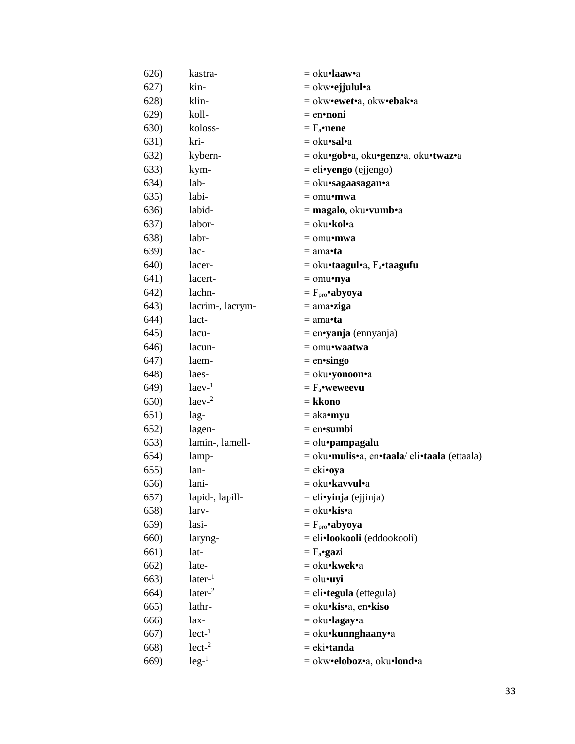| | | |
|---|---|---|
| 626) | kastra- | = oku•**laaw**•a |
| 627) | kin- | = okw•**ejjulul**•a |
| 628) | klin- | = okw•**ewet**•a, okw•**ebak**•a |
| 629) | koll- | = en•**noni** |
| 630) | koloss- | = $F_a$•**nene** |
| 631) | kri- | = oku•**sal**•a |
| 632) | kybern- | = oku•**gob**•a, oku•**genz**•a, oku•**twaz**•a |
| 633) | kym- | = eli•**yengo** (ejjengo) |
| 634) | lab- | = oku•**sagaasagan**•a |
| 635) | labi- | = omu•**mwa** |
| 636) | labid- | = **magalo**, oku•**vumb**•a |
| 637) | labor- | = oku•**kol**•a |
| 638) | labr- | = omu•**mwa** |
| 639) | lac- | = ama•**ta** |
| 640) | lacer- | = oku•**taagul**•a, $F_a$•**taagufu** |
| 641) | lacert- | = omu•**nya** |
| 642) | lachn- | = $F_{pro}$•**abyoya** |
| 643) | lacrim-, lacrym- | = ama•**ziga** |
| 644) | lact- | = ama•**ta** |
| 645) | lacu- | = en•**yanja** (ennyanja) |
| 646) | lacun- | = omu•**waatwa** |
| 647) | laem- | = en•**singo** |
| 648) | laes- | = oku•**yonoon**•a |
| 649) | laev-[1] | = $F_a$•**weweevu** |
| 650) | laev-[2] | = **kkono** |
| 651) | lag- | = aka•**myu** |
| 652) | lagen- | = en•**sumbi** |
| 653) | lamin-, lamell- | = olu•**pampagalu** |
| 654) | lamp- | = oku•**mulis**•a, en•**taala**/ eli•**taala** (ettaala) |
| 655) | lan- | = eki•**oya** |
| 656) | lani- | = oku•**kavvul**•a |
| 657) | lapid-, lapill- | = eli•**yinja** (ejjinja) |
| 658) | larv- | = oku•**kis**•a |
| 659) | lasi- | = $F_{pro}$•**abyoya** |
| 660) | laryng- | = eli•**lookooli** (eddookooli) |
| 661) | lat- | = $F_a$•**gazi** |
| 662) | late- | = oku•**kwek**•a |
| 663) | later-[1] | = olu•**uyi** |
| 664) | later-[2] | = eli•**tegula** (ettegula) |
| 665) | lathr- | = oku•**kis**•a, en•**kiso** |
| 666) | lax- | = oku•**lagay**•a |
| 667) | lect-[1] | = oku•**kunnghaany**•a |
| 668) | lect-[2] | = eki•**tanda** |
| 669) | leg-[1] | = okw•**eloboz**•a, oku•**lond**•a |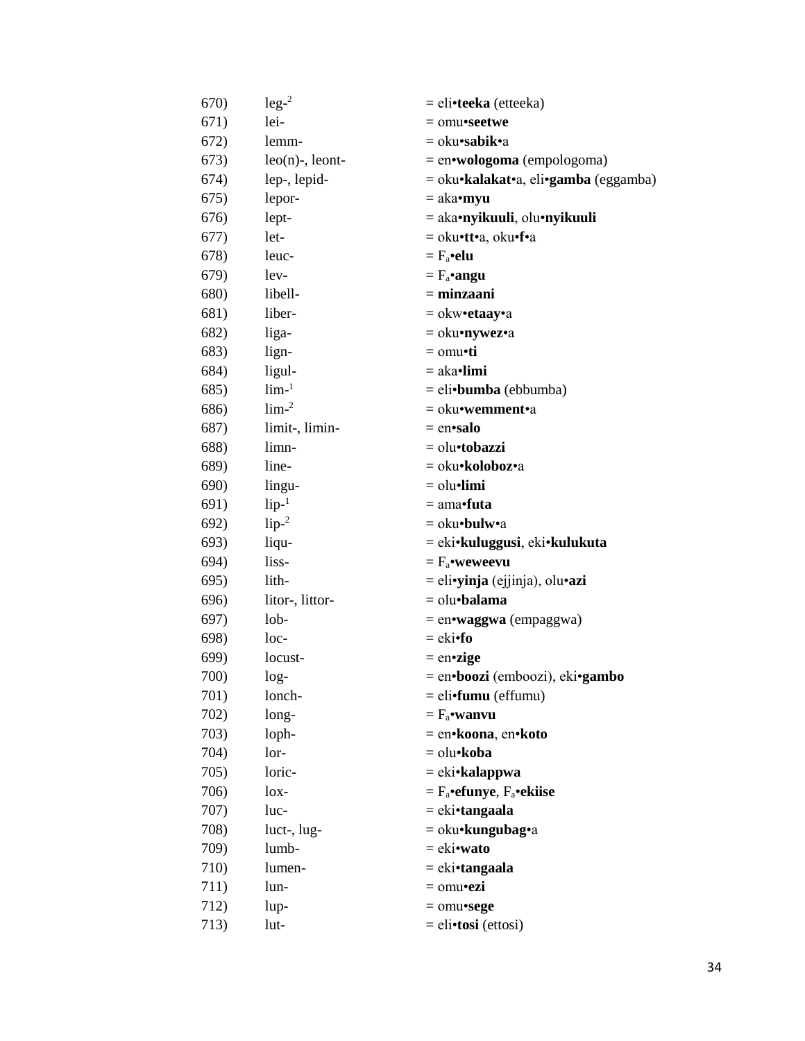| | | |
|---|---|---|
| 670) | leg-[2] | = eli•**teeka** (etteeka) |
| 671) | lei- | = omu•**seetwe** |
| 672) | lemm- | = oku•**sabik**•a |
| 673) | leo(n)-, leont- | = en•**wologoma** (empologoma) |
| 674) | lep-, lepid- | = oku•**kalakat**•a, eli•**gamba** (eggamba) |
| 675) | lepor- | = aka•**myu** |
| 676) | lept- | = aka•**nyikuuli**, olu•**nyikuuli** |
| 677) | let- | = oku•**tt**•a, oku•**f**•a |
| 678) | leuc- | = $F_a$•**elu** |
| 679) | lev- | = $F_a$•**angu** |
| 680) | libell- | = **minzaani** |
| 681) | liber- | = okw•**etaay**•a |
| 682) | liga- | = oku•**nywez**•a |
| 683) | lign- | = omu•**ti** |
| 684) | ligul- | = aka•**limi** |
| 685) | lim-[1] | = eli•**bumba** (ebbumba) |
| 686) | lim-[2] | = oku•**wemment**•a |
| 687) | limit-, limin- | = en•**salo** |
| 688) | limn- | = olu•**tobazzi** |
| 689) | line- | = oku•**koloboz**•a |
| 690) | lingu- | = olu•**limi** |
| 691) | lip-[1] | = ama•**futa** |
| 692) | lip-[2] | = oku•**bulw**•a |
| 693) | liqu- | = eki•**kuluggusi**, eki•**kulukuta** |
| 694) | liss- | = $F_a$•**weweevu** |
| 695) | lith- | = eli•**yinja** (ejjinja), olu•**azi** |
| 696) | litor-, littor- | = olu•**balama** |
| 697) | lob- | = en•**waggwa** (empaggwa) |
| 698) | loc- | = eki•**fo** |
| 699) | locust- | = en•**zige** |
| 700) | log- | = en•**boozi** (emboozi), eki•**gambo** |
| 701) | lonch- | = eli•**fumu** (effumu) |
| 702) | long- | = $F_a$•**wanvu** |
| 703) | loph- | = en•**koona**, en•**koto** |
| 704) | lor- | = olu•**koba** |
| 705) | loric- | = eki•**kalappwa** |
| 706) | lox- | = $F_a$•**efunye**, $F_a$•**ekiise** |
| 707) | luc- | = eki•**tangaala** |
| 708) | luct-, lug- | = oku•**kungubag**•a |
| 709) | lumb- | = eki•**wato** |
| 710) | lumen- | = eki•**tangaala** |
| 711) | lun- | = omu•**ezi** |
| 712) | lup- | = omu•**sege** |
| 713) | lut- | = eli•**tosi** (ettosi) |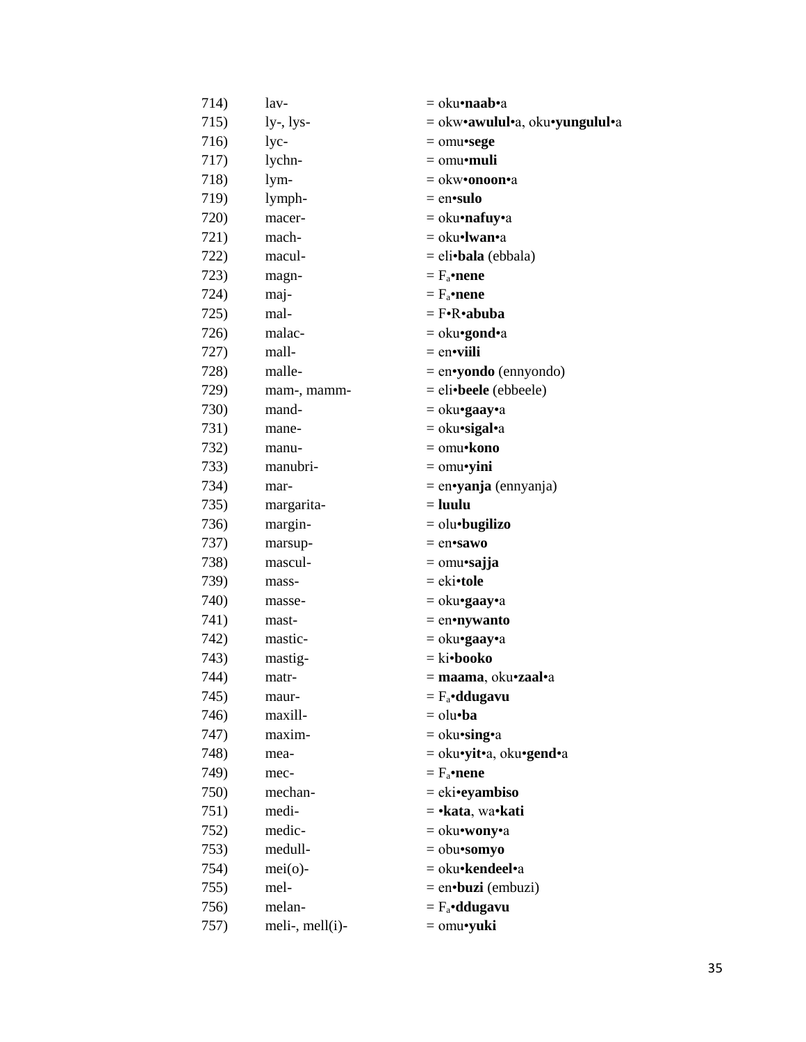714) lav- = oku•**naab**•a
715) ly-, lys- = okw•**awulul**•a, oku•**yungulul**•a
716) lyc- = omu•**sege**
717) lychn- = omu•**muli**
718) lym- = okw•**onoon**•a
719) lymph- = en•**sulo**
720) macer- = oku•**nafuy**•a
721) mach- = oku•**lwan**•a
722) macul- = eli•**bala** (ebbala)
723) magn- = $F_a$•**nene**
724) maj- = $F_a$•**nene**
725) mal- = F•R•**abuba**
726) malac- = oku•**gond**•a
727) mall- = en•**viili**
728) malle- = en•**yondo** (ennyondo)
729) mam-, mamm- = eli•**beele** (ebbeele)
730) mand- = oku•**gaay**•a
731) mane- = oku•**sigal**•a
732) manu- = omu•**kono**
733) manubri- = omu•**yini**
734) mar- = en•**yanja** (ennyanja)
735) margarita- = **luulu**
736) margin- = olu•**bugilizo**
737) marsup- = en•**sawo**
738) mascul- = omu•**sajja**
739) mass- = eki•**tole**
740) masse- = oku•**gaay**•a
741) mast- = en•**nywanto**
742) mastic- = oku•**gaay**•a
743) mastig- = ki•**booko**
744) matr- = **maama**, oku•**zaal**•a
745) maur- = $F_a$•**ddugavu**
746) maxill- = olu•**ba**
747) maxim- = oku•**sing**•a
748) mea- = oku•**yit**•a, oku•**gend**•a
749) mec- = $F_a$•**nene**
750) mechan- = eki•**eyambiso**
751) medi- = •**kata**, wa•**kati**
752) medic- = oku•**wony**•a
753) medull- = obu•**somyo**
754) mei(o)- = oku•**kendeel**•a
755) mel- = en•**buzi** (embuzi)
756) melan- = $F_a$•**ddugavu**
757) meli-, mell(i)- = omu•**yuki**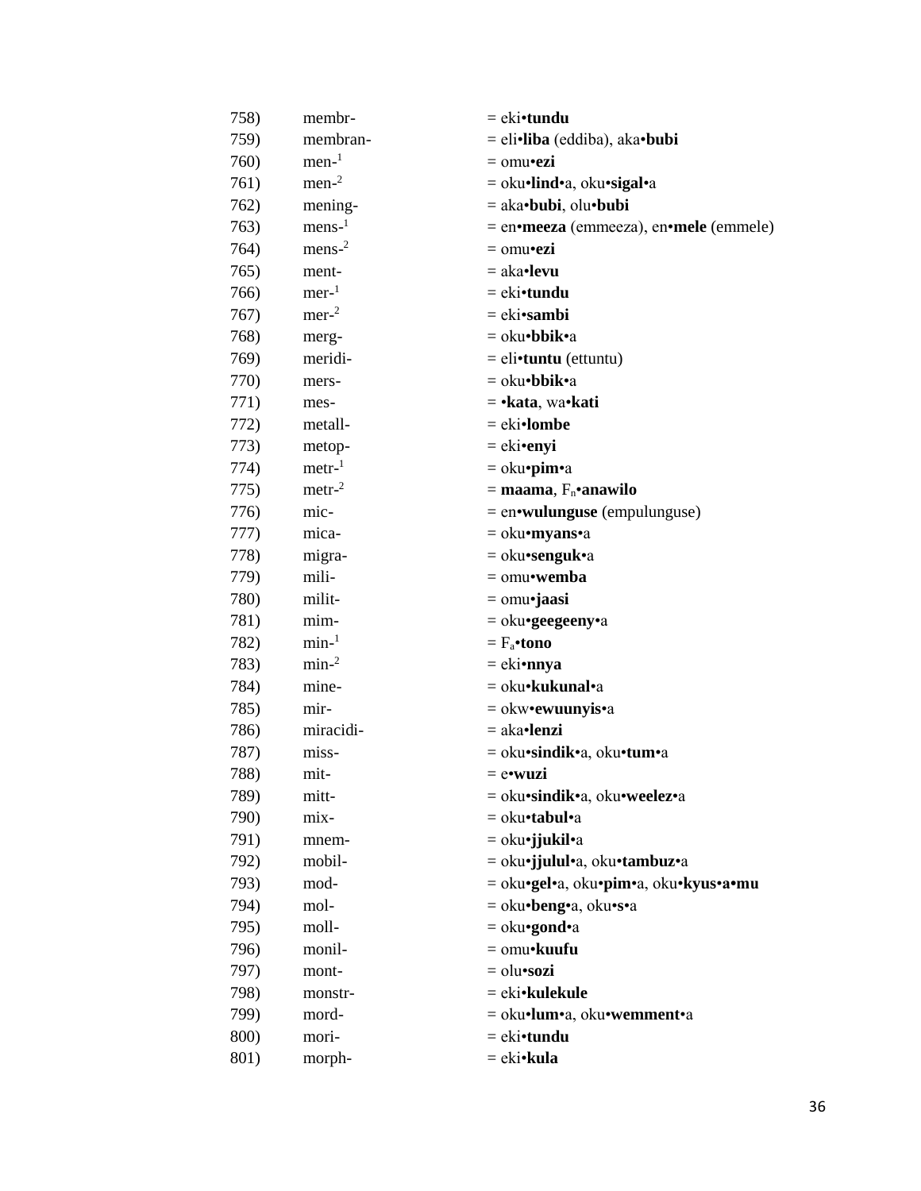| | | |
|---|---|---|
| 758) | membr- | = eki•**tundu** |
| 759) | membran- | = eli•**liba** (eddiba), aka•**bubi** |
| 760) | men-[1] | = omu•**ezi** |
| 761) | men-[2] | = oku•**lind**•a, oku•**sigal**•a |
| 762) | mening- | = aka•**bubi**, olu•**bubi** |
| 763) | mens-[1] | = en•**meeza** (emmeeza), en•**mele** (emmele) |
| 764) | mens-[2] | = omu•**ezi** |
| 765) | ment- | = aka•**levu** |
| 766) | mer-[1] | = eki•**tundu** |
| 767) | mer-[2] | = eki•**sambi** |
| 768) | merg- | = oku•**bbik**•a |
| 769) | meridi- | = eli•**tuntu** (ettuntu) |
| 770) | mers- | = oku•**bbik**•a |
| 771) | mes- | = •**kata**, wa•**kati** |
| 772) | metall- | = eki•**lombe** |
| 773) | metop- | = eki•**enyi** |
| 774) | metr-[1] | = oku•**pim**•a |
| 775) | metr-[2] | = **maama**, $F_n$•**anawilo** |
| 776) | mic- | = en•**wulunguse** (empulunguse) |
| 777) | mica- | = oku•**myans**•a |
| 778) | migra- | = oku•**senguk**•a |
| 779) | mili- | = omu•**wemba** |
| 780) | milit- | = omu•**jaasi** |
| 781) | mim- | = oku•**geegeeny**•a |
| 782) | min-[1] | = $F_a$•**tono** |
| 783) | min-[2] | = eki•**nnya** |
| 784) | mine- | = oku•**kukunal**•a |
| 785) | mir- | = okw•**ewuunyis**•a |
| 786) | miracidi- | = aka•**lenzi** |
| 787) | miss- | = oku•**sindik**•a, oku•**tum**•a |
| 788) | mit- | = e•**wuzi** |
| 789) | mitt- | = oku•**sindik**•a, oku•**weelez**•a |
| 790) | mix- | = oku•**tabul**•a |
| 791) | mnem- | = oku•**jjukil**•a |
| 792) | mobil- | = oku•**jjulul**•a, oku•**tambuz**•a |
| 793) | mod- | = oku•**gel**•a, oku•**pim**•a, oku•**kyus**•**a**•**mu** |
| 794) | mol- | = oku•**beng**•a, oku•**s**•a |
| 795) | moll- | = oku•**gond**•a |
| 796) | monil- | = omu•**kuufu** |
| 797) | mont- | = olu•**sozi** |
| 798) | monstr- | = eki•**kulekule** |
| 799) | mord- | = oku•**lum**•a, oku•**wemment**•a |
| 800) | mori- | = eki•**tundu** |
| 801) | morph- | = eki•**kula** |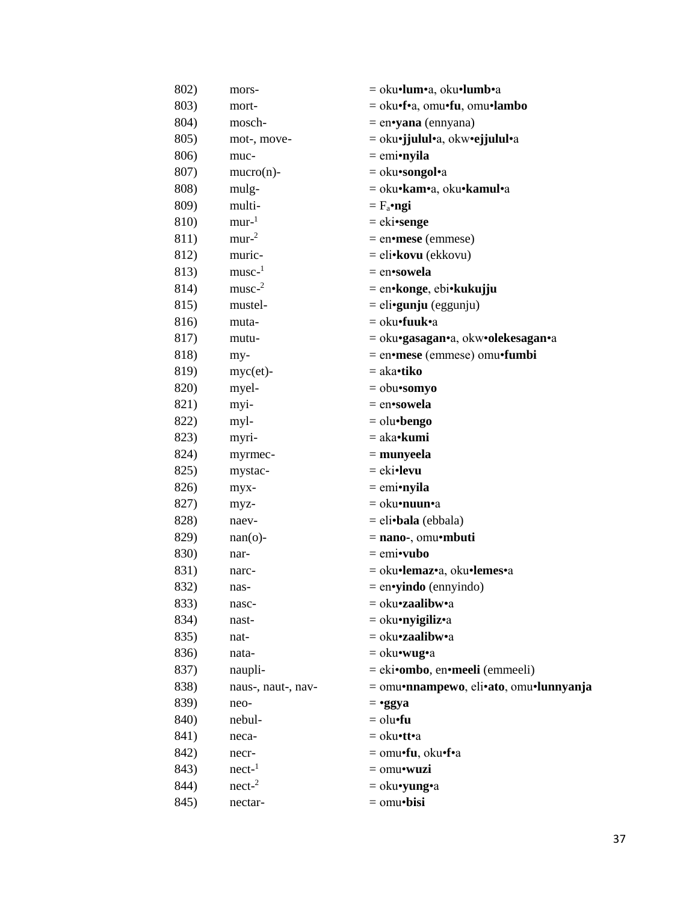802) mors- = oku•**lum**•a, oku•**lumb**•a
803) mort- = oku•**f**•a, omu•**fu**, omu•**lambo**
804) mosch- = en•**yana** (ennyana)
805) mot-, move- = oku•**jjulul**•a, okw•**ejjulul**•a
806) muc- = emi•**nyila**
807) mucro(n)- = oku•**songol**•a
808) mulg- = oku•**kam**•a, oku•**kamul**•a
809) multi- = $F_a$•**ngi**
810) mur-[1] = eki•**senge**
811) mur-[2] = en•**mese** (emmese)
812) muric- = eli•**kovu** (ekkovu)
813) musc-[1] = en•**sowela**
814) musc-[2] = en•**konge**, ebi•**kukujju**
815) mustel- = eli•**gunju** (eggunju)
816) muta- = oku•**fuuk**•a
817) mutu- = oku•**gasagan**•a, okw•**olekesagan**•a
818) my- = en•**mese** (emmese) omu•**fumbi**
819) myc(et)- = aka•**tiko**
820) myel- = obu•**somyo**
821) myi- = en•**sowela**
822) myl- = olu•**bengo**
823) myri- = aka•**kumi**
824) myrmec- = **munyeela**
825) mystac- = eki•**levu**
826) myx- = emi•**nyila**
827) myz- = oku•**nuun**•a
828) naev- = eli•**bala** (ebbala)
829) nan(o)- = **nano**-, omu•**mbuti**
830) nar- = emi•**vubo**
831) narc- = oku•**lemaz**•a, oku•**lemes**•a
832) nas- = en•**yindo** (ennyindo)
833) nasc- = oku•**zaalibw**•a
834) nast- = oku•**nyigiliz**•a
835) nat- = oku•**zaalibw**•a
836) nata- = oku•**wug**•a
837) naupli- = eki•**ombo**, en•**meeli** (emmeeli)
838) naus-, naut-, nav- = omu•**nnampewo**, eli•**ato**, omu•**lunnyanja**
839) neo- = •**ggya**
840) nebul- = olu•**fu**
841) neca- = oku•**tt**•a
842) necr- = omu•**fu**, oku•**f**•a
843) nect-[1] = omu•**wuzi**
844) nect-[2] = oku•**yung**•a
845) nectar- = omu•**bisi**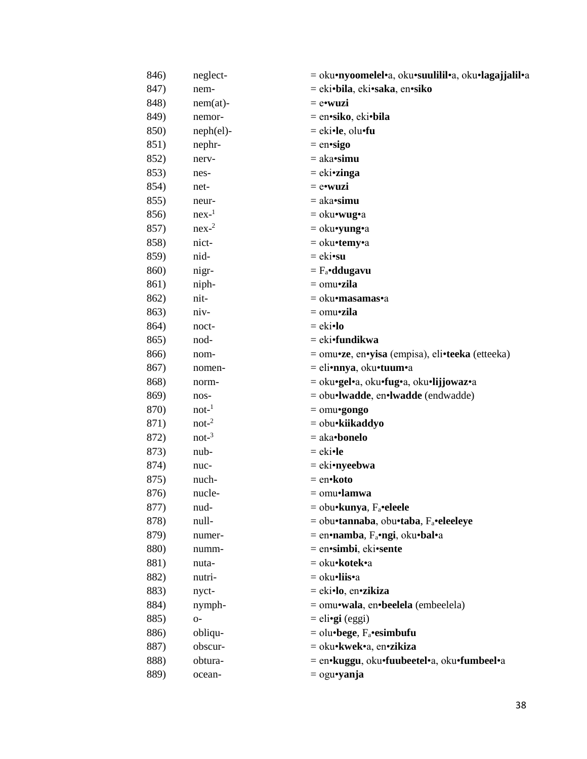846) neglect- = oku•**nyoomelel**•a, oku•**suulilil**•a, oku•**lagajjalil**•a
847) nem- = eki•**bila**, eki•**saka**, en•**siko**
848) nem(at)- = e•**wuzi**
849) nemor- = en•**siko**, eki•**bila**
850) neph(el)- = eki•**le**, olu•**fu**
851) nephr- = en•**sigo**
852) nerv- = aka•**simu**
853) nes- = eki•**zinga**
854) net- = e•**wuzi**
855) neur- = aka•**simu**
856) nex-[1] = oku•**wug**•a
857) nex-[2] = oku•**yung**•a
858) nict- = oku•**temy**•a
859) nid- = eki•**su**
860) nigr- = $F_a$•**ddugavu**
861) niph- = omu•**zila**
862) nit- = oku•**masamas**•a
863) niv- = omu•**zila**
864) noct- = eki•**lo**
865) nod- = eki•**fundikwa**
866) nom- = omu•**ze**, en•**yisa** (empisa), eli•**teeka** (etteeka)
867) nomen- = eli•**nnya**, oku•**tuum**•a
868) norm- = oku•**gel**•a, oku•**fug**•a, oku•**lijjowaz**•a
869) nos- = obu•**lwadde**, en•**lwadde** (endwadde)
870) not-[1] = omu•**gongo**
871) not-[2] = obu•**kiikaddyo**
872) not-[3] = aka•**bonelo**
873) nub- = eki•**le**
874) nuc- = eki•**nyeebwa**
875) nuch- = en•**koto**
876) nucle- = omu•**lamwa**
877) nud- = obu•**kunya**, $F_a$•**eleele**
878) null- = obu•**tannaba**, obu•**taba**, $F_a$•**eleeleye**
879) numer- = en•**namba**, $F_a$•**ngi**, oku•**bal**•a
880) numm- = en•**simbi**, eki•**sente**
881) nuta- = oku•**kotek**•a
882) nutri- = oku•**liis**•a
883) nyct- = eki•**lo**, en•**zikiza**
884) nymph- = omu•**wala**, en•**beelela** (embeelela)
885) o- = eli•**gi** (eggi)
886) obliqu- = olu•**bege**, $F_a$•**esimbufu**
887) obscur- = oku•**kwek**•a, en•**zikiza**
888) obtura- = en•**kuggu**, oku•**fuubeetel**•a, oku•**fumbeel**•a
889) ocean- = ogu•**yanja**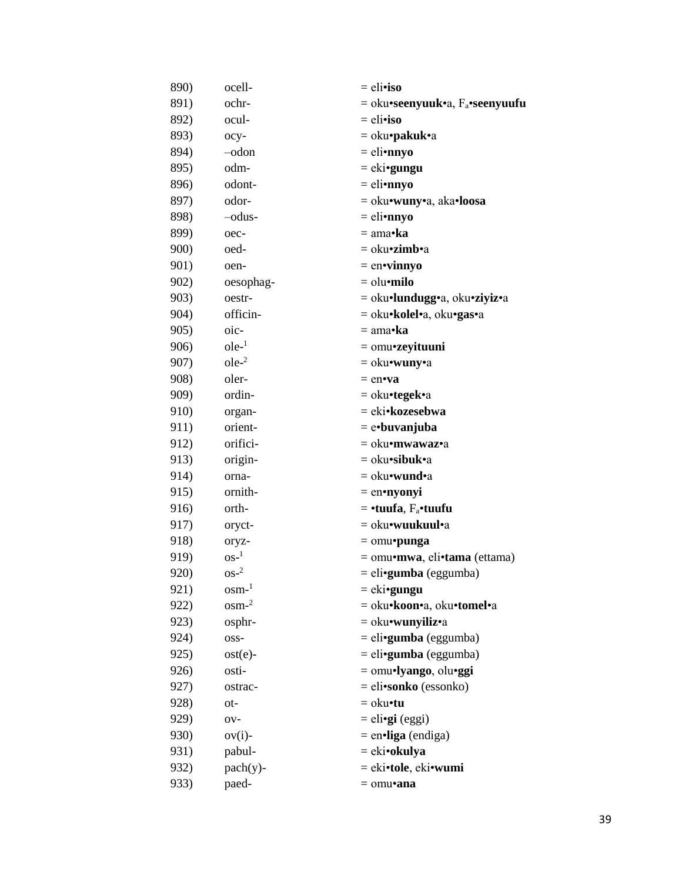890) ocell- = eli•**iso**
891) ochr- = oku•**seenyuuk**•a, $F_a$•**seenyuufu**
892) ocul- = eli•**iso**
893) ocy- = oku•**pakuk**•a
894) –odon = eli•**nnyo**
895) odm- = eki•**gungu**
896) odont- = eli•**nnyo**
897) odor- = oku•**wuny**•a, aka•**loosa**
898) –odus- = eli•**nnyo**
899) oec- = ama•**ka**
900) oed- = oku•**zimb**•a
901) oen- = en•**vinnyo**
902) oesophag- = olu•**milo**
903) oestr- = oku•**lundugg**•a, oku•**ziyiz**•a
904) officin- = oku•**kolel**•a, oku•**gas**•a
905) oic- = ama•**ka**
906) ole-[1] = omu•**zeyituuni**
907) ole-[2] = oku•**wuny**•a
908) oler- = en•**va**
909) ordin- = oku•**tegek**•a
910) organ- = eki•**kozesebwa**
911) orient- = e•**buvanjuba**
912) orifici- = oku•**mwawaz**•a
913) origin- = oku•**sibuk**•a
914) orna- = oku•**wund**•a
915) ornith- = en•**nyonyi**
916) orth- = •**tuufa**, $F_a$•**tuufu**
917) oryct- = oku•**wuukuul**•a
918) oryz- = omu•**punga**
919) os-[1] = omu•**mwa**, eli•**tama** (ettama)
920) os-[2] = eli•**gumba** (eggumba)
921) osm-[1] = eki•**gungu**
922) osm-[2] = oku•**koon**•a, oku•**tomel**•a
923) osphr- = oku•**wunyiliz**•a
924) oss- = eli•**gumba** (eggumba)
925) ost(e)- = eli•**gumba** (eggumba)
926) osti- = omu•**lyango**, olu•**ggi**
927) ostrac- = eli•**sonko** (essonko)
928) ot- = oku•**tu**
929) ov- = eli•**gi** (eggi)
930) ov(i)- = en•**liga** (endiga)
931) pabul- = eki•**okulya**
932) pach(y)- = eki•**tole**, eki•**wumi**
933) paed- = omu•**ana**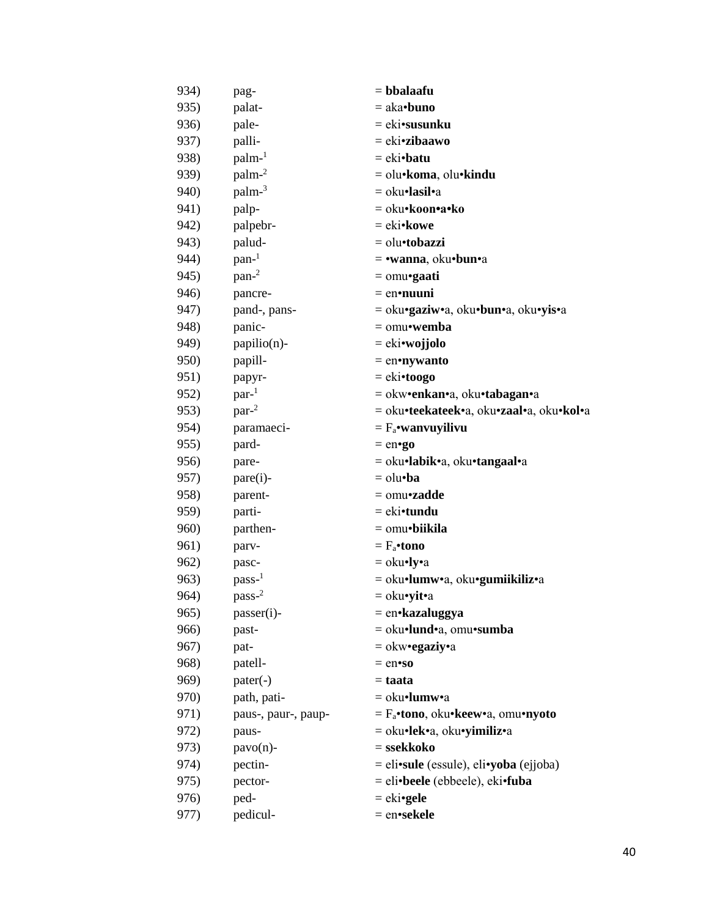934) pag- = **bbalaafu**
935) palat- = aka•**buno**
936) pale- = eki•**susunku**
937) palli- = eki•**zibaawo**
938) palm-[1] = eki•**batu**
939) palm-[2] = olu•**koma**, olu•**kindu**
940) palm-[3] = oku•**lasil**•a
941) palp- = oku•**koon•a•ko**
942) palpebr- = eki•**kowe**
943) palud- = olu•**tobazzi**
944) pan-[1] = •**wanna**, oku•**bun**•a
945) pan-[2] = omu•**gaati**
946) pancre- = en•**nuuni**
947) pand-, pans- = oku•**gaziw**•a, oku•**bun**•a, oku•**yis**•a
948) panic- = omu•**wemba**
949) papilio(n)- = eki•**wojjolo**
950) papill- = en•**nywanto**
951) papyr- = eki•**toogo**
952) par-[1] = okw•**enkan**•a, oku•**tabagan**•a
953) par-[2] = oku•**teekateek**•a, oku•**zaal**•a, oku•**kol**•a
954) paramaeci- = $F_a$•**wanvuyilivu**
955) pard- = en•**go**
956) pare- = oku•**labik**•a, oku•**tangaal**•a
957) pare(i)- = olu•**ba**
958) parent- = omu•**zadde**
959) parti- = eki•**tundu**
960) parthen- = omu•**biikila**
961) parv- = $F_a$•**tono**
962) pasc- = oku•**ly**•a
963) pass-[1] = oku•**lumw**•a, oku•**gumiikiliz**•a
964) pass-[2] = oku•**yit**•a
965) passer(i)- = en•**kazaluggya**
966) past- = oku•**lund**•a, omu•**sumba**
967) pat- = okw•**egaziy**•a
968) patell- = en•**so**
969) pater(-) = **taata**
970) path, pati- = oku•**lumw**•a
971) paus-, paur-, paup- = $F_a$•**tono**, oku•**keew**•a, omu•**nyoto**
972) paus- = oku•**lek**•a, oku•**yimiliz**•a
973) pavo(n)- = **ssekkoko**
974) pectin- = eli•**sule** (essule), eli•**yoba** (ejjoba)
975) pector- = eli•**beele** (ebbeele), eki•**fuba**
976) ped- = eki•**gele**
977) pedicul- = en•**sekele**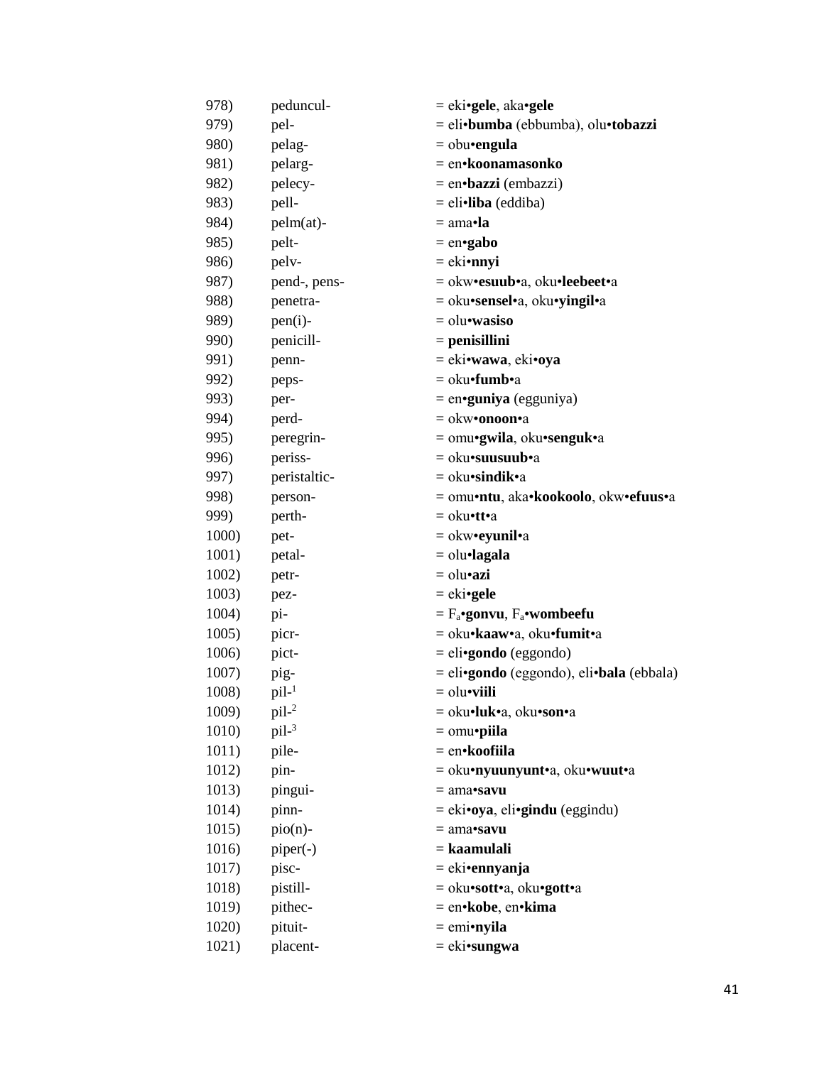| | | |
|---|---|---|
| 978) | peduncul- | = eki•**gele**, aka•**gele** |
| 979) | pel- | = eli•**bumba** (ebbumba), olu•**tobazzi** |
| 980) | pelag- | = obu•**engula** |
| 981) | pelarg- | = en•**koonamasonko** |
| 982) | pelecy- | = en•**bazzi** (embazzi) |
| 983) | pell- | = eli•**liba** (eddiba) |
| 984) | pelm(at)- | = ama•**la** |
| 985) | pelt- | = en•**gabo** |
| 986) | pelv- | = eki•**nnyi** |
| 987) | pend-, pens- | = okw•**esuub**•a, oku•**leebeet**•a |
| 988) | penetra- | = oku•**sensel**•a, oku•**yingil**•a |
| 989) | pen(i)- | = olu•**wasiso** |
| 990) | penicill- | = **penisillini** |
| 991) | penn- | = eki•**wawa**, eki•**oya** |
| 992) | peps- | = oku•**fumb**•a |
| 993) | per- | = en•**guniya** (egguniya) |
| 994) | perd- | = okw•**onoon**•a |
| 995) | peregrin- | = omu•**gwila**, oku•**senguk**•a |
| 996) | periss- | = oku•**suusuub**•a |
| 997) | peristaltic- | = oku•**sindik**•a |
| 998) | person- | = omu•**ntu**, aka•**kookoolo**, okw•**efuus**•a |
| 999) | perth- | = oku•**tt**•a |
| 1000) | pet- | = okw•**eyunil**•a |
| 1001) | petal- | = olu•**lagala** |
| 1002) | petr- | = olu•**azi** |
| 1003) | pez- | = eki•**gele** |
| 1004) | pi- | = $F_a$•**gonvu**, $F_a$•**wombeefu** |
| 1005) | picr- | = oku•**kaaw**•a, oku•**fumit**•a |
| 1006) | pict- | = eli•**gondo** (eggondo) |
| 1007) | pig- | = eli•**gondo** (eggondo), eli•**bala** (ebbala) |
| 1008) | pil-[1] | = olu•**viili** |
| 1009) | pil-[2] | = oku•**luk**•a, oku•**son**•a |
| 1010) | pil-[3] | = omu•**piila** |
| 1011) | pile- | = en•**koofiila** |
| 1012) | pin- | = oku•**nyuunyunt**•a, oku•**wuut**•a |
| 1013) | pingui- | = ama•**savu** |
| 1014) | pinn- | = eki•**oya**, eli•**gindu** (eggindu) |
| 1015) | pio(n)- | = ama•**savu** |
| 1016) | piper(-) | = **kaamulali** |
| 1017) | pisc- | = eki•**ennyanja** |
| 1018) | pistill- | = oku•**sott**•a, oku•**gott**•a |
| 1019) | pithec- | = en•**kobe**, en•**kima** |
| 1020) | pituit- | = emi•**nyila** |
| 1021) | placent- | = eki•**sungwa** |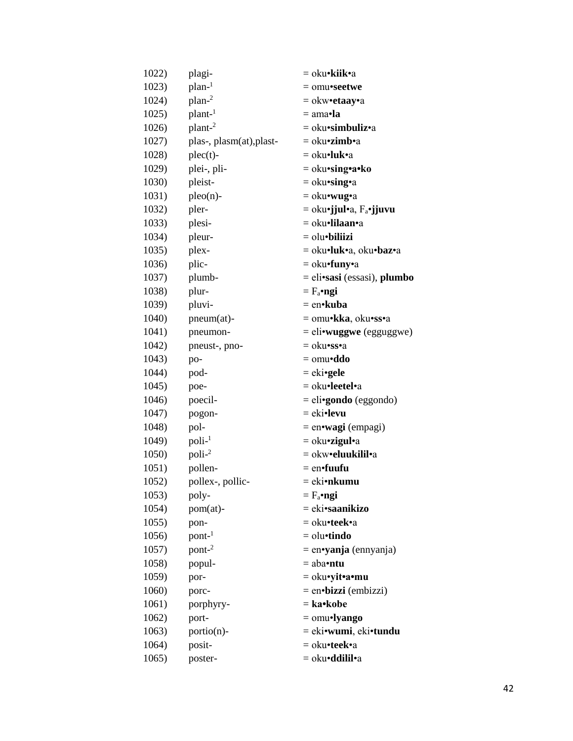1022) plagi- = oku•**kiik**•a
1023) plan-[1] = omu•**seetwe**
1024) plan-[2] = okw•**etaay**•a
1025) plant-[1] = ama•**la**
1026) plant-[2] = oku•**simbuliz**•a
1027) plas-, plasm(at),plast- = oku•**zimb**•a
1028) plec(t)- = oku•**luk**•a
1029) plei-, pli- = oku•**sing•a•ko**
1030) pleist- = oku•**sing**•a
1031) pleo(n)- = oku•**wug**•a
1032) pler- = oku•**jjul**•a, $F_a$•**jjuvu**
1033) plesi- = oku•**lilaan**•a
1034) pleur- = olu•**biliizi**
1035) plex- = oku•**luk**•a, oku•**baz**•a
1036) plic- = oku•**funy**•a
1037) plumb- = eli•**sasi** (essasi), **plumbo**
1038) plur- = $F_a$•**ngi**
1039) pluvi- = en•**kuba**
1040) pneum(at)- = omu•**kka**, oku•**ss**•a
1041) pneumon- = eli•**wuggwe** (egguggwe)
1042) pneust-, pno- = oku•**ss**•a
1043) po- = omu•**ddo**
1044) pod- = eki•**gele**
1045) poe- = oku•**leetel**•a
1046) poecil- = eli•**gondo** (eggondo)
1047) pogon- = eki•**levu**
1048) pol- = en•**wagi** (empagi)
1049) poli-[1] = oku•**zigul**•a
1050) poli-[2] = okw•**eluukilil**•a
1051) pollen- = en•**fuufu**
1052) pollex-, pollic- = eki•**nkumu**
1053) poly- = $F_a$•**ngi**
1054) pom(at)- = eki•**saanikizo**
1055) pon- = oku•**teek**•a
1056) pont-[1] = olu•**tindo**
1057) pont-[2] = en•**yanja** (ennyanja)
1058) popul- = aba•**ntu**
1059) por- = oku•**yit•a•mu**
1060) porc- = en•**bizzi** (embizzi)
1061) porphyry- = **ka•kobe**
1062) port- = omu•**lyango**
1063) portio(n)- = eki•**wumi**, eki•**tundu**
1064) posit- = oku•**teek**•a
1065) poster- = oku•**ddilil**•a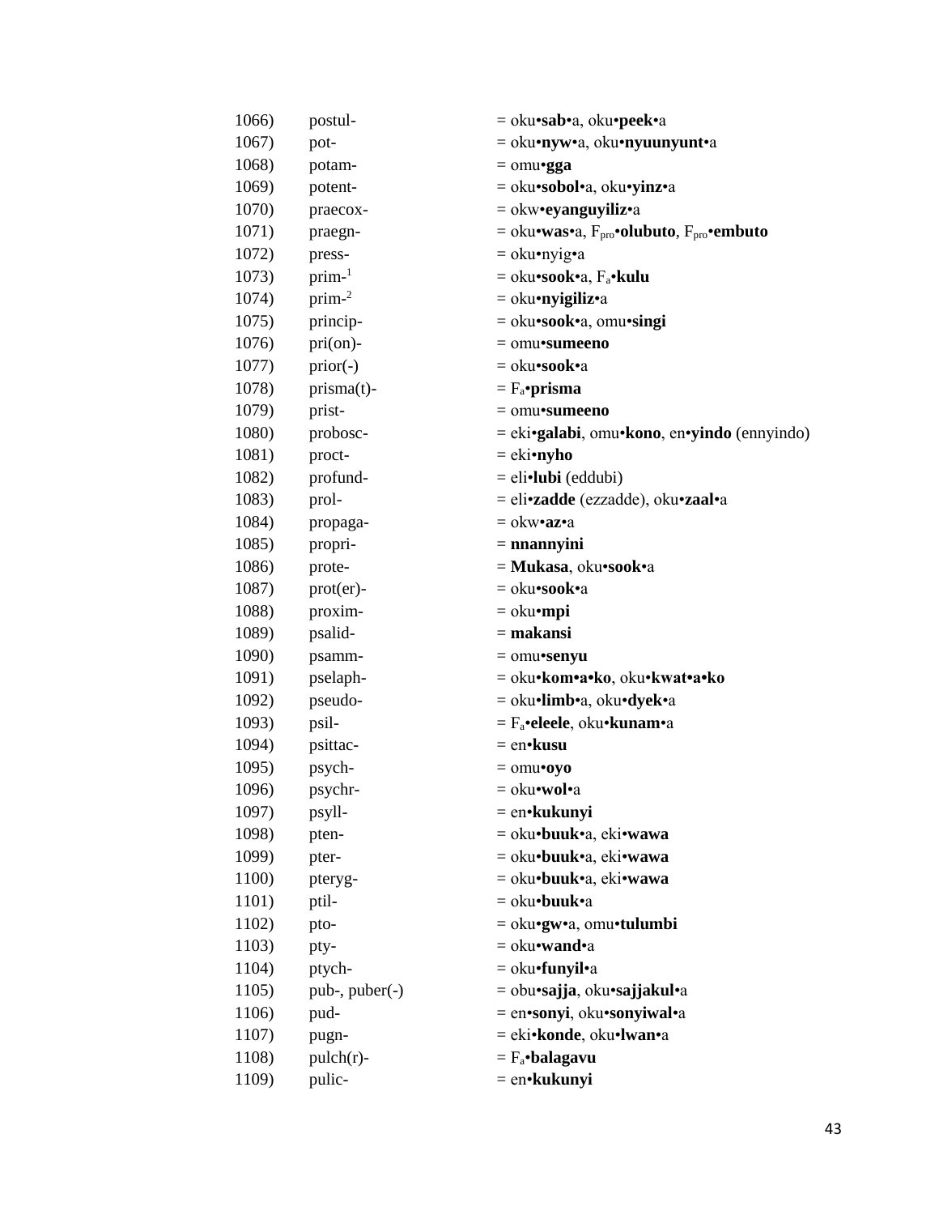| | | |
|---|---|---|
| 1066) | postul- | = oku•**sab**•a, oku•**peek**•a |
| 1067) | pot- | = oku•**nyw**•a, oku•**nyuunyunt**•a |
| 1068) | potam- | = omu•**gga** |
| 1069) | potent- | = oku•**sobol**•a, oku•**yinz**•a |
| 1070) | praecox- | = okw•**eyanguyiliz**•a |
| 1071) | praegn- | = oku•**was**•a, $F_{pro}$•**olubuto**, $F_{pro}$•**embuto** |
| 1072) | press- | = oku•nyig•a |
| 1073) | prim-[1] | = oku•**sook**•a, $F_a$•**kulu** |
| 1074) | prim-[2] | = oku•**nyigiliz**•a |
| 1075) | princip- | = oku•**sook**•a, omu•**singi** |
| 1076) | pri(on)- | = omu•**sumeeno** |
| 1077) | prior(-) | = oku•**sook**•a |
| 1078) | prisma(t)- | = $F_a$•**prisma** |
| 1079) | prist- | = omu•**sumeeno** |
| 1080) | probosc- | = eki•**galabi**, omu•**kono**, en•**yindo** (ennyindo) |
| 1081) | proct- | = eki•**nyho** |
| 1082) | profund- | = eli•**lubi** (eddubi) |
| 1083) | prol- | = eli•**zadde** (ezzadde), oku•**zaal**•a |
| 1084) | propaga- | = okw•**az**•a |
| 1085) | propri- | = **nnannyini** |
| 1086) | prote- | = **Mukasa**, oku•**sook**•a |
| 1087) | prot(er)- | = oku•**sook**•a |
| 1088) | proxim- | = oku•**mpi** |
| 1089) | psalid- | = **makansi** |
| 1090) | psamm- | = omu•**senyu** |
| 1091) | pselaph- | = oku•**kom•a•ko**, oku•**kwat•a•ko** |
| 1092) | pseudo- | = oku•**limb**•a, oku•**dyek**•a |
| 1093) | psil- | = $F_a$•**eleele**, oku•**kunam**•a |
| 1094) | psittac- | = en•**kusu** |
| 1095) | psych- | = omu•**oyo** |
| 1096) | psychr- | = oku•**wol**•a |
| 1097) | psyll- | = en•**kukunyi** |
| 1098) | pten- | = oku•**buuk**•a, eki•**wawa** |
| 1099) | pter- | = oku•**buuk**•a, eki•**wawa** |
| 1100) | pteryg- | = oku•**buuk**•a, eki•**wawa** |
| 1101) | ptil- | = oku•**buuk**•a |
| 1102) | pto- | = oku•**gw**•a, omu•**tulumbi** |
| 1103) | pty- | = oku•**wand**•a |
| 1104) | ptych- | = oku•**funyil**•a |
| 1105) | pub-, puber(-) | = obu•**sajja**, oku•**sajjakul**•a |
| 1106) | pud- | = en•**sonyi**, oku•**sonyiwal**•a |
| 1107) | pugn- | = eki•**konde**, oku•**lwan**•a |
| 1108) | pulch(r)- | = $F_a$•**balagavu** |
| 1109) | pulic- | = en•**kukunyi** |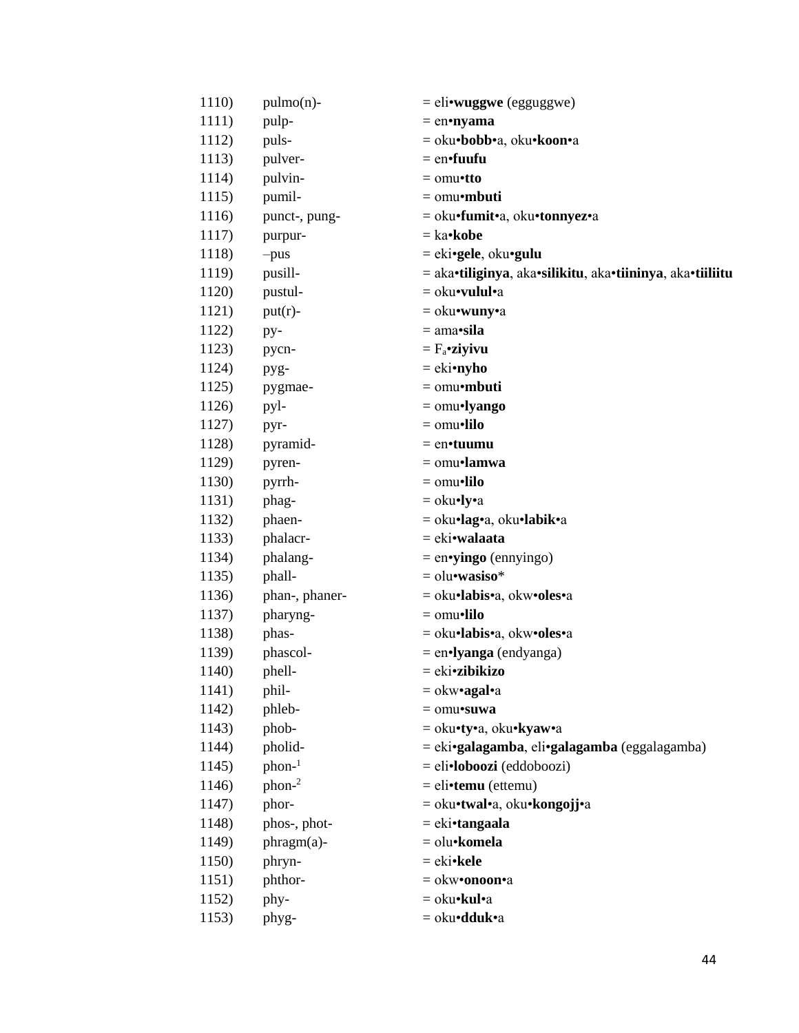| | | |
|---|---|---|
| 1110) | pulmo(n)- | = eli•**wuggwe** (egguggwe) |
| 1111) | pulp- | = en•**nyama** |
| 1112) | puls- | = oku•**bobb**•a, oku•**koon**•a |
| 1113) | pulver- | = en•**fuufu** |
| 1114) | pulvin- | = omu•**tto** |
| 1115) | pumil- | = omu•**mbuti** |
| 1116) | punct-, pung- | = oku•**fumit**•a, oku•**tonnyez**•a |
| 1117) | purpur- | = ka•**kobe** |
| 1118) | –pus | = eki•**gele**, oku•**gulu** |
| 1119) | pusill- | = aka•**tiliginya**, aka•**silikitu**, aka•**tiininya**, aka•**tiiliitu** |
| 1120) | pustul- | = oku•**vulul**•a |
| 1121) | put(r)- | = oku•**wuny**•a |
| 1122) | py- | = ama•**sila** |
| 1123) | pycn- | = $F_a$•**ziyivu** |
| 1124) | pyg- | = eki•**nyho** |
| 1125) | pygmae- | = omu•**mbuti** |
| 1126) | pyl- | = omu•**lyango** |
| 1127) | pyr- | = omu•**lilo** |
| 1128) | pyramid- | = en•**tuumu** |
| 1129) | pyren- | = omu•**lamwa** |
| 1130) | pyrrh- | = omu•**lilo** |
| 1131) | phag- | = oku•**ly**•a |
| 1132) | phaen- | = oku•**lag**•a, oku•**labik**•a |
| 1133) | phalacr- | = eki•**walaata** |
| 1134) | phalang- | = en•**yingo** (ennyingo) |
| 1135) | phall- | = olu•**wasiso*** |
| 1136) | phan-, phaner- | = oku•**labis**•a, okw•**oles**•a |
| 1137) | pharyng- | = omu•**lilo** |
| 1138) | phas- | = oku•**labis**•a, okw•**oles**•a |
| 1139) | phascol- | = en•**lyanga** (endyanga) |
| 1140) | phell- | = eki•**zibikizo** |
| 1141) | phil- | = okw•**agal**•a |
| 1142) | phleb- | = omu•**suwa** |
| 1143) | phob- | = oku•**ty**•a, oku•**kyaw**•a |
| 1144) | pholid- | = eki•**galagamba**, eli•**galagamba** (eggalagamba) |
| 1145) | phon-[1] | = eli•**loboozi** (eddoboozi) |
| 1146) | phon-[2] | = eli•**temu** (ettemu) |
| 1147) | phor- | = oku•**twal**•a, oku•**kongojj**•a |
| 1148) | phos-, phot- | = eki•**tangaala** |
| 1149) | phragm(a)- | = olu•**komela** |
| 1150) | phryn- | = eki•**kele** |
| 1151) | phthor- | = okw•**onoon**•a |
| 1152) | phy- | = oku•**kul**•a |
| 1153) | phyg- | = oku•**dduk**•a |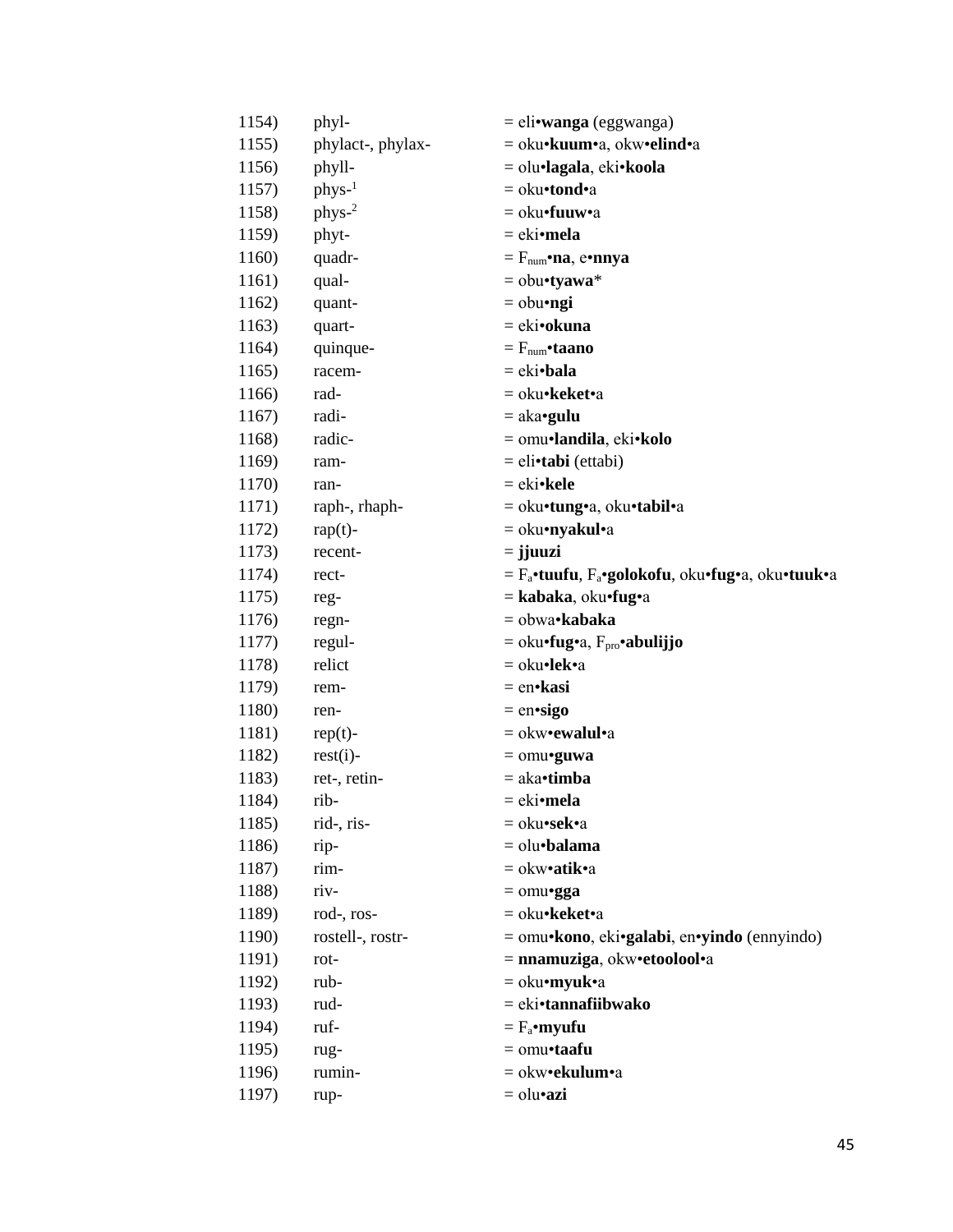| | | |
|---|---|---|
| 1154) | phyl- | = eli•**wanga** (eggwanga) |
| 1155) | phylact-, phylax- | = oku•**kuum**•a, okw•**elind**•a |
| 1156) | phyll- | = olu•**lagala**, eki•**koola** |
| 1157) | phys-[1] | = oku•**tond**•a |
| 1158) | phys-[2] | = oku•**fuuw**•a |
| 1159) | phyt- | = eki•**mela** |
| 1160) | quadr- | = $F_{num}$•**na**, e•**nnya** |
| 1161) | qual- | = obu•**tyawa***  |
| 1162) | quant- | = obu•**ngi** |
| 1163) | quart- | = eki•**okuna** |
| 1164) | quinque- | = $F_{num}$•**taano** |
| 1165) | racem- | = eki•**bala** |
| 1166) | rad- | = oku•**keket**•a |
| 1167) | radi- | = aka•**gulu** |
| 1168) | radic- | = omu•**landila**, eki•**kolo** |
| 1169) | ram- | = eli•**tabi** (ettabi) |
| 1170) | ran- | = eki•**kele** |
| 1171) | raph-, rhaph- | = oku•**tung**•a, oku•**tabil**•a |
| 1172) | rap(t)- | = oku•**nyakul**•a |
| 1173) | recent- | = **jjuuzi** |
| 1174) | rect- | = $F_a$•**tuufu**, $F_a$•**golokofu**, oku•**fug**•a, oku•**tuuk**•a |
| 1175) | reg- | = **kabaka**, oku•**fug**•a |
| 1176) | regn- | = obwa•**kabaka** |
| 1177) | regul- | = oku•**fug**•a, $F_{pro}$•**abulijjo** |
| 1178) | relict | = oku•**lek**•a |
| 1179) | rem- | = en•**kasi** |
| 1180) | ren- | = en•**sigo** |
| 1181) | rep(t)- | = okw•**ewalul**•a |
| 1182) | rest(i)- | = omu•**guwa** |
| 1183) | ret-, retin- | = aka•**timba** |
| 1184) | rib- | = eki•**mela** |
| 1185) | rid-, ris- | = oku•**sek**•a |
| 1186) | rip- | = olu•**balama** |
| 1187) | rim- | = okw•**atik**•a |
| 1188) | riv- | = omu•**gga** |
| 1189) | rod-, ros- | = oku•**keket**•a |
| 1190) | rostell-, rostr- | = omu•**kono**, eki•**galabi**, en•**yindo** (ennyindo) |
| 1191) | rot- | = **nnamuziga**, okw•**etoolool**•a |
| 1192) | rub- | = oku•**myuk**•a |
| 1193) | rud- | = eki•**tannafiibwako** |
| 1194) | ruf- | = $F_a$•**myufu** |
| 1195) | rug- | = omu•**taafu** |
| 1196) | rumin- | = okw•**ekulum**•a |
| 1197) | rup- | = olu•**azi** |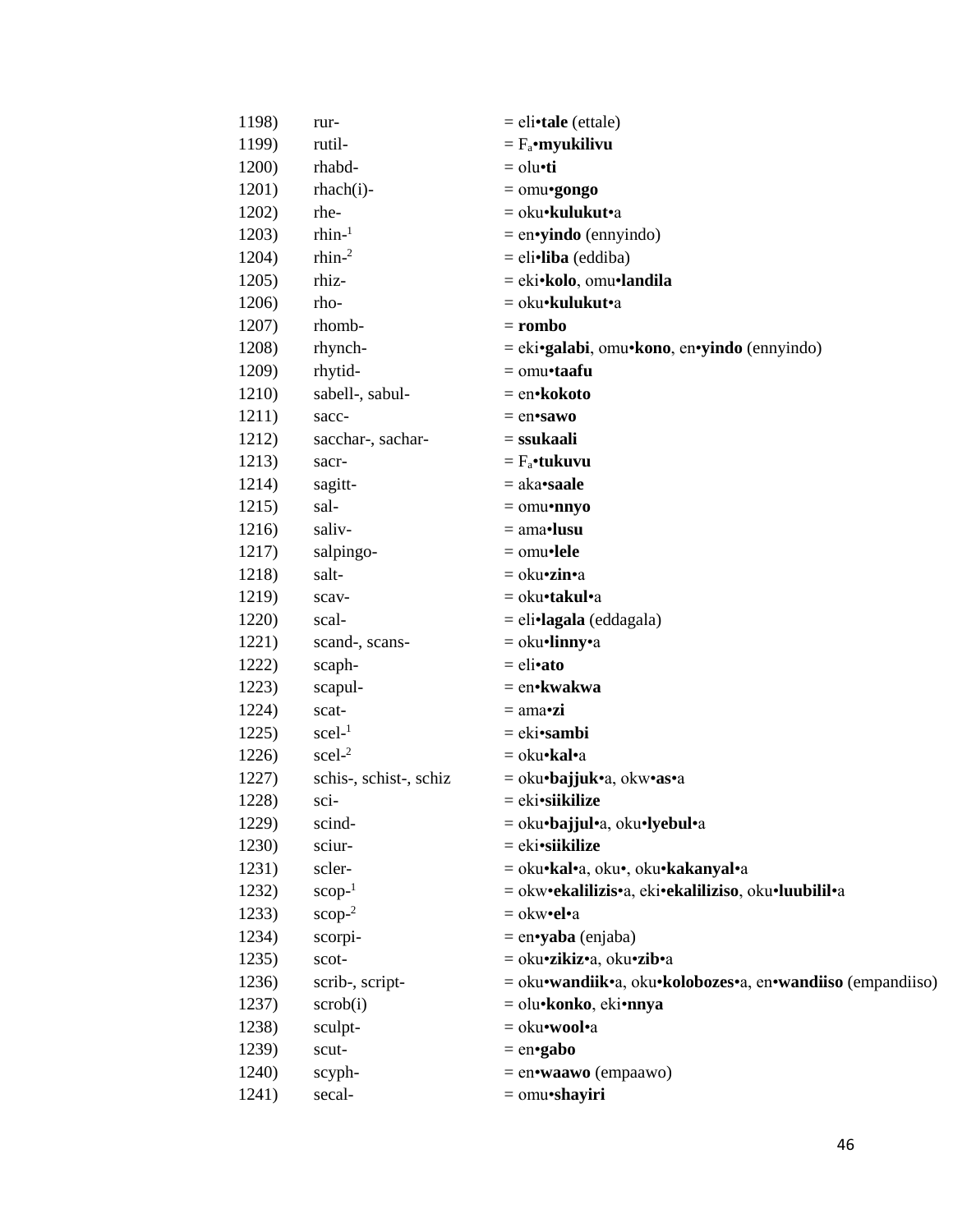| | | |
|---|---|---|
| 1198) | rur- | = eli•**tale** (ettale) |
| 1199) | rutil- | = $F_a$•**myukilivu** |
| 1200) | rhabd- | = olu•**ti** |
| 1201) | rhach(i)- | = omu•**gongo** |
| 1202) | rhe- | = oku•**kulukut**•a |
| 1203) | rhin-[1] | = en•**yindo** (ennyindo) |
| 1204) | rhin-[2] | = eli•**liba** (eddiba) |
| 1205) | rhiz- | = eki•**kolo**, omu•**landila** |
| 1206) | rho- | = oku•**kulukut**•a |
| 1207) | rhomb- | = **rombo** |
| 1208) | rhynch- | = eki•**galabi**, omu•**kono**, en•**yindo** (ennyindo) |
| 1209) | rhytid- | = omu•**taafu** |
| 1210) | sabell-, sabul- | = en•**kokoto** |
| 1211) | sacc- | = en•**sawo** |
| 1212) | sacchar-, sachar- | = **ssukaali** |
| 1213) | sacr- | = $F_a$•**tukuvu** |
| 1214) | sagitt- | = aka•**saale** |
| 1215) | sal- | = omu•**nnyo** |
| 1216) | saliv- | = ama•**lusu** |
| 1217) | salpingo- | = omu•**lele** |
| 1218) | salt- | = oku•**zin**•a |
| 1219) | scav- | = oku•**takul**•a |
| 1220) | scal- | = eli•**lagala** (eddagala) |
| 1221) | scand-, scans- | = oku•**linny**•a |
| 1222) | scaph- | = eli•**ato** |
| 1223) | scapul- | = en•**kwakwa** |
| 1224) | scat- | = ama•**zi** |
| 1225) | scel-[1] | = eki•**sambi** |
| 1226) | scel-[2] | = oku•**kal**•a |
| 1227) | schis-, schist-, schiz | = oku•**bajjuk**•a, okw•**as**•a |
| 1228) | sci- | = eki•**siikilize** |
| 1229) | scind- | = oku•**bajjul**•a, oku•**lyebul**•a |
| 1230) | sciur- | = eki•**siikilize** |
| 1231) | scler- | = oku•**kal**•a, oku•, oku•**kakanyal**•a |
| 1232) | scop-[1] | = okw•**ekalilizis**•a, eki•**ekaliliziso**, oku•**luubilil**•a |
| 1233) | scop-[2] | = okw•**el**•a |
| 1234) | scorpi- | = en•**yaba** (enjaba) |
| 1235) | scot- | = oku•**zikiz**•a, oku•**zib**•a |
| 1236) | scrib-, script- | = oku•**wandiik**•a, oku•**kolobozes**•a, en•**wandiiso** (empandiiso) |
| 1237) | scrob(i) | = olu•**konko**, eki•**nnya** |
| 1238) | sculpt- | = oku•**wool**•a |
| 1239) | scut- | = en•**gabo** |
| 1240) | scyph- | = en•**waawo** (empaawo) |
| 1241) | secal- | = omu•**shayiri** |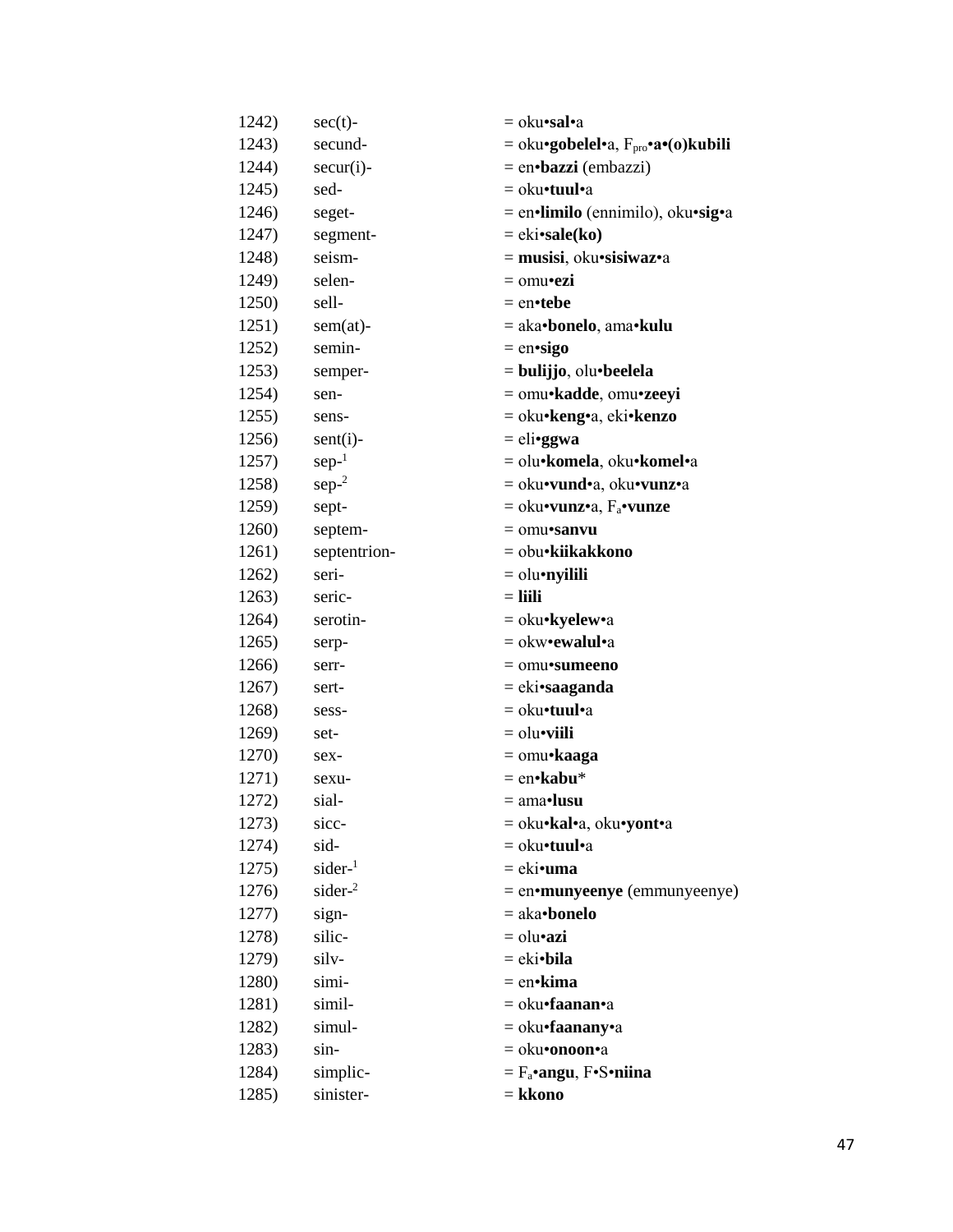| | | |
|---|---|---|
| 1242) | sec(t)- | = oku•**sal**•a |
| 1243) | secund- | = oku•**gobelel**•a, $F_{pro}$•**a•(o)kubili** |
| 1244) | secur(i)- | = en•**bazzi** (embazzi) |
| 1245) | sed- | = oku•**tuul**•a |
| 1246) | seget- | = en•**limilo** (ennimilo), oku•**sig**•a |
| 1247) | segment- | = eki•**sale(ko)** |
| 1248) | seism- | = **musisi**, oku•**sisiwaz**•a |
| 1249) | selen- | = omu•**ezi** |
| 1250) | sell- | = en•**tebe** |
| 1251) | sem(at)- | = aka•**bonelo**, ama•**kulu** |
| 1252) | semin- | = en•**sigo** |
| 1253) | semper- | = **bulijjo**, olu•**beelela** |
| 1254) | sen- | = omu•**kadde**, omu•**zeeyi** |
| 1255) | sens- | = oku•**keng**•a, eki•**kenzo** |
| 1256) | sent(i)- | = eli•**ggwa** |
| 1257) | sep-[1] | = olu•**komela**, oku•**komel**•a |
| 1258) | sep-[2] | = oku•**vund**•a, oku•**vunz**•a |
| 1259) | sept- | = oku•**vunz**•a, $F_a$•**vunze** |
| 1260) | septem- | = omu•**sanvu** |
| 1261) | septentrion- | = obu•**kiikakkono** |
| 1262) | seri- | = olu•**nyilili** |
| 1263) | seric- | = **liili** |
| 1264) | serotin- | = oku•**kyelew**•a |
| 1265) | serp- | = okw•**ewalul**•a |
| 1266) | serr- | = omu•**sumeeno** |
| 1267) | sert- | = eki•**saaganda** |
| 1268) | sess- | = oku•**tuul**•a |
| 1269) | set- | = olu•**viili** |
| 1270) | sex- | = omu•**kaaga** |
| 1271) | sexu- | = en•**kabu*** |
| 1272) | sial- | = ama•**lusu** |
| 1273) | sicc- | = oku•**kal**•a, oku•**yont**•a |
| 1274) | sid- | = oku•**tuul**•a |
| 1275) | sider-[1] | = eki•**uma** |
| 1276) | sider-[2] | = en•**munyeenye** (emmunyeenye) |
| 1277) | sign- | = aka•**bonelo** |
| 1278) | silic- | = olu•**azi** |
| 1279) | silv- | = eki•**bila** |
| 1280) | simi- | = en•**kima** |
| 1281) | simil- | = oku•**faanan**•a |
| 1282) | simul- | = oku•**faanany**•a |
| 1283) | sin- | = oku•**onoon**•a |
| 1284) | simplic- | = $F_a$•**angu**, F•S•**niina** |
| 1285) | sinister- | = **kkono** |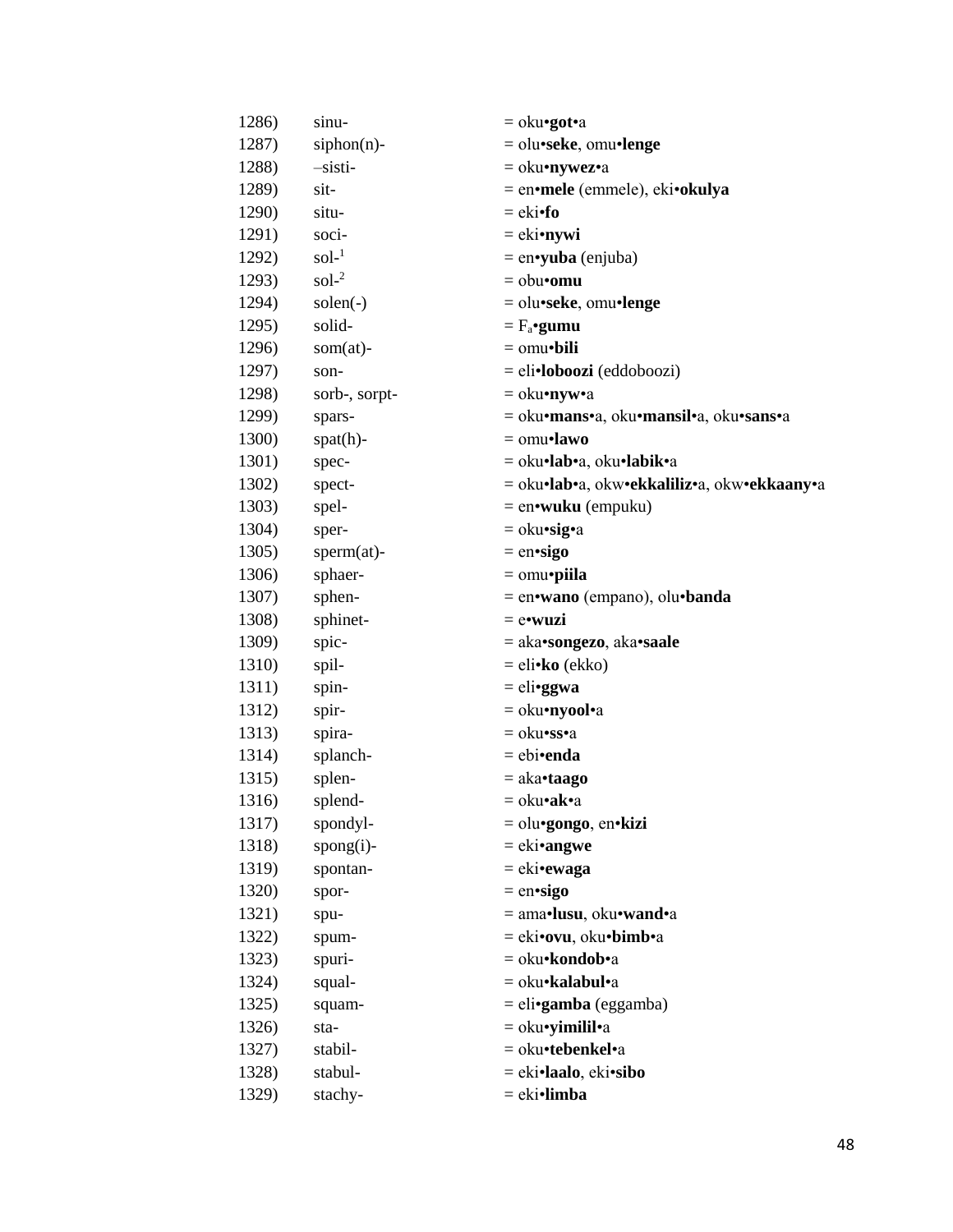1286) sinu- = oku•**got**•a
1287) siphon(n)- = olu•**seke**, omu•**lenge**
1288) –sisti- = oku•**nywez**•a
1289) sit- = en•**mele** (emmele), eki•**okulya**
1290) situ- = eki•**fo**
1291) soci- = eki•**nywi**
1292) sol-[1] = en•**yuba** (enjuba)
1293) sol-[2] = obu•**omu**
1294) solen(-) = olu•**seke**, omu•**lenge**
1295) solid- = $F_a$•**gumu**
1296) som(at)- = omu•**bili**
1297) son- = eli•**loboozi** (eddoboozi)
1298) sorb-, sorpt- = oku•**nyw**•a
1299) spars- = oku•**mans**•a, oku•**mansil**•a, oku•**sans**•a
1300) spat(h)- = omu•**lawo**
1301) spec- = oku•**lab**•a, oku•**labik**•a
1302) spect- = oku•**lab**•a, okw•**ekkaliliz**•a, okw•**ekkaany**•a
1303) spel- = en•**wuku** (empuku)
1304) sper- = oku•**sig**•a
1305) sperm(at)- = en•**sigo**
1306) sphaer- = omu•**piila**
1307) sphen- = en•**wano** (empano), olu•**banda**
1308) sphinet- = e•**wuzi**
1309) spic- = aka•**songezo**, aka•**saale**
1310) spil- = eli•**ko** (ekko)
1311) spin- = eli•**ggwa**
1312) spir- = oku•**nyool**•a
1313) spira- = oku•**ss**•a
1314) splanch- = ebi•**enda**
1315) splen- = aka•**taago**
1316) splend- = oku•**ak**•a
1317) spondyl- = olu•**gongo**, en•**kizi**
1318) spong(i)- = eki•**angwe**
1319) spontan- = eki•**ewaga**
1320) spor- = en•**sigo**
1321) spu- = ama•**lusu**, oku•**wand**•a
1322) spum- = eki•**ovu**, oku•**bimb**•a
1323) spuri- = oku•**kondob**•a
1324) squal- = oku•**kalabul**•a
1325) squam- = eli•**gamba** (eggamba)
1326) sta- = oku•**yimilil**•a
1327) stabil- = oku•**tebenkel**•a
1328) stabul- = eki•**laalo**, eki•**sibo**
1329) stachy- = eki•**limba**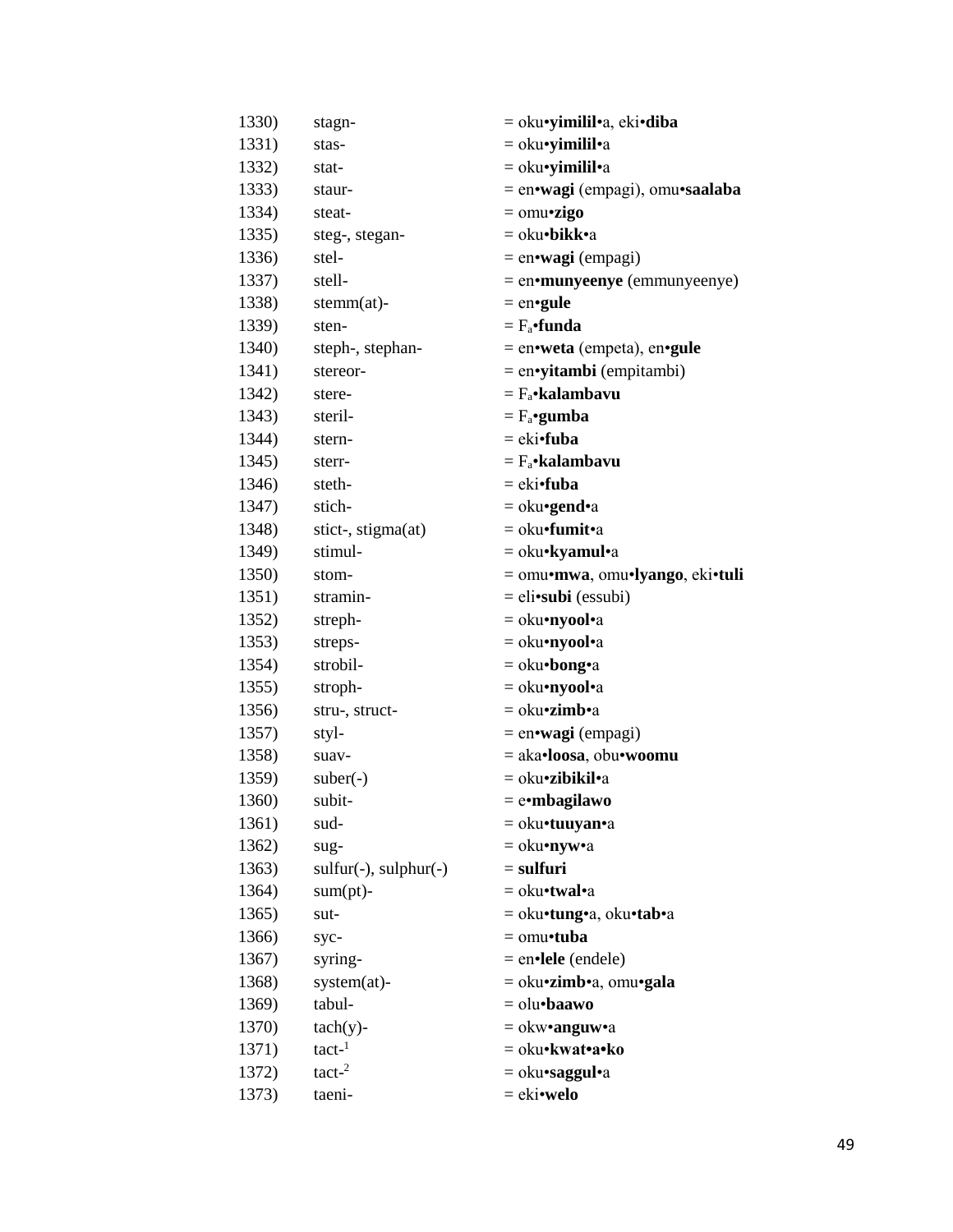| | | |
|---|---|---|
| 1330) | stagn- | = oku•**yimilil**•a, eki•**diba** |
| 1331) | stas- | = oku•**yimilil**•a |
| 1332) | stat- | = oku•**yimilil**•a |
| 1333) | staur- | = en•**wagi** (empagi), omu•**saalaba** |
| 1334) | steat- | = omu•**zigo** |
| 1335) | steg-, stegan- | = oku•**bikk**•a |
| 1336) | stel- | = en•**wagi** (empagi) |
| 1337) | stell- | = en•**munyeenye** (emmunyeenye) |
| 1338) | stemm(at)- | = en•**gule** |
| 1339) | sten- | = $F_a$•**funda** |
| 1340) | steph-, stephan- | = en•**weta** (empeta), en•**gule** |
| 1341) | stereor- | = en•**yitambi** (empitambi) |
| 1342) | stere- | = $F_a$•**kalambavu** |
| 1343) | steril- | = $F_a$•**gumba** |
| 1344) | stern- | = eki•**fuba** |
| 1345) | sterr- | = $F_a$•**kalambavu** |
| 1346) | steth- | = eki•**fuba** |
| 1347) | stich- | = oku•**gend**•a |
| 1348) | stict-, stigma(at) | = oku•**fumit**•a |
| 1349) | stimul- | = oku•**kyamul**•a |
| 1350) | stom- | = omu•**mwa**, omu•**lyango**, eki•**tuli** |
| 1351) | stramin- | = eli•**subi** (essubi) |
| 1352) | streph- | = oku•**nyool**•a |
| 1353) | streps- | = oku•**nyool**•a |
| 1354) | strobil- | = oku•**bong**•a |
| 1355) | stroph- | = oku•**nyool**•a |
| 1356) | stru-, struct- | = oku•**zimb**•a |
| 1357) | styl- | = en•**wagi** (empagi) |
| 1358) | suav- | = aka•**loosa**, obu•**woomu** |
| 1359) | suber(-) | = oku•**zibikil**•a |
| 1360) | subit- | = e•**mbagilawo** |
| 1361) | sud- | = oku•**tuuyan**•a |
| 1362) | sug- | = oku•**nyw**•a |
| 1363) | sulfur(-), sulphur(-) | = **sulfuri** |
| 1364) | sum(pt)- | = oku•**twal**•a |
| 1365) | sut- | = oku•**tung**•a, oku•**tab**•a |
| 1366) | syc- | = omu•**tuba** |
| 1367) | syring- | = en•**lele** (endele) |
| 1368) | system(at)- | = oku•**zimb**•a, omu•**gala** |
| 1369) | tabul- | = olu•**baawo** |
| 1370) | tach(y)- | = okw•**anguw**•a |
| 1371) | tact-[1] | = oku•**kwat•a•ko** |
| 1372) | tact-[2] | = oku•**saggul**•a |
| 1373) | taeni- | = eki•**welo** |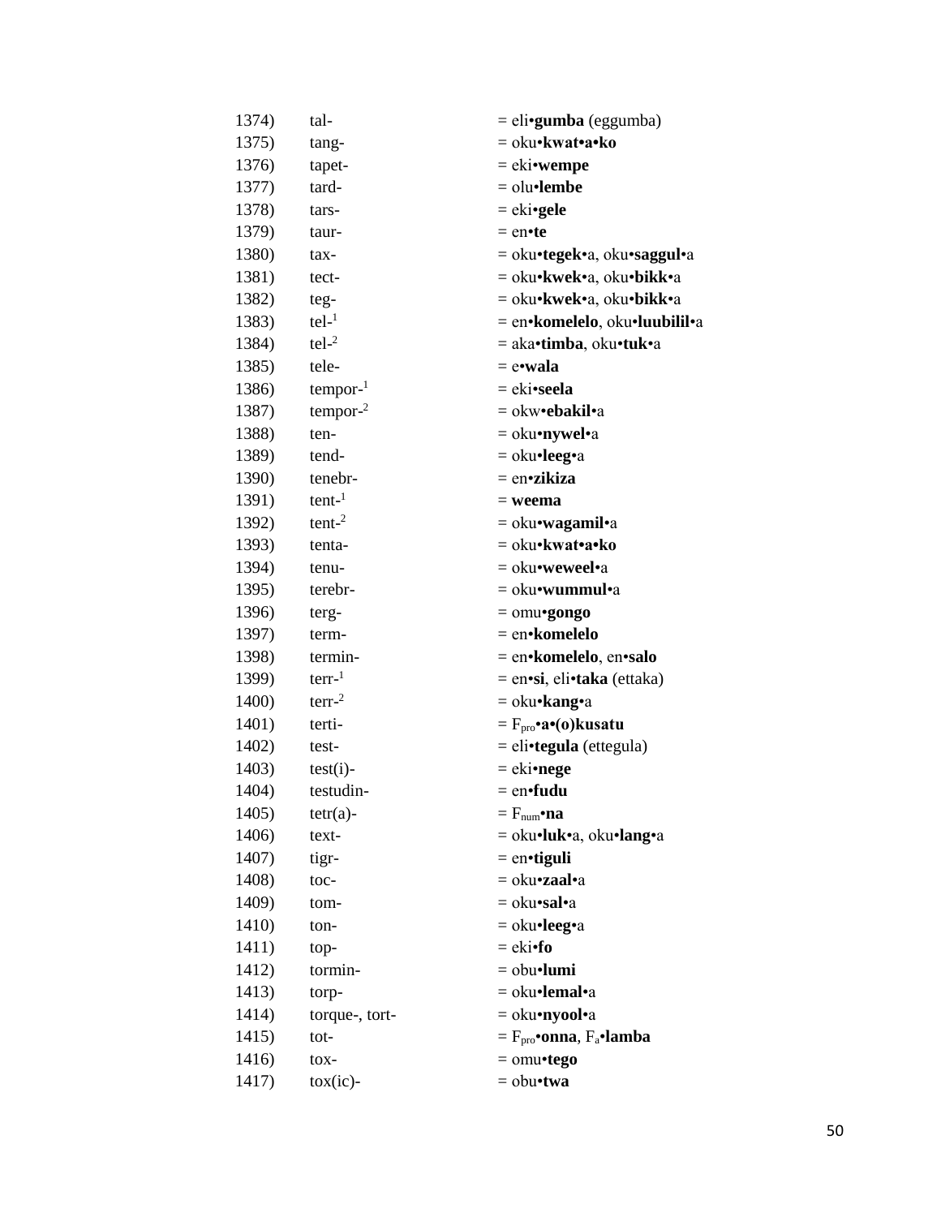| | | |
|---|---|---|
| 1374) | tal- | = eli•**gumba** (eggumba) |
| 1375) | tang- | = oku•**kwat•a•ko** |
| 1376) | tapet- | = eki•**wempe** |
| 1377) | tard- | = olu•**lembe** |
| 1378) | tars- | = eki•**gele** |
| 1379) | taur- | = en•**te** |
| 1380) | tax- | = oku•**tegek**•a, oku•**saggul**•a |
| 1381) | tect- | = oku•**kwek**•a, oku•**bikk**•a |
| 1382) | teg- | = oku•**kwek**•a, oku•**bikk**•a |
| 1383) | tel-[1] | = en•**komelelo**, oku•**luubilil**•a |
| 1384) | tel-[2] | = aka•**timba**, oku•**tuk**•a |
| 1385) | tele- | = e•**wala** |
| 1386) | tempor-[1] | = eki•**seela** |
| 1387) | tempor-[2] | = okw•**ebakil**•a |
| 1388) | ten- | = oku•**nywel**•a |
| 1389) | tend- | = oku•**leeg**•a |
| 1390) | tenebr- | = en•**zikiza** |
| 1391) | tent-[1] | = **weema** |
| 1392) | tent-[2] | = oku•**wagamil**•a |
| 1393) | tenta- | = oku•**kwat•a•ko** |
| 1394) | tenu- | = oku•**weweel**•a |
| 1395) | terebr- | = oku•**wummul**•a |
| 1396) | terg- | = omu•**gongo** |
| 1397) | term- | = en•**komelelo** |
| 1398) | termin- | = en•**komelelo**, en•**salo** |
| 1399) | terr-[1] | = en•**si**, eli•**taka** (ettaka) |
| 1400) | terr-[2] | = oku•**kang**•a |
| 1401) | terti- | = $F_{pro}$•**a•(o)kusatu** |
| 1402) | test- | = eli•**tegula** (ettegula) |
| 1403) | test(i)- | = eki•**nege** |
| 1404) | testudin- | = en•**fudu** |
| 1405) | tetr(a)- | = $F_{num}$•**na** |
| 1406) | text- | = oku•**luk**•a, oku•**lang**•a |
| 1407) | tigr- | = en•**tiguli** |
| 1408) | toc- | = oku•**zaal**•a |
| 1409) | tom- | = oku•**sal**•a |
| 1410) | ton- | = oku•**leeg**•a |
| 1411) | top- | = eki•**fo** |
| 1412) | tormin- | = obu•**lumi** |
| 1413) | torp- | = oku•**lemal**•a |
| 1414) | torque-, tort- | = oku•**nyool**•a |
| 1415) | tot- | = $F_{pro}$•**onna**, $F_{a}$•**lamba** |
| 1416) | tox- | = omu•**tego** |
| 1417) | tox(ic)- | = obu•**twa** |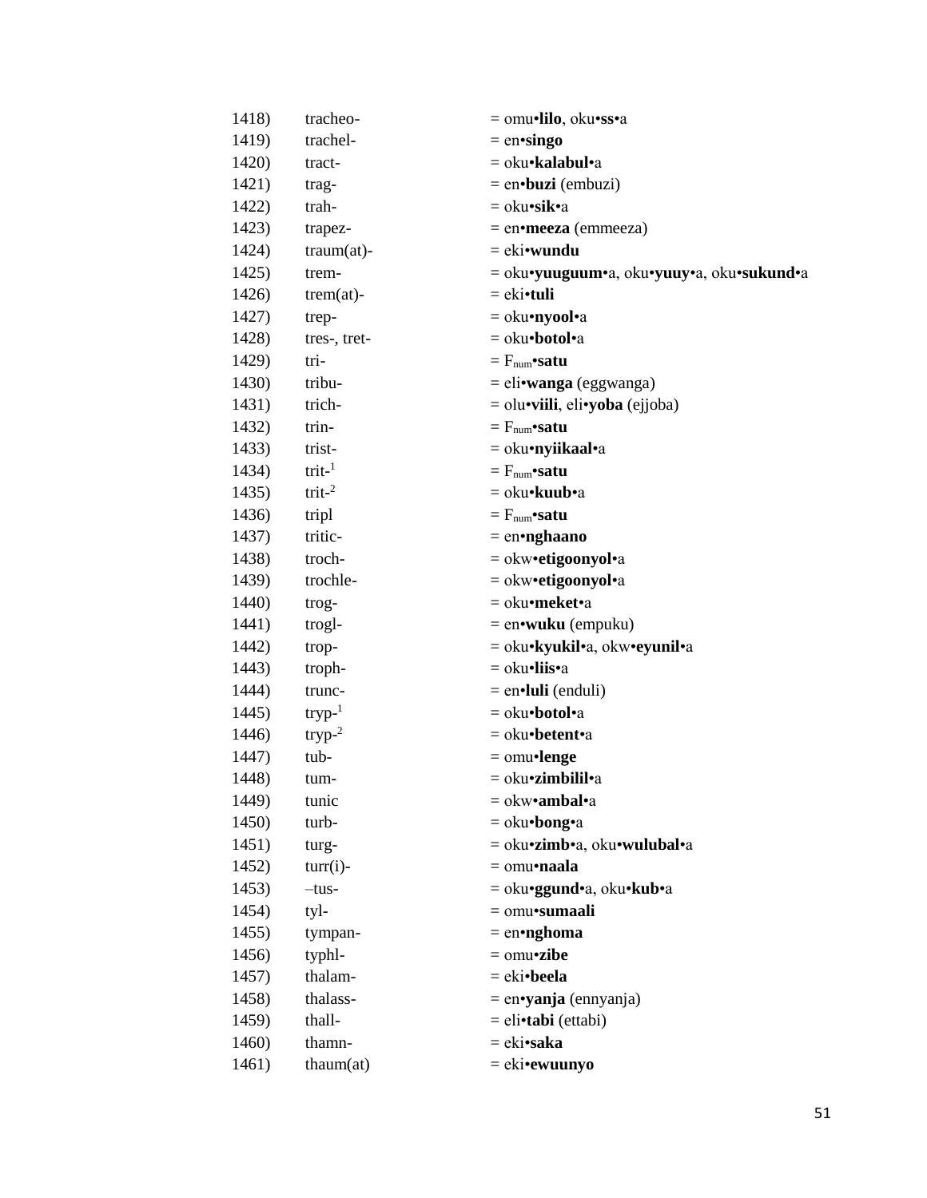| | | |
|---|---|---|
| 1418) | tracheo- | = omu•**lilo**, oku•**ss**•a |
| 1419) | trachel- | = en•**singo** |
| 1420) | tract- | = oku•**kalabul**•a |
| 1421) | trag- | = en•**buzi** (embuzi) |
| 1422) | trah- | = oku•**sik**•a |
| 1423) | trapez- | = en•**meeza** (emmeeza) |
| 1424) | traum(at)- | = eki•**wundu** |
| 1425) | trem- | = oku•**yuuguum**•a, oku•**yuuy**•a, oku•**sukund**•a |
| 1426) | trem(at)- | = eki•**tuli** |
| 1427) | trep- | = oku•**nyool**•a |
| 1428) | tres-, tret- | = oku•**botol**•a |
| 1429) | tri- | = $F_{num}$•**satu** |
| 1430) | tribu- | = eli•**wanga** (eggwanga) |
| 1431) | trich- | = olu•**viili**, eli•**yoba** (ejjoba) |
| 1432) | trin- | = $F_{num}$•**satu** |
| 1433) | trist- | = oku•**nyiikaal**•a |
| 1434) | trit-[1] | = $F_{num}$•**satu** |
| 1435) | trit-[2] | = oku•**kuub**•a |
| 1436) | tripl | = $F_{num}$•**satu** |
| 1437) | tritic- | = en•**nghaano** |
| 1438) | troch- | = okw•**etigoonyol**•a |
| 1439) | trochle- | = okw•**etigoonyol**•a |
| 1440) | trog- | = oku•**meket**•a |
| 1441) | trogl- | = en•**wuku** (empuku) |
| 1442) | trop- | = oku•**kyukil**•a, okw•**eyunil**•a |
| 1443) | troph- | = oku•**liis**•a |
| 1444) | trunc- | = en•**luli** (enduli) |
| 1445) | tryp-[1] | = oku•**botol**•a |
| 1446) | tryp-[2] | = oku•**betent**•a |
| 1447) | tub- | = omu•**lenge** |
| 1448) | tum- | = oku•**zimbilil**•a |
| 1449) | tunic | = okw•**ambal**•a |
| 1450) | turb- | = oku•**bong**•a |
| 1451) | turg- | = oku•**zimb**•a, oku•**wulubal**•a |
| 1452) | turr(i)- | = omu•**naala** |
| 1453) | –tus- | = oku•**ggund**•a, oku•**kub**•a |
| 1454) | tyl- | = omu•**sumaali** |
| 1455) | tympan- | = en•**nghoma** |
| 1456) | typhl- | = omu•**zibe** |
| 1457) | thalam- | = eki•**beela** |
| 1458) | thalass- | = en•**yanja** (ennyanja) |
| 1459) | thall- | = eli•**tabi** (ettabi) |
| 1460) | thamn- | = eki•**saka** |
| 1461) | thaum(at) | = eki•**ewuunyo** |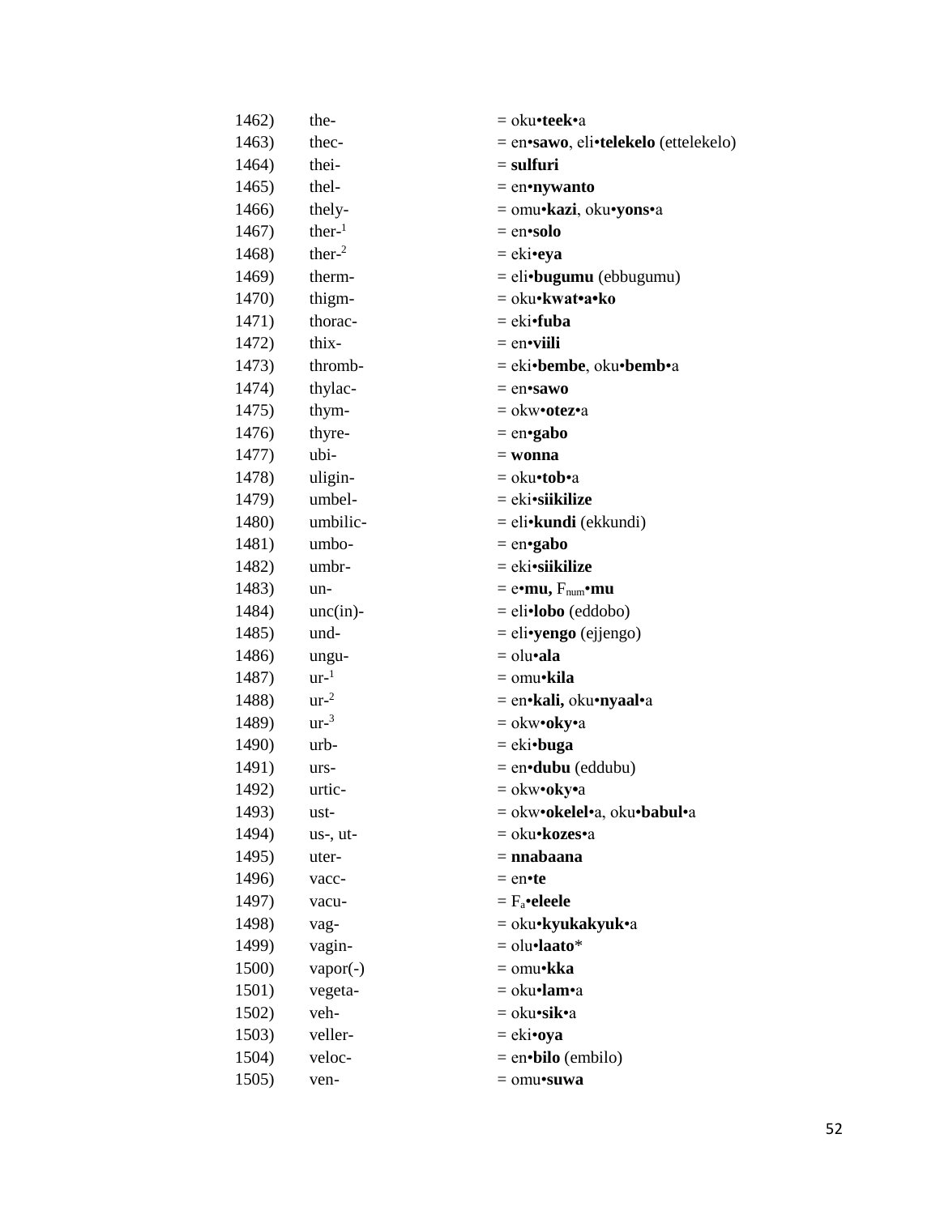| | | |
|---|---|---|
| 1462) | the- | = oku•**teek**•a |
| 1463) | thec- | = en•**sawo**, eli•**telekelo** (ettelekelo) |
| 1464) | thei- | = **sulfuri** |
| 1465) | thel- | = en•**nywanto** |
| 1466) | thely- | = omu•**kazi**, oku•**yons**•a |
| 1467) | ther-[1] | = en•**solo** |
| 1468) | ther-[2] | = eki•**eya** |
| 1469) | therm- | = eli•**bugumu** (ebbugumu) |
| 1470) | thigm- | = oku•**kwat•a•ko** |
| 1471) | thorac- | = eki•**fuba** |
| 1472) | thix- | = en•**viili** |
| 1473) | thromb- | = eki•**bembe**, oku•**bemb**•a |
| 1474) | thylac- | = en•**sawo** |
| 1475) | thym- | = okw•**otez**•a |
| 1476) | thyre- | = en•**gabo** |
| 1477) | ubi- | = **wonna** |
| 1478) | uligin- | = oku•**tob**•a |
| 1479) | umbel- | = eki•**siikilize** |
| 1480) | umbilic- | = eli•**kundi** (ekkundi) |
| 1481) | umbo- | = en•**gabo** |
| 1482) | umbr- | = eki•**siikilize** |
| 1483) | un- | = e•**mu,** $F_{num}$•**mu** |
| 1484) | unc(in)- | = eli•**lobo** (eddobo) |
| 1485) | und- | = eli•**yengo** (ejjengo) |
| 1486) | ungu- | = olu•**ala** |
| 1487) | ur-[1] | = omu•**kila** |
| 1488) | ur-[2] | = en•**kali,** oku•**nyaal**•a |
| 1489) | ur-[3] | = okw•**oky**•a |
| 1490) | urb- | = eki•**buga** |
| 1491) | urs- | = en•**dubu** (eddubu) |
| 1492) | urtic- | = okw•**oky**•a |
| 1493) | ust- | = okw•**okelel**•a, oku•**babul**•a |
| 1494) | us-, ut- | = oku•**kozes**•a |
| 1495) | uter- | = **nnabaana** |
| 1496) | vacc- | = en•**te** |
| 1497) | vacu- | = $F_a$•**eleele** |
| 1498) | vag- | = oku•**kyukakyuk**•a |
| 1499) | vagin- | = olu•**laato**\* |
| 1500) | vapor(-) | = omu•**kka** |
| 1501) | vegeta- | = oku•**lam**•a |
| 1502) | veh- | = oku•**sik**•a |
| 1503) | veller- | = eki•**oya** |
| 1504) | veloc- | = en•**bilo** (embilo) |
| 1505) | ven- | = omu•**suwa** |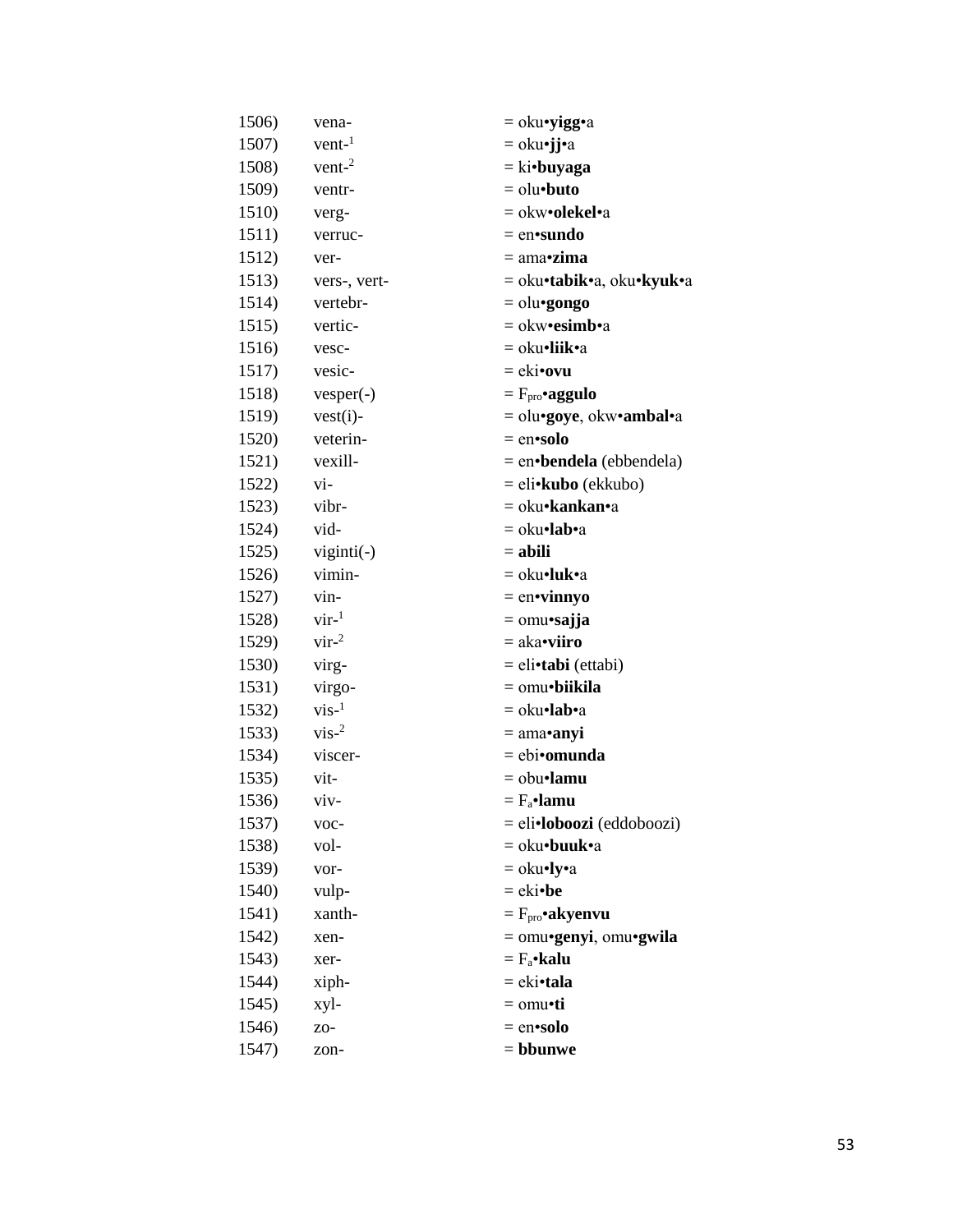1506) vena- = oku•**yigg**•a
1507) vent-[1] = oku•**jj**•a
1508) vent-[2] = ki•**buyaga**
1509) ventr- = olu•**buto**
1510) verg- = okw•**olekel**•a
1511) verruc- = en•**sundo**
1512) ver- = ama•**zima**
1513) vers-, vert- = oku•**tabik**•a, oku•**kyuk**•a
1514) vertebr- = olu•**gongo**
1515) vertic- = okw•**esimb**•a
1516) vesc- = oku•**liik**•a
1517) vesic- = eki•**ovu**
1518) vesper(-) = $F_{pro}$•**aggulo**
1519) vest(i)- = olu•**goye**, okw•**ambal**•a
1520) veterin- = en•**solo**
1521) vexill- = en•**bendela** (ebbendela)
1522) vi- = eli•**kubo** (ekkubo)
1523) vibr- = oku•**kankan**•a
1524) vid- = oku•**lab**•a
1525) viginti(-) = **abili**
1526) vimin- = oku•**luk**•a
1527) vin- = en•**vinnyo**
1528) vir-[1] = omu•**sajja**
1529) vir-[2] = aka•**viiro**
1530) virg- = eli•**tabi** (ettabi)
1531) virgo- = omu•**biikila**
1532) vis-[1] = oku•**lab**•a
1533) vis-[2] = ama•**anyi**
1534) viscer- = ebi•**omunda**
1535) vit- = obu•**lamu**
1536) viv- = $F_a$•**lamu**
1537) voc- = eli•**loboozi** (eddoboozi)
1538) vol- = oku•**buuk**•a
1539) vor- = oku•**ly**•a
1540) vulp- = eki•**be**
1541) xanth- = $F_{pro}$•**akyenvu**
1542) xen- = omu•**genyi**, omu•**gwila**
1543) xer- = $F_a$•**kalu**
1544) xiph- = eki•**tala**
1545) xyl- = omu•**ti**
1546) zo- = en•**solo**
1547) zon- = **bbunwe**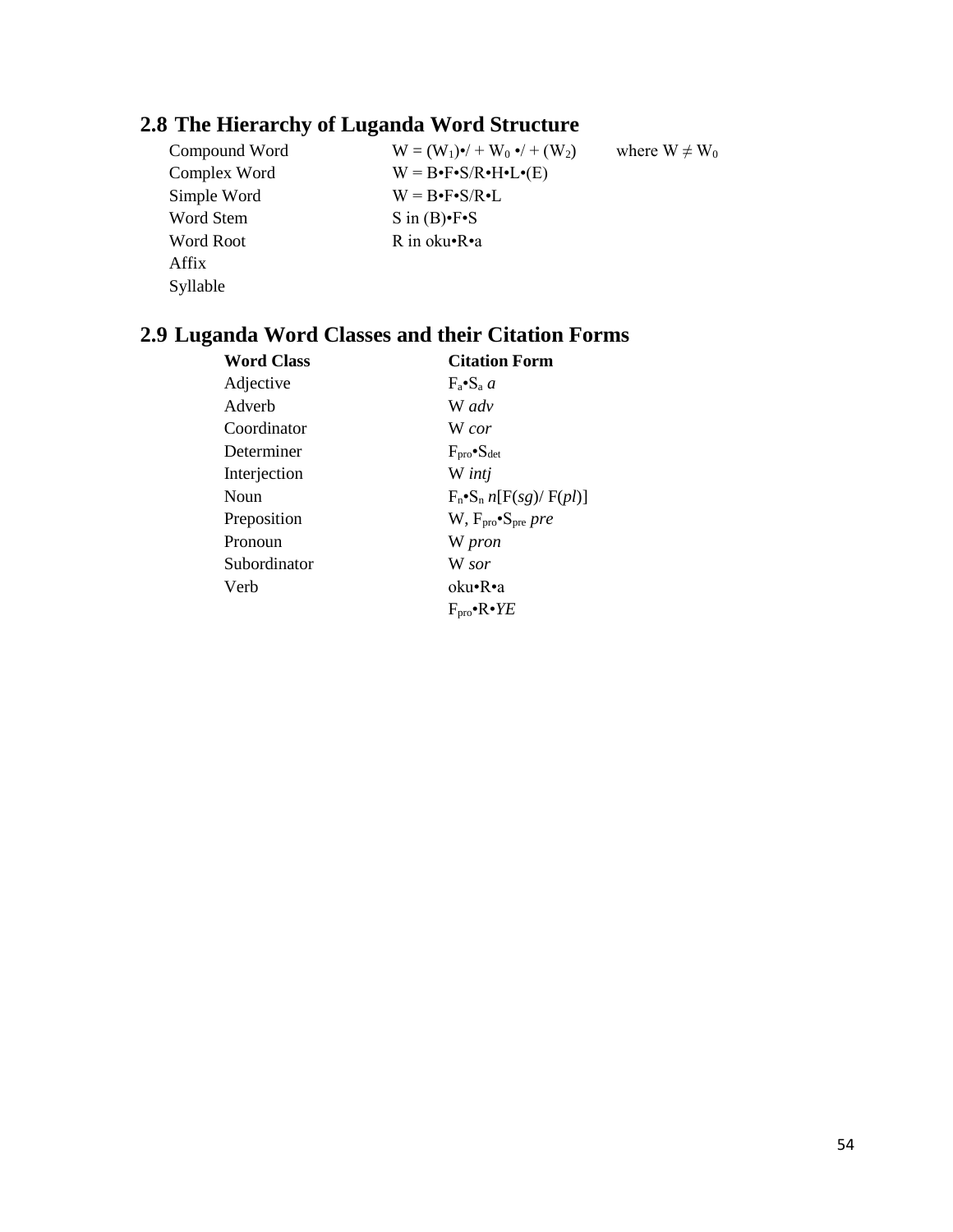## 2.8 The Hierarchy of Luganda Word Structure

| | | |
|---|---|---|
| Compound Word | $W = (W_1)$•/ + $W_0$ •/ + $(W_2)$ | where $W \neq W_0$ |
| Complex Word | W = B•F•S/R•H•L•(E) | |
| Simple Word | W = B•F•S/R•L | |
| Word Stem | S in (B)•F•S | |
| Word Root | R in oku•R•a | |
| Affix | | |
| Syllable | | |

## 2.9 Luganda Word Classes and their Citation Forms

| **Word Class** | **Citation Form** |
|---|---|
| Adjective | $F_a$•$S_a$ *a* |
| Adverb | W *adv* |
| Coordinator | W *cor* |
| Determiner | $F_{pro}$•$S_{det}$ |
| Interjection | W *intj* |
| Noun | $F_n$•$S_n$ *n*[F(*sg*)/ F(*pl*)] |
| Preposition | W, $F_{pro}$•$S_{pre}$ *pre* |
| Pronoun | W *pron* |
| Subordinator | W *sor* |
| Verb | oku•R•a |
| | $F_{pro}$•R•*YE* |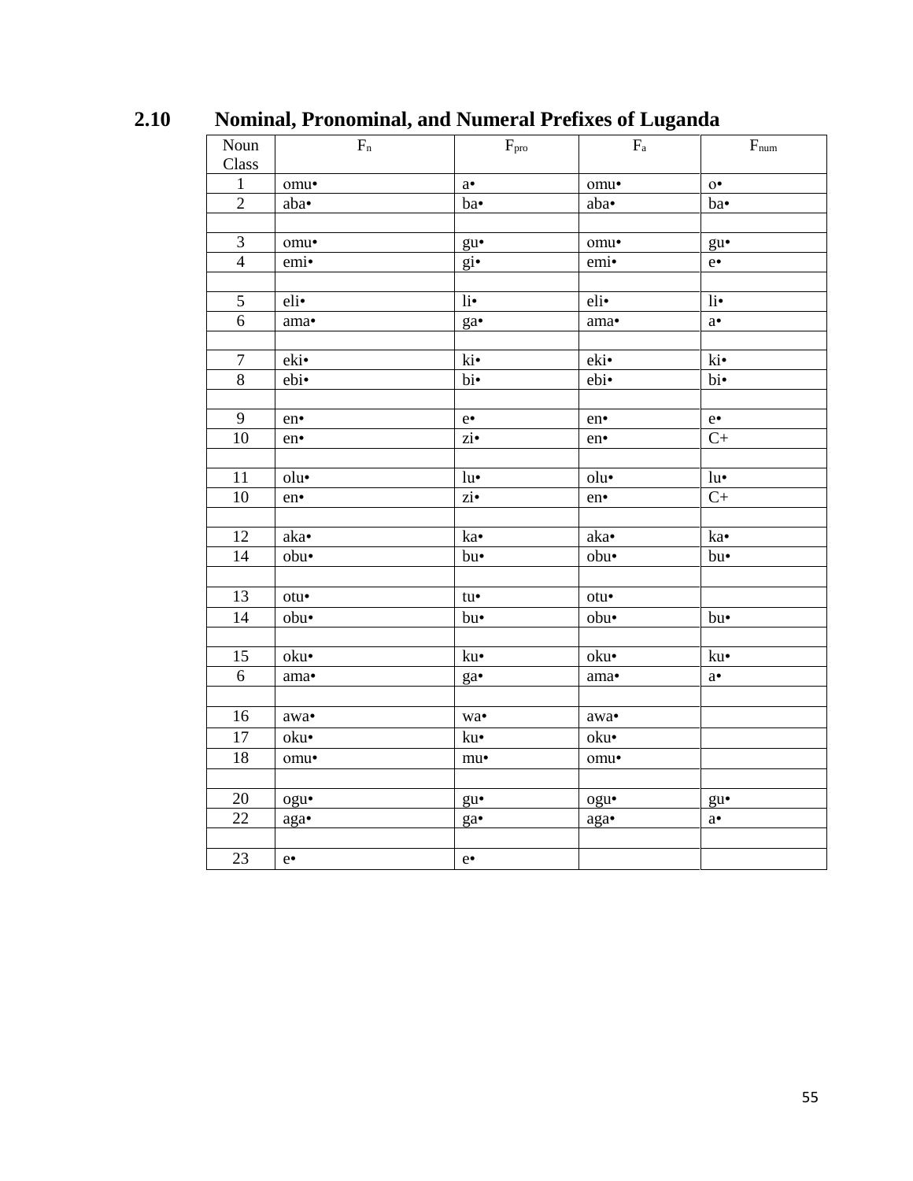## 2.10 Nominal, Pronominal, and Numeral Prefixes of Luganda

| Noun Class | $F_n$ | $F_{pro}$ | $F_a$ | $F_{num}$ |
|---|---|---|---|---|
| 1 | omu• | a• | omu• | o• |
| 2 | aba• | ba• | aba• | ba• |
| | | | | |
| 3 | omu• | gu• | omu• | gu• |
| 4 | emi• | gi• | emi• | e• |
| | | | | |
| 5 | eli• | li• | eli• | li• |
| 6 | ama• | ga• | ama• | a• |
| | | | | |
| 7 | eki• | ki• | eki• | ki• |
| 8 | ebi• | bi• | ebi• | bi• |
| | | | | |
| 9 | en• | e• | en• | e• |
| 10 | en• | zi• | en• | C+ |
| | | | | |
| 11 | olu• | lu• | olu• | lu• |
| 10 | en• | zi• | en• | C+ |
| | | | | |
| 12 | aka• | ka• | aka• | ka• |
| 14 | obu• | bu• | obu• | bu• |
| | | | | |
| 13 | otu• | tu• | otu• | |
| 14 | obu• | bu• | obu• | bu• |
| | | | | |
| 15 | oku• | ku• | oku• | ku• |
| 6 | ama• | ga• | ama• | a• |
| | | | | |
| 16 | awa• | wa• | awa• | |
| 17 | oku• | ku• | oku• | |
| 18 | omu• | mu• | omu• | |
| | | | | |
| 20 | ogu• | gu• | ogu• | gu• |
| 22 | aga• | ga• | aga• | a• |
| | | | | |
| 23 | e• | e• | | |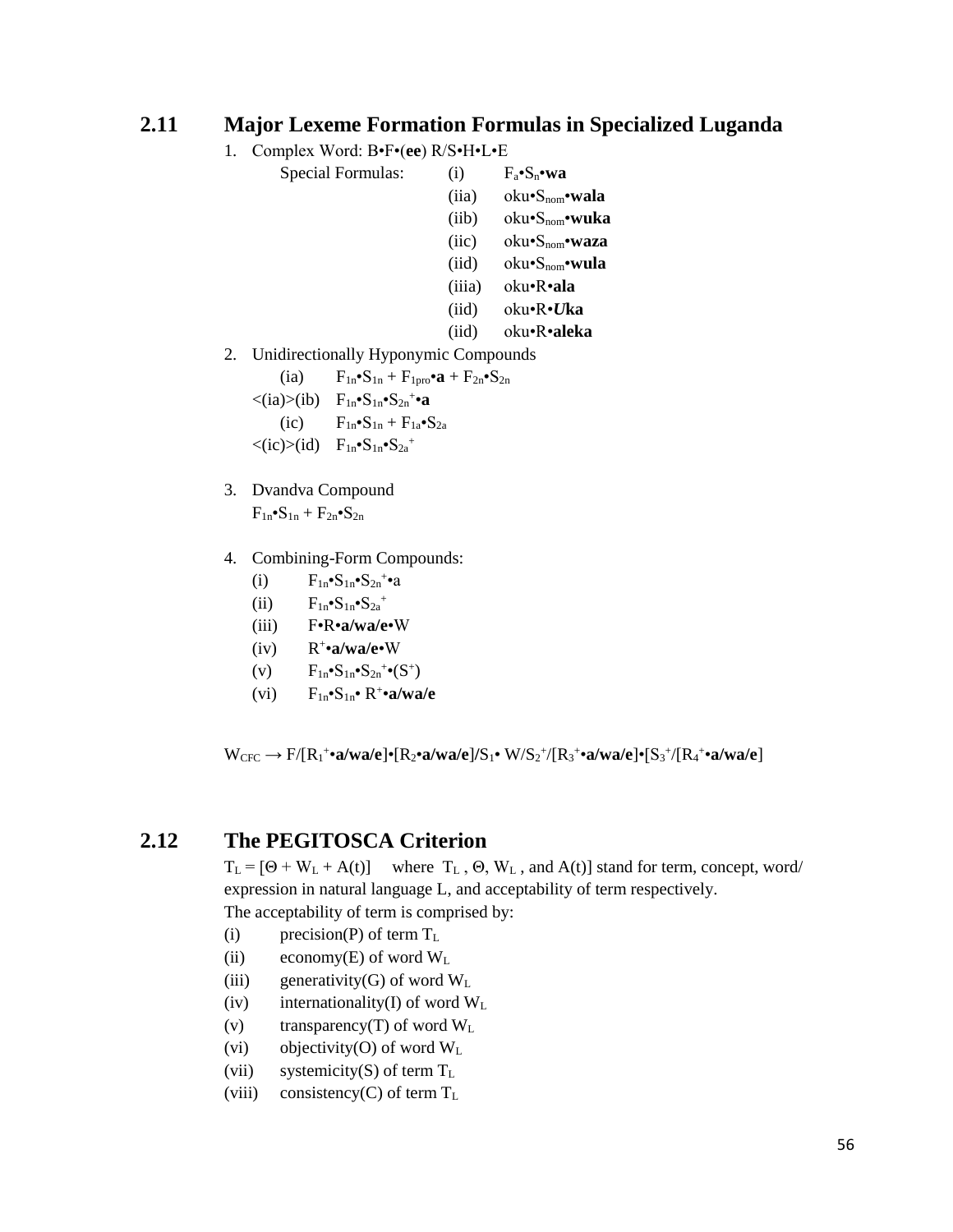## 2.11 Major Lexeme Formation Formulas in Specialized Luganda

1. Complex Word: B•F•(**ee**) R/S•H•L•E

   Special Formulas:
   - (i) $F_a$•$S_n$•**wa**
   - (iia) oku•$S_{nom}$•**wala**
   - (iib) oku•$S_{nom}$•**wuka**
   - (iic) oku•$S_{nom}$•**waza**
   - (iid) oku•$S_{nom}$•**wula**
   - (iiia) oku•R•**ala**
   - (iid) oku•R•***U*ka**
   - (iid) oku•R•**aleka**

2. Unidirectionally Hyponymic Compounds
   - (ia) $F_{1n}$•$S_{1n}$ + $F_{1pro}$•**a** + $F_{2n}$•$S_{2n}$
   - <(ia)>(ib) $F_{1n}$•$S_{1n}$•$S_{2n}^{+}$•**a**
   - (ic) $F_{1n}$•$S_{1n}$ + $F_{1a}$•$S_{2a}$
   - <(ic)>(id) $F_{1n}$•$S_{1n}$•$S_{2a}^{+}$

3. Dvandva Compound

   $F_{1n}$•$S_{1n}$ + $F_{2n}$•$S_{2n}$

4. Combining-Form Compounds:
   - (i) $F_{1n}$•$S_{1n}$•$S_{2n}^{+}$•a
   - (ii) $F_{1n}$•$S_{1n}$•$S_{2a}^{+}$
   - (iii) F•R•**a/wa/e**•W
   - (iv) $R^{+}$•**a/wa/e**•W
   - (v) $F_{1n}$•$S_{1n}$•$S_{2n}^{+}$•($S^{+}$)
   - (vi) $F_{1n}$•$S_{1n}$• $R^{+}$•**a/wa/e**

$W_{CFC}$ → F/[$R_1^{+}$•**a/wa/e**]•[$R_2$•**a/wa/e**]/$S_1$• W/$S_2^{+}$/[$R_3^{+}$•**a/wa/e**]•[$S_3^{+}$/[$R_4^{+}$•**a/wa/e**]

## 2.12 The PEGITOSCA Criterion

$T_L = [\Theta + W_L + A(t)]$ where $T_L$, $\Theta$, $W_L$, and A(t)] stand for term, concept, word/ expression in natural language L, and acceptability of term respectively.

The acceptability of term is comprised by:

- (i) precision(P) of term $T_L$
- (ii) economy(E) of word $W_L$
- (iii) generativity(G) of word $W_L$
- (iv) internationality(I) of word $W_L$
- (v) transparency(T) of word $W_L$
- (vi) objectivity(O) of word $W_L$
- (vii) systemicity(S) of term $T_L$
- (viii) consistency(C) of term $T_L$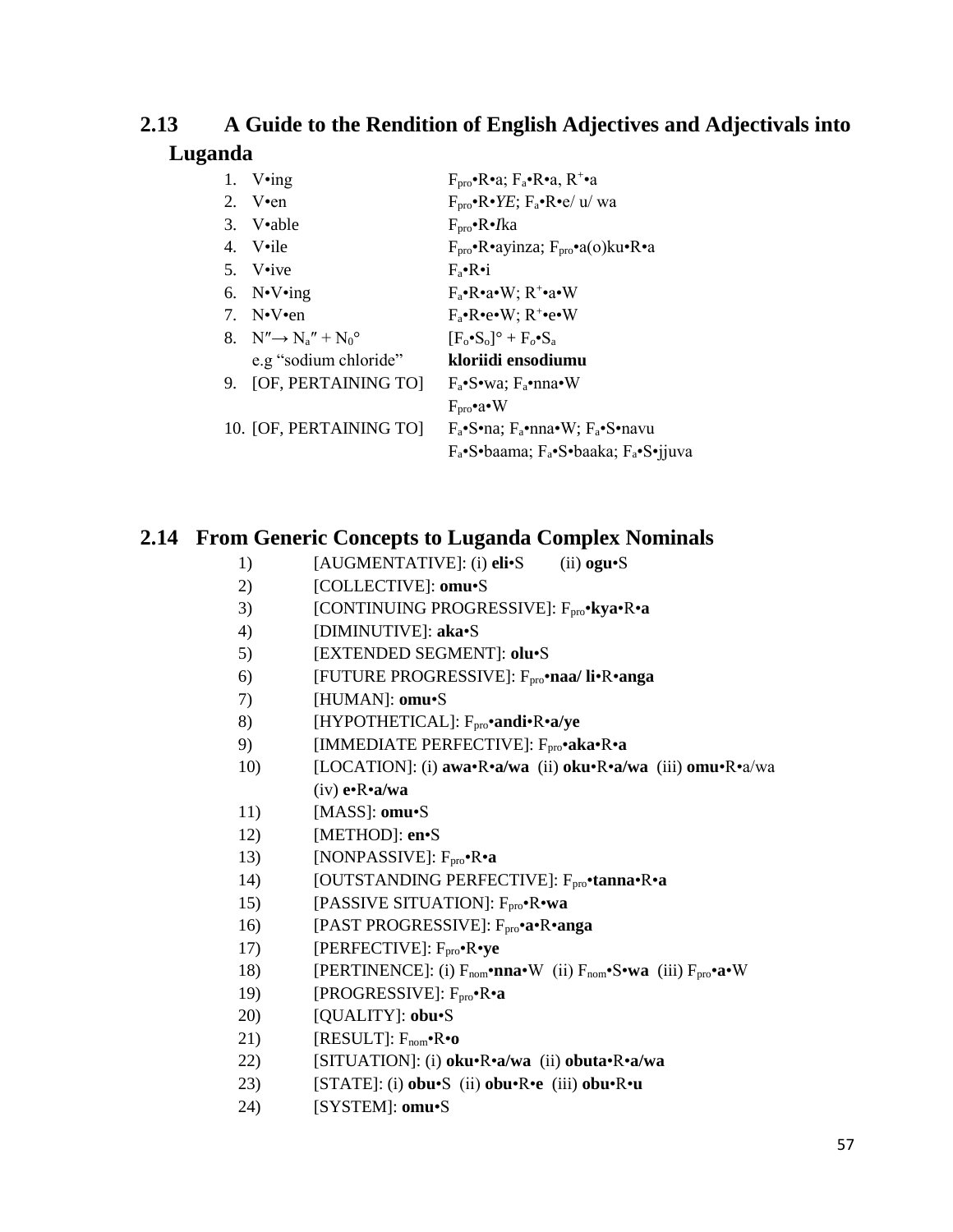## 2.13 A Guide to the Rendition of English Adjectives and Adjectivals into Luganda

| | |
|---|---|
| 1. V•ing | $F_{pro}$•R•a; $F_a$•R•a, $R^+$•a |
| 2. V•en | $F_{pro}$•R•*YE*; $F_a$•R•e/ u/ wa |
| 3. V•able | $F_{pro}$•R•*I*ka |
| 4. V•ile | $F_{pro}$•R•ayinza; $F_{pro}$•a(o)ku•R•a |
| 5. V•ive | $F_a$•R•i |
| 6. N•V•ing | $F_a$•R•a•W; $R^+$•a•W |
| 7. N•V•en | $F_a$•R•e•W; $R^+$•e•W |
| 8. $N'' \rightarrow N_a'' + N_0°$ | $[F_o•S_o]° + F_o•S_a$ |
| e.g "sodium chloride" | **kloriidi ensodiumu** |
| 9. [OF, PERTAINING TO] | $F_a$•S•wa; $F_a$•nna•W<br>$F_{pro}$•a•W |
| 10. [OF, PERTAINING TO] | $F_a$•S•na; $F_a$•nna•W; $F_a$•S•navu<br>$F_a$•S•baama; $F_a$•S•baaka; $F_a$•S•jjuva |

## 2.14 From Generic Concepts to Luganda Complex Nominals

1) [AUGMENTATIVE]: (i) **eli**•S (ii) **ogu**•S
2) [COLLECTIVE]: **omu**•S
3) [CONTINUING PROGRESSIVE]: $F_{pro}$•**kya**•R•**a**
4) [DIMINUTIVE]: **aka**•S
5) [EXTENDED SEGMENT]: **olu**•S
6) [FUTURE PROGRESSIVE]: $F_{pro}$•**naa/ li**•R•**anga**
7) [HUMAN]: **omu**•S
8) [HYPOTHETICAL]: $F_{pro}$•**andi**•R•**a/ye**
9) [IMMEDIATE PERFECTIVE]: $F_{pro}$•**aka**•R•**a**
10) [LOCATION]: (i) **awa**•R•**a/wa** (ii) **oku**•R•**a/wa** (iii) **omu**•R•a/wa (iv) **e**•R•**a/wa**
11) [MASS]: **omu**•S
12) [METHOD]: **en**•S
13) [NONPASSIVE]: $F_{pro}$•R•**a**
14) [OUTSTANDING PERFECTIVE]: $F_{pro}$•**tanna**•R•**a**
15) [PASSIVE SITUATION]: $F_{pro}$•R•**wa**
16) [PAST PROGRESSIVE]: $F_{pro}$•**a**•R•**anga**
17) [PERFECTIVE]: $F_{pro}$•R•**ye**
18) [PERTINENCE]: (i) $F_{nom}$•**nna**•W (ii) $F_{nom}$•S•**wa** (iii) $F_{pro}$•**a**•W
19) [PROGRESSIVE]: $F_{pro}$•R•**a**
20) [QUALITY]: **obu**•S
21) [RESULT]: $F_{nom}$•R•**o**
22) [SITUATION]: (i) **oku**•R•**a/wa** (ii) **obuta**•R•**a/wa**
23) [STATE]: (i) **obu**•S (ii) **obu**•R•**e** (iii) **obu**•R•**u**
24) [SYSTEM]: **omu**•S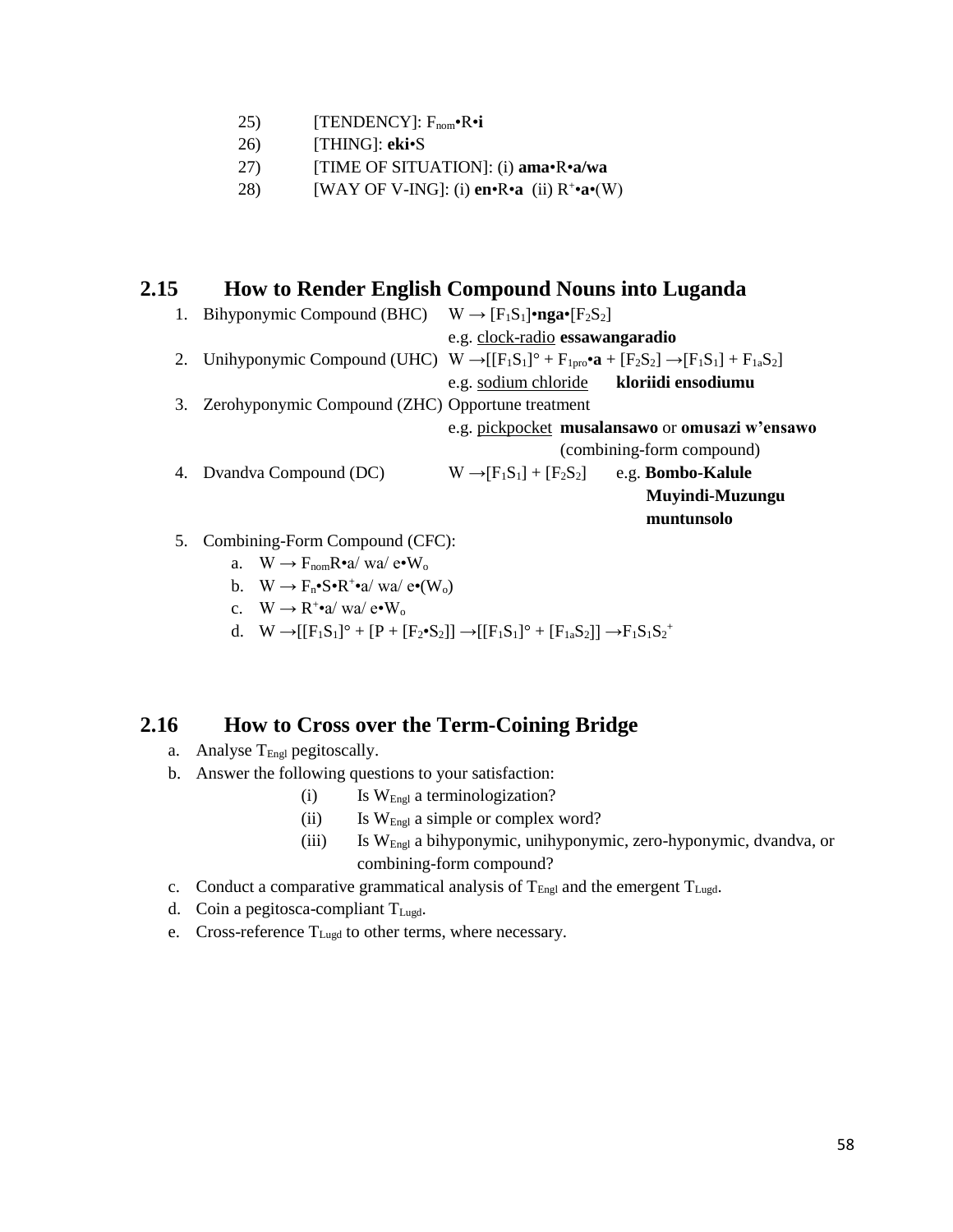25) [TENDENCY]: $F_{nom}$•R•**i**

26) [THING]: **eki**•S

27) [TIME OF SITUATION]: (i) **ama**•R•**a/wa**

28) [WAY OF V-ING]: (i) **en**•R•**a** (ii) $R^{+}$•**a**•(W)

## 2.15 How to Render English Compound Nouns into Luganda

1. Bihyponymic Compound (BHC) $W \rightarrow [F_1S_1]$•**nga**•$[F_2S_2]$
   e.g. <u>clock-radio</u> **essawangaradio**
2. Unihyponymic Compound (UHC) $W \rightarrow [[F_1S_1]° + F_{1pro}$•**a** $+ [F_2S_2] \rightarrow [F_1S_1] + F_{1a}S_2]$
   e.g. <u>sodium chloride</u> **kloriidi ensodiumu**
3. Zerohyponymic Compound (ZHC) Opportune treatment
   e.g. <u>pickpocket</u> **musalansawo** or **omusazi w'ensawo** (combining-form compound)
4. Dvandva Compound (DC) $W \rightarrow [F_1S_1] + [F_2S_2]$ e.g. **Bombo-Kalule**
   **Muyindi-Muzungu**
   **muntunsolo**
5. Combining-Form Compound (CFC):
   a. $W \rightarrow F_{nom}R$•a/ wa/ e•$W_o$
   b. $W \rightarrow F_n$•S•$R^{+}$•a/ wa/ e•$(W_o)$
   c. $W \rightarrow R^{+}$•a/ wa/ e•$W_o$
   d. $W \rightarrow [[F_1S_1]° + [P + [F_2$•$S_2]] \rightarrow [[F_1S_1]° + [F_{1a}S_2]] \rightarrow F_1S_1S_2^{+}$

## 2.16 How to Cross over the Term-Coining Bridge

a. Analyse $T_{Engl}$ pegitoscally.
b. Answer the following questions to your satisfaction:
   (i) Is $W_{Engl}$ a terminologization?
   (ii) Is $W_{Engl}$ a simple or complex word?
   (iii) Is $W_{Engl}$ a bihyponymic, unihyponymic, zero-hyponymic, dvandva, or combining-form compound?
c. Conduct a comparative grammatical analysis of $T_{Engl}$ and the emergent $T_{Lugd}$.
d. Coin a pegitosca-compliant $T_{Lugd}$.
e. Cross-reference $T_{Lugd}$ to other terms, where necessary.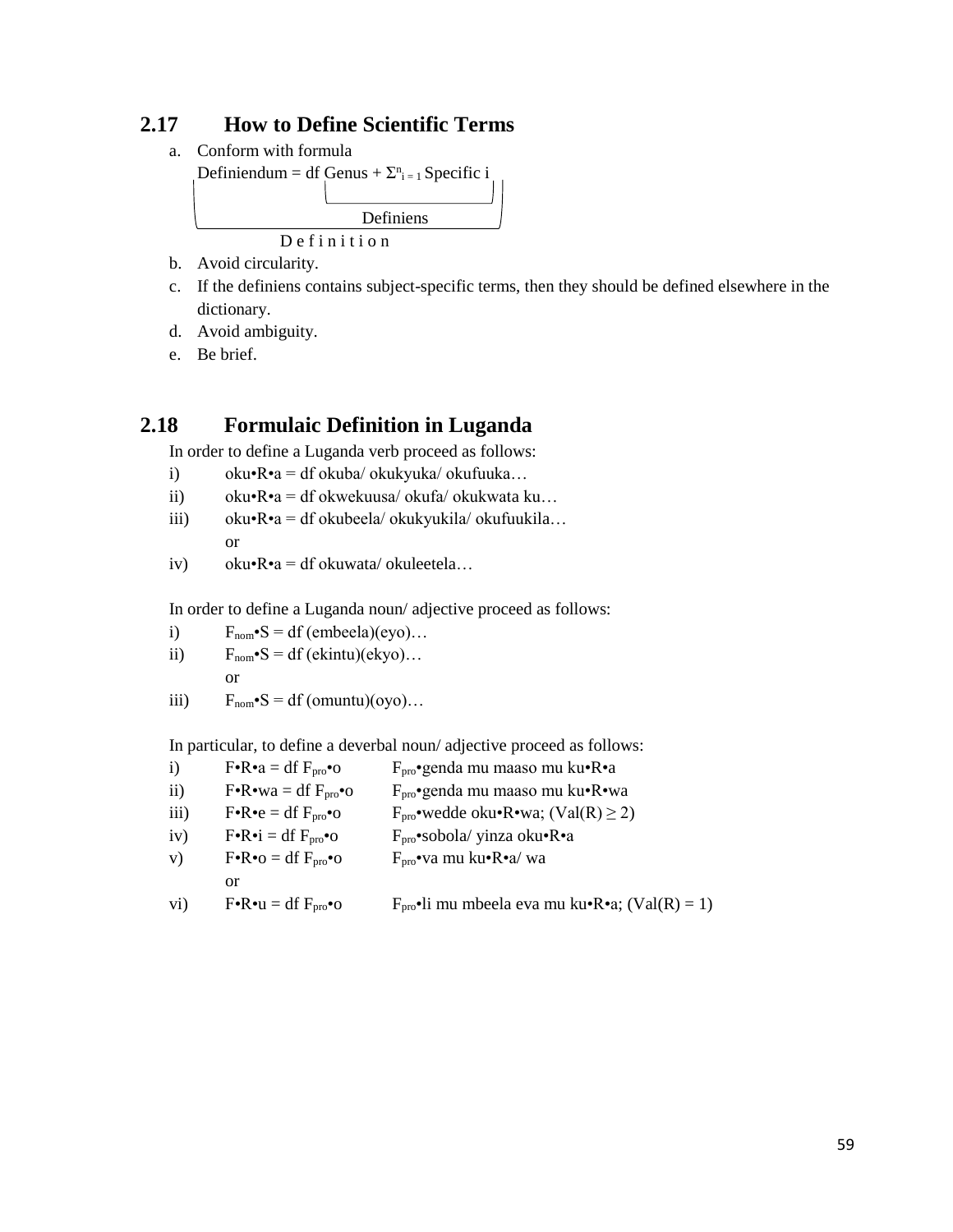## 2.17 How to Define Scientific Terms

a. Conform with formula

   $$\underbrace{\text{Definiendum} = \text{df } \underbrace{\text{Genus} + \Sigma^{n}_{i=1} \text{Specific } i}_{\text{Definiens}}}_{\text{Definition}}$$

b. Avoid circularity.
c. If the definiens contains subject-specific terms, then they should be defined elsewhere in the dictionary.
d. Avoid ambiguity.
e. Be brief.

## 2.18 Formulaic Definition in Luganda

In order to define a Luganda verb proceed as follows:

i) oku•R•a = df okuba/ okukyuka/ okufuuka…
ii) oku•R•a = df okwekuusa/ okufa/ okukwata ku…
iii) oku•R•a = df okubeela/ okukyukila/ okufuukila…
    or
iv) oku•R•a = df okuwata/ okuleetela…

In order to define a Luganda noun/ adjective proceed as follows:

i) $F_{nom}$•S = df (embeela)(eyo)…
ii) $F_{nom}$•S = df (ekintu)(ekyo)…
    or
iii) $F_{nom}$•S = df (omuntu)(oyo)…

In particular, to define a deverbal noun/ adjective proceed as follows:

| | | |
|---|---|---|
| i) | F•R•a = df $F_{pro}$•o | $F_{pro}$•genda mu maaso mu ku•R•a |
| ii) | F•R•wa = df $F_{pro}$•o | $F_{pro}$•genda mu maaso mu ku•R•wa |
| iii) | F•R•e = df $F_{pro}$•o | $F_{pro}$•wedde oku•R•wa; $(\text{Val}(R) \geq 2)$ |
| iv) | F•R•i = df $F_{pro}$•o | $F_{pro}$•sobola/ yinza oku•R•a |
| v) | F•R•o = df $F_{pro}$•o | $F_{pro}$•va mu ku•R•a/ wa |
| | or | |
| vi) | F•R•u = df $F_{pro}$•o | $F_{pro}$•li mu mbeela eva mu ku•R•a; $(\text{Val}(R) = 1)$ |